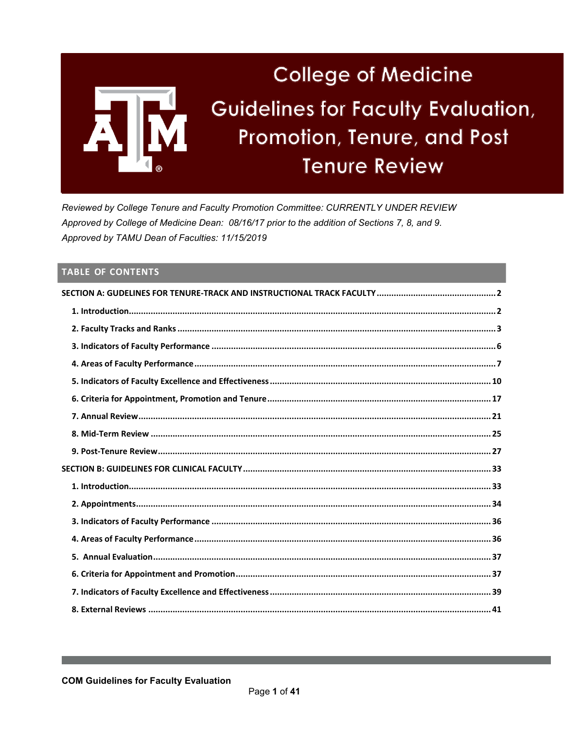# College of Medicine

# Guidelines for Faculty Evaluation, Promotion, Tenure, and Post Tenure Review

*Reviewed by College Tenure and Faculty Promotion Committee: CURRENTLY UNDER REVIEW*
*Approved by College of Medicine Dean: 08/16/17 prior to the addition of Sections 7, 8, and 9.*
*Approved by TAMU Dean of Faculties: 11/15/2019*

## TABLE OF CONTENTS

**SECTION A: GUIDELINES FOR TENURE-TRACK AND INSTRUCTIONAL TRACK FACULTY** .......... 2

- **1. Introduction** .......... 2
- **2. Faculty Tracks and Ranks** .......... 3
- **3. Indicators of Faculty Performance** .......... 6
- **4. Areas of Faculty Performance** .......... 7
- **5. Indicators of Faculty Excellence and Effectiveness** .......... 10
- **6. Criteria for Appointment, Promotion and Tenure** .......... 17
- **7. Annual Review** .......... 21
- **8. Mid-Term Review** .......... 25
- **9. Post-Tenure Review** .......... 27

**SECTION B: GUIDELINES FOR CLINICAL FACULTY** .......... 33

- **1. Introduction** .......... 33
- **2. Appointments** .......... 34
- **3. Indicators of Faculty Performance** .......... 36
- **4. Areas of Faculty Performance** .......... 36
- **5. Annual Evaluation** .......... 37
- **6. Criteria for Appointment and Promotion** .......... 37
- **7. Indicators of Faculty Excellence and Effectiveness** .......... 39
- **8. External Reviews** .......... 41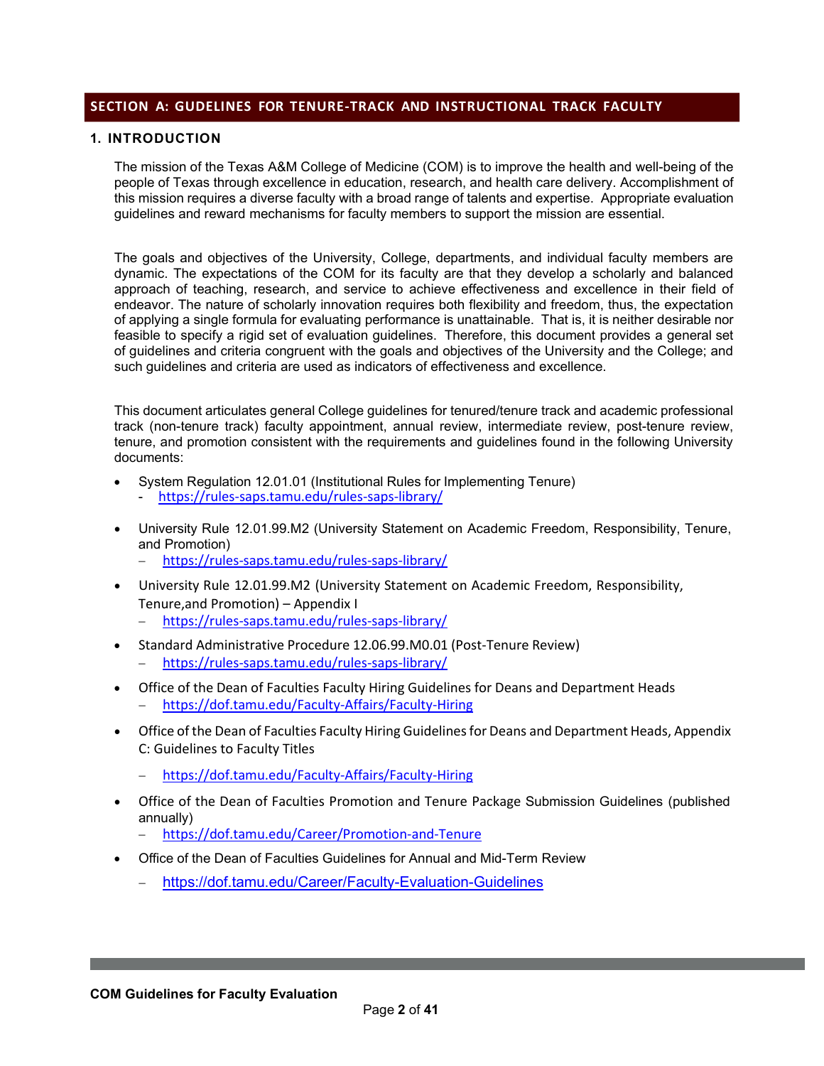## SECTION A: GUIDELINES FOR TENURE-TRACK AND INSTRUCTIONAL TRACK FACULTY

### 1. INTRODUCTION

The mission of the Texas A&M College of Medicine (COM) is to improve the health and well-being of the people of Texas through excellence in education, research, and health care delivery. Accomplishment of this mission requires a diverse faculty with a broad range of talents and expertise. Appropriate evaluation guidelines and reward mechanisms for faculty members to support the mission are essential.

The goals and objectives of the University, College, departments, and individual faculty members are dynamic. The expectations of the COM for its faculty are that they develop a scholarly and balanced approach of teaching, research, and service to achieve effectiveness and excellence in their field of endeavor. The nature of scholarly innovation requires both flexibility and freedom, thus, the expectation of applying a single formula for evaluating performance is unattainable. That is, it is neither desirable nor feasible to specify a rigid set of evaluation guidelines. Therefore, this document provides a general set of guidelines and criteria congruent with the goals and objectives of the University and the College; and such guidelines and criteria are used as indicators of effectiveness and excellence.

This document articulates general College guidelines for tenured/tenure track and academic professional track (non-tenure track) faculty appointment, annual review, intermediate review, post-tenure review, tenure, and promotion consistent with the requirements and guidelines found in the following University documents:

- System Regulation 12.01.01 (Institutional Rules for Implementing Tenure)
  - https://rules-saps.tamu.edu/rules-saps-library/
- University Rule 12.01.99.M2 (University Statement on Academic Freedom, Responsibility, Tenure, and Promotion)
  - https://rules-saps.tamu.edu/rules-saps-library/
- University Rule 12.01.99.M2 (University Statement on Academic Freedom, Responsibility, Tenure,and Promotion) – Appendix I
  - https://rules-saps.tamu.edu/rules-saps-library/
- Standard Administrative Procedure 12.06.99.M0.01 (Post-Tenure Review)
  - https://rules-saps.tamu.edu/rules-saps-library/
- Office of the Dean of Faculties Faculty Hiring Guidelines for Deans and Department Heads
  - https://dof.tamu.edu/Faculty-Affairs/Faculty-Hiring
- Office of the Dean of Faculties Faculty Hiring Guidelines for Deans and Department Heads, Appendix C: Guidelines to Faculty Titles
  - https://dof.tamu.edu/Faculty-Affairs/Faculty-Hiring
- Office of the Dean of Faculties Promotion and Tenure Package Submission Guidelines (published annually)
  - https://dof.tamu.edu/Career/Promotion-and-Tenure
- Office of the Dean of Faculties Guidelines for Annual and Mid-Term Review
  - https://dof.tamu.edu/Career/Faculty-Evaluation-Guidelines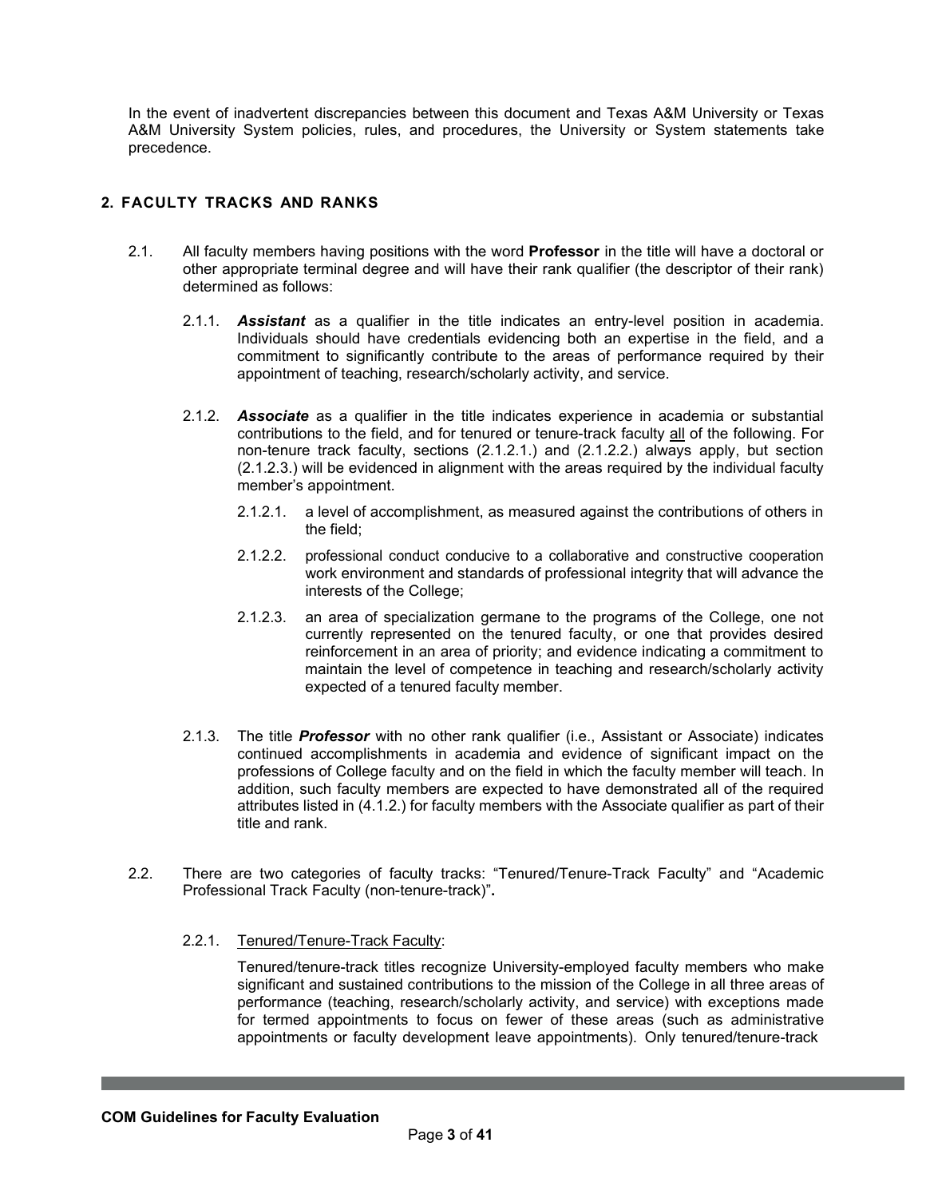In the event of inadvertent discrepancies between this document and Texas A&M University or Texas A&M University System policies, rules, and procedures, the University or System statements take precedence.

## 2. FACULTY TRACKS AND RANKS

2.1. All faculty members having positions with the word **Professor** in the title will have a doctoral or other appropriate terminal degree and will have their rank qualifier (the descriptor of their rank) determined as follows:

2.1.1. ***Assistant*** as a qualifier in the title indicates an entry-level position in academia. Individuals should have credentials evidencing both an expertise in the field, and a commitment to significantly contribute to the areas of performance required by their appointment of teaching, research/scholarly activity, and service.

2.1.2. ***Associate*** as a qualifier in the title indicates experience in academia or substantial contributions to the field, and for tenured or tenure-track faculty <u>all</u> of the following. For non-tenure track faculty, sections (2.1.2.1.) and (2.1.2.2.) always apply, but section (2.1.2.3.) will be evidenced in alignment with the areas required by the individual faculty member's appointment.

2.1.2.1. a level of accomplishment, as measured against the contributions of others in the field;

2.1.2.2. professional conduct conducive to a collaborative and constructive cooperation work environment and standards of professional integrity that will advance the interests of the College;

2.1.2.3. an area of specialization germane to the programs of the College, one not currently represented on the tenured faculty, or one that provides desired reinforcement in an area of priority; and evidence indicating a commitment to maintain the level of competence in teaching and research/scholarly activity expected of a tenured faculty member.

2.1.3. The title ***Professor*** with no other rank qualifier (i.e., Assistant or Associate) indicates continued accomplishments in academia and evidence of significant impact on the professions of College faculty and on the field in which the faculty member will teach. In addition, such faculty members are expected to have demonstrated all of the required attributes listed in (4.1.2.) for faculty members with the Associate qualifier as part of their title and rank.

2.2. There are two categories of faculty tracks: "Tenured/Tenure-Track Faculty" and "Academic Professional Track Faculty (non-tenure-track)"**.**

2.2.1. <u>Tenured/Tenure-Track Faculty</u>:

Tenured/tenure-track titles recognize University-employed faculty members who make significant and sustained contributions to the mission of the College in all three areas of performance (teaching, research/scholarly activity, and service) with exceptions made for termed appointments to focus on fewer of these areas (such as administrative appointments or faculty development leave appointments). Only tenured/tenure-track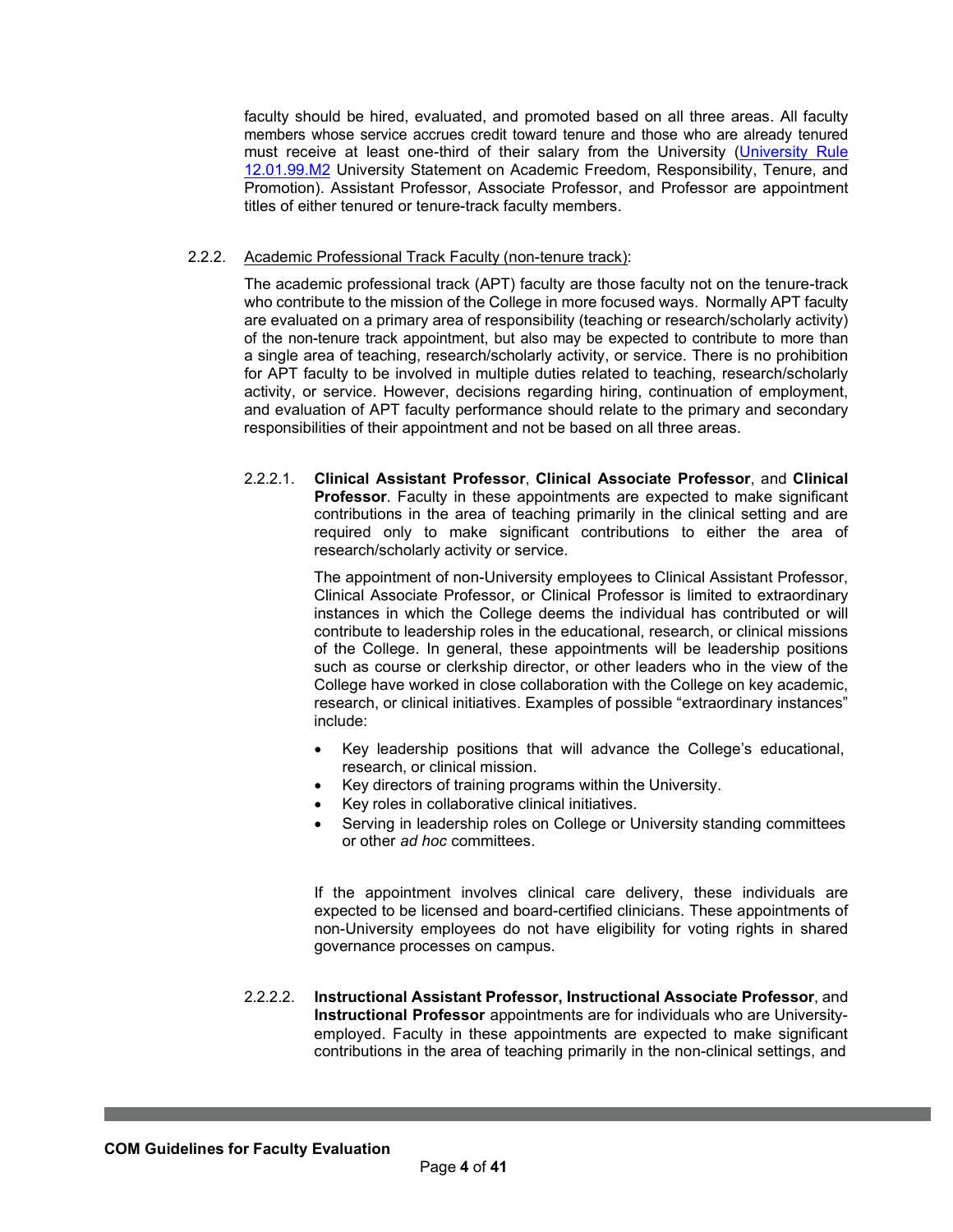faculty should be hired, evaluated, and promoted based on all three areas. All faculty members whose service accrues credit toward tenure and those who are already tenured must receive at least one-third of their salary from the University ([University Rule 12.01.99.M2](#) University Statement on Academic Freedom, Responsibility, Tenure, and Promotion). Assistant Professor, Associate Professor, and Professor are appointment titles of either tenured or tenure-track faculty members.

2.2.2. Academic Professional Track Faculty (non-tenure track):

The academic professional track (APT) faculty are those faculty not on the tenure-track who contribute to the mission of the College in more focused ways. Normally APT faculty are evaluated on a primary area of responsibility (teaching or research/scholarly activity) of the non-tenure track appointment, but also may be expected to contribute to more than a single area of teaching, research/scholarly activity, or service. There is no prohibition for APT faculty to be involved in multiple duties related to teaching, research/scholarly activity, or service. However, decisions regarding hiring, continuation of employment, and evaluation of APT faculty performance should relate to the primary and secondary responsibilities of their appointment and not be based on all three areas.

2.2.2.1. **Clinical Assistant Professor**, **Clinical Associate Professor**, and **Clinical Professor**. Faculty in these appointments are expected to make significant contributions in the area of teaching primarily in the clinical setting and are required only to make significant contributions to either the area of research/scholarly activity or service.

The appointment of non-University employees to Clinical Assistant Professor, Clinical Associate Professor, or Clinical Professor is limited to extraordinary instances in which the College deems the individual has contributed or will contribute to leadership roles in the educational, research, or clinical missions of the College. In general, these appointments will be leadership positions such as course or clerkship director, or other leaders who in the view of the College have worked in close collaboration with the College on key academic, research, or clinical initiatives. Examples of possible "extraordinary instances" include:

- Key leadership positions that will advance the College's educational, research, or clinical mission.
- Key directors of training programs within the University.
- Key roles in collaborative clinical initiatives.
- Serving in leadership roles on College or University standing committees or other *ad hoc* committees.

If the appointment involves clinical care delivery, these individuals are expected to be licensed and board-certified clinicians. These appointments of non-University employees do not have eligibility for voting rights in shared governance processes on campus.

2.2.2.2. **Instructional Assistant Professor, Instructional Associate Professor**, and **Instructional Professor** appointments are for individuals who are University-employed. Faculty in these appointments are expected to make significant contributions in the area of teaching primarily in the non-clinical settings, and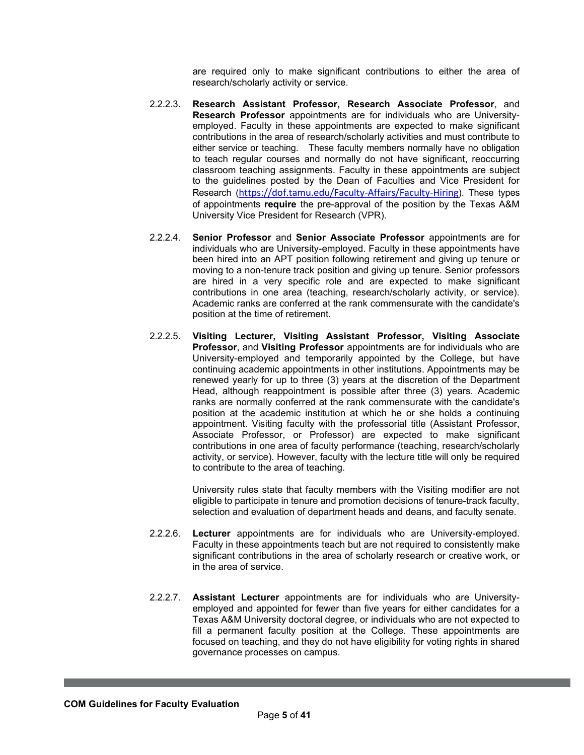are required only to make significant contributions to either the area of research/scholarly activity or service.

2.2.2.3. **Research Assistant Professor, Research Associate Professor**, and **Research Professor** appointments are for individuals who are University-employed. Faculty in these appointments are expected to make significant contributions in the area of research/scholarly activities and must contribute to either service or teaching. These faculty members normally have no obligation to teach regular courses and normally do not have significant, reoccurring classroom teaching assignments. Faculty in these appointments are subject to the guidelines posted by the Dean of Faculties and Vice President for Research (https://dof.tamu.edu/Faculty-Affairs/Faculty-Hiring). These types of appointments **require** the pre-approval of the position by the Texas A&M University Vice President for Research (VPR).

2.2.2.4. **Senior Professor** and **Senior Associate Professor** appointments are for individuals who are University-employed. Faculty in these appointments have been hired into an APT position following retirement and giving up tenure or moving to a non-tenure track position and giving up tenure. Senior professors are hired in a very specific role and are expected to make significant contributions in one area (teaching, research/scholarly activity, or service). Academic ranks are conferred at the rank commensurate with the candidate's position at the time of retirement.

2.2.2.5. **Visiting Lecturer, Visiting Assistant Professor, Visiting Associate Professor**, and **Visiting Professor** appointments are for individuals who are University-employed and temporarily appointed by the College, but have continuing academic appointments in other institutions. Appointments may be renewed yearly for up to three (3) years at the discretion of the Department Head, although reappointment is possible after three (3) years. Academic ranks are normally conferred at the rank commensurate with the candidate's position at the academic institution at which he or she holds a continuing appointment. Visiting faculty with the professorial title (Assistant Professor, Associate Professor, or Professor) are expected to make significant contributions in one area of faculty performance (teaching, research/scholarly activity, or service). However, faculty with the lecture title will only be required to contribute to the area of teaching.

University rules state that faculty members with the Visiting modifier are not eligible to participate in tenure and promotion decisions of tenure-track faculty, selection and evaluation of department heads and deans, and faculty senate.

2.2.2.6. **Lecturer** appointments are for individuals who are University-employed. Faculty in these appointments teach but are not required to consistently make significant contributions in the area of scholarly research or creative work, or in the area of service.

2.2.2.7. **Assistant Lecturer** appointments are for individuals who are University-employed and appointed for fewer than five years for either candidates for a Texas A&M University doctoral degree, or individuals who are not expected to fill a permanent faculty position at the College. These appointments are focused on teaching, and they do not have eligibility for voting rights in shared governance processes on campus.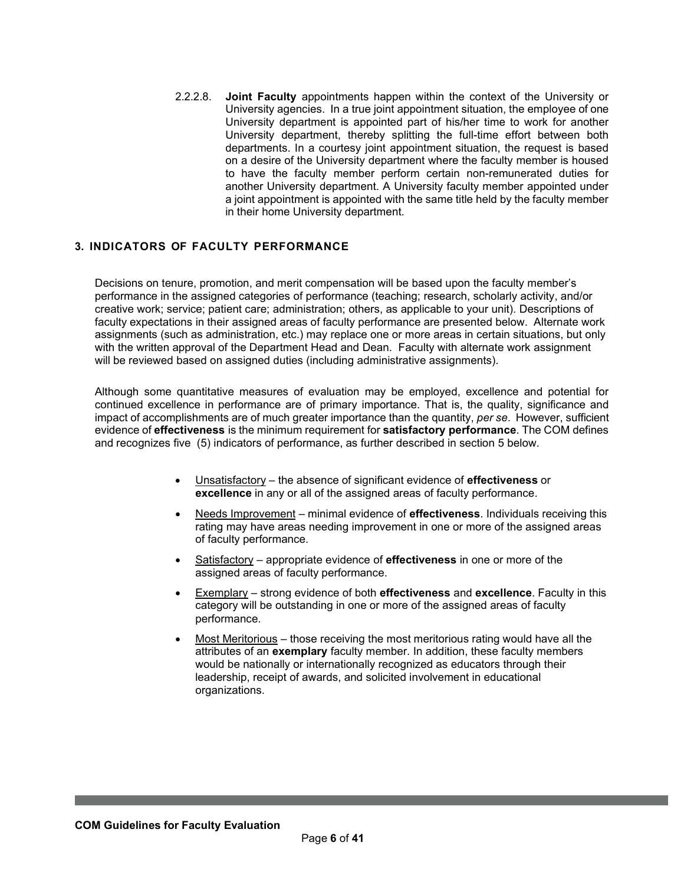2.2.2.8. **Joint Faculty** appointments happen within the context of the University or University agencies. In a true joint appointment situation, the employee of one University department is appointed part of his/her time to work for another University department, thereby splitting the full-time effort between both departments. In a courtesy joint appointment situation, the request is based on a desire of the University department where the faculty member is housed to have the faculty member perform certain non-remunerated duties for another University department. A University faculty member appointed under a joint appointment is appointed with the same title held by the faculty member in their home University department.

## 3. INDICATORS OF FACULTY PERFORMANCE

Decisions on tenure, promotion, and merit compensation will be based upon the faculty member's performance in the assigned categories of performance (teaching; research, scholarly activity, and/or creative work; service; patient care; administration; others, as applicable to your unit). Descriptions of faculty expectations in their assigned areas of faculty performance are presented below. Alternate work assignments (such as administration, etc.) may replace one or more areas in certain situations, but only with the written approval of the Department Head and Dean. Faculty with alternate work assignment will be reviewed based on assigned duties (including administrative assignments).

Although some quantitative measures of evaluation may be employed, excellence and potential for continued excellence in performance are of primary importance. That is, the quality, significance and impact of accomplishments are of much greater importance than the quantity, *per se*. However, sufficient evidence of **effectiveness** is the minimum requirement for **satisfactory performance**. The COM defines and recognizes five (5) indicators of performance, as further described in section 5 below.

- Unsatisfactory – the absence of significant evidence of **effectiveness** or **excellence** in any or all of the assigned areas of faculty performance.
- Needs Improvement – minimal evidence of **effectiveness**. Individuals receiving this rating may have areas needing improvement in one or more of the assigned areas of faculty performance.
- Satisfactory – appropriate evidence of **effectiveness** in one or more of the assigned areas of faculty performance.
- Exemplary – strong evidence of both **effectiveness** and **excellence**. Faculty in this category will be outstanding in one or more of the assigned areas of faculty performance.
- Most Meritorious – those receiving the most meritorious rating would have all the attributes of an **exemplary** faculty member. In addition, these faculty members would be nationally or internationally recognized as educators through their leadership, receipt of awards, and solicited involvement in educational organizations.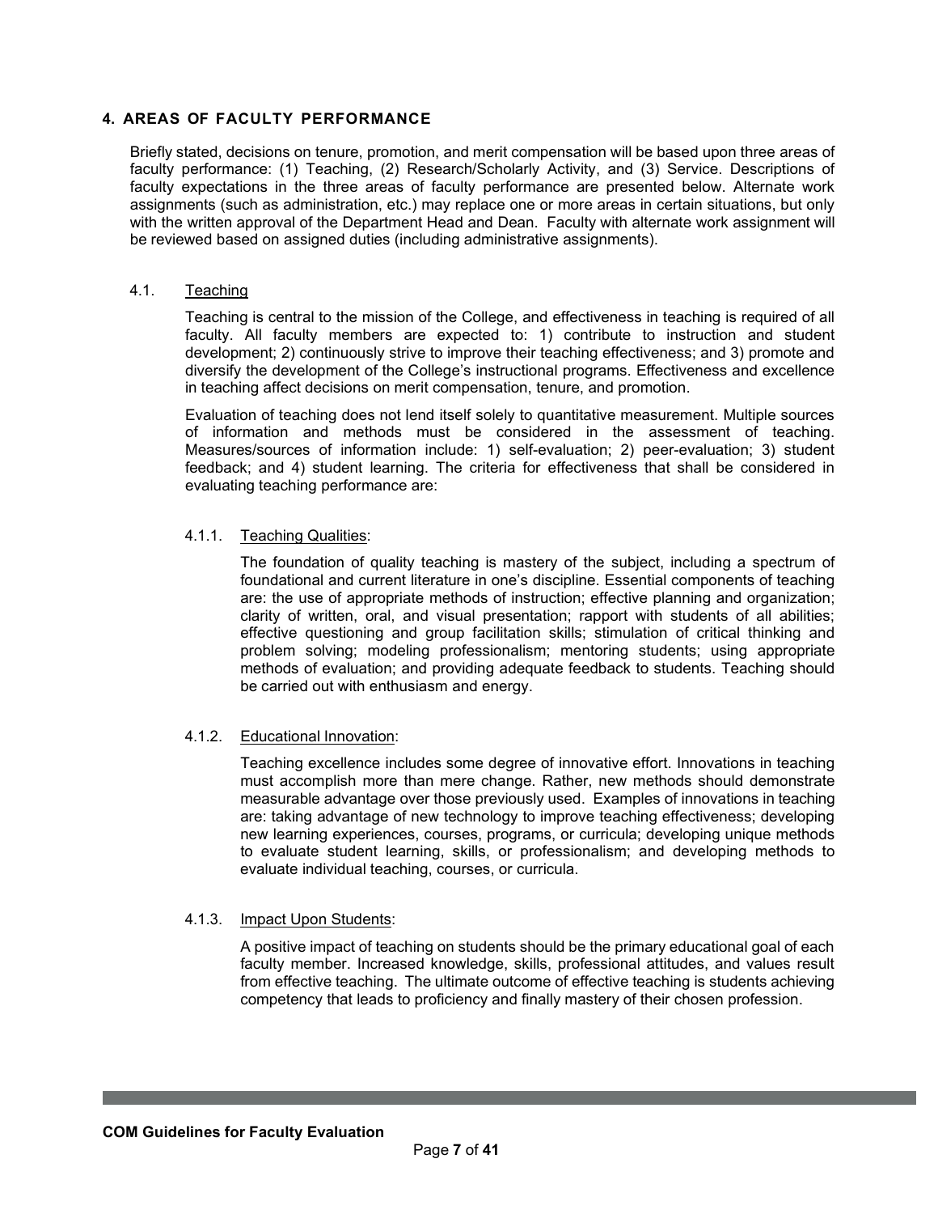## 4. AREAS OF FACULTY PERFORMANCE

Briefly stated, decisions on tenure, promotion, and merit compensation will be based upon three areas of faculty performance: (1) Teaching, (2) Research/Scholarly Activity, and (3) Service. Descriptions of faculty expectations in the three areas of faculty performance are presented below. Alternate work assignments (such as administration, etc.) may replace one or more areas in certain situations, but only with the written approval of the Department Head and Dean. Faculty with alternate work assignment will be reviewed based on assigned duties (including administrative assignments).

### 4.1. Teaching

Teaching is central to the mission of the College, and effectiveness in teaching is required of all faculty. All faculty members are expected to: 1) contribute to instruction and student development; 2) continuously strive to improve their teaching effectiveness; and 3) promote and diversify the development of the College's instructional programs. Effectiveness and excellence in teaching affect decisions on merit compensation, tenure, and promotion.

Evaluation of teaching does not lend itself solely to quantitative measurement. Multiple sources of information and methods must be considered in the assessment of teaching. Measures/sources of information include: 1) self-evaluation; 2) peer-evaluation; 3) student feedback; and 4) student learning. The criteria for effectiveness that shall be considered in evaluating teaching performance are:

#### 4.1.1. Teaching Qualities:

The foundation of quality teaching is mastery of the subject, including a spectrum of foundational and current literature in one's discipline. Essential components of teaching are: the use of appropriate methods of instruction; effective planning and organization; clarity of written, oral, and visual presentation; rapport with students of all abilities; effective questioning and group facilitation skills; stimulation of critical thinking and problem solving; modeling professionalism; mentoring students; using appropriate methods of evaluation; and providing adequate feedback to students. Teaching should be carried out with enthusiasm and energy.

#### 4.1.2. Educational Innovation:

Teaching excellence includes some degree of innovative effort. Innovations in teaching must accomplish more than mere change. Rather, new methods should demonstrate measurable advantage over those previously used. Examples of innovations in teaching are: taking advantage of new technology to improve teaching effectiveness; developing new learning experiences, courses, programs, or curricula; developing unique methods to evaluate student learning, skills, or professionalism; and developing methods to evaluate individual teaching, courses, or curricula.

#### 4.1.3. Impact Upon Students:

A positive impact of teaching on students should be the primary educational goal of each faculty member. Increased knowledge, skills, professional attitudes, and values result from effective teaching. The ultimate outcome of effective teaching is students achieving competency that leads to proficiency and finally mastery of their chosen profession.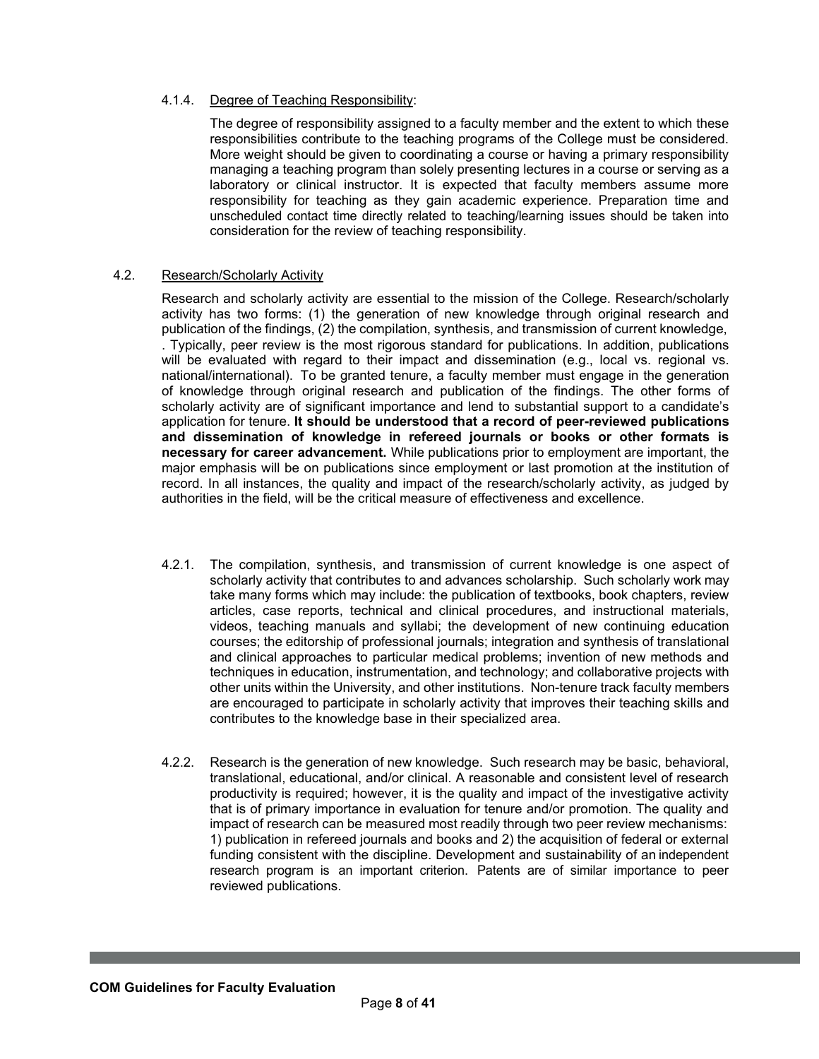#### 4.1.4. Degree of Teaching Responsibility:

The degree of responsibility assigned to a faculty member and the extent to which these responsibilities contribute to the teaching programs of the College must be considered. More weight should be given to coordinating a course or having a primary responsibility managing a teaching program than solely presenting lectures in a course or serving as a laboratory or clinical instructor. It is expected that faculty members assume more responsibility for teaching as they gain academic experience. Preparation time and unscheduled contact time directly related to teaching/learning issues should be taken into consideration for the review of teaching responsibility.

### 4.2. Research/Scholarly Activity

Research and scholarly activity are essential to the mission of the College. Research/scholarly activity has two forms: (1) the generation of new knowledge through original research and publication of the findings, (2) the compilation, synthesis, and transmission of current knowledge, . Typically, peer review is the most rigorous standard for publications. In addition, publications will be evaluated with regard to their impact and dissemination (e.g., local vs. regional vs. national/international). To be granted tenure, a faculty member must engage in the generation of knowledge through original research and publication of the findings. The other forms of scholarly activity are of significant importance and lend to substantial support to a candidate's application for tenure. **It should be understood that a record of peer-reviewed publications and dissemination of knowledge in refereed journals or books or other formats is necessary for career advancement.** While publications prior to employment are important, the major emphasis will be on publications since employment or last promotion at the institution of record. In all instances, the quality and impact of the research/scholarly activity, as judged by authorities in the field, will be the critical measure of effectiveness and excellence.

4.2.1. The compilation, synthesis, and transmission of current knowledge is one aspect of scholarly activity that contributes to and advances scholarship. Such scholarly work may take many forms which may include: the publication of textbooks, book chapters, review articles, case reports, technical and clinical procedures, and instructional materials, videos, teaching manuals and syllabi; the development of new continuing education courses; the editorship of professional journals; integration and synthesis of translational and clinical approaches to particular medical problems; invention of new methods and techniques in education, instrumentation, and technology; and collaborative projects with other units within the University, and other institutions. Non-tenure track faculty members are encouraged to participate in scholarly activity that improves their teaching skills and contributes to the knowledge base in their specialized area.

4.2.2. Research is the generation of new knowledge. Such research may be basic, behavioral, translational, educational, and/or clinical. A reasonable and consistent level of research productivity is required; however, it is the quality and impact of the investigative activity that is of primary importance in evaluation for tenure and/or promotion. The quality and impact of research can be measured most readily through two peer review mechanisms: 1) publication in refereed journals and books and 2) the acquisition of federal or external funding consistent with the discipline. Development and sustainability of an independent research program is an important criterion. Patents are of similar importance to peer reviewed publications.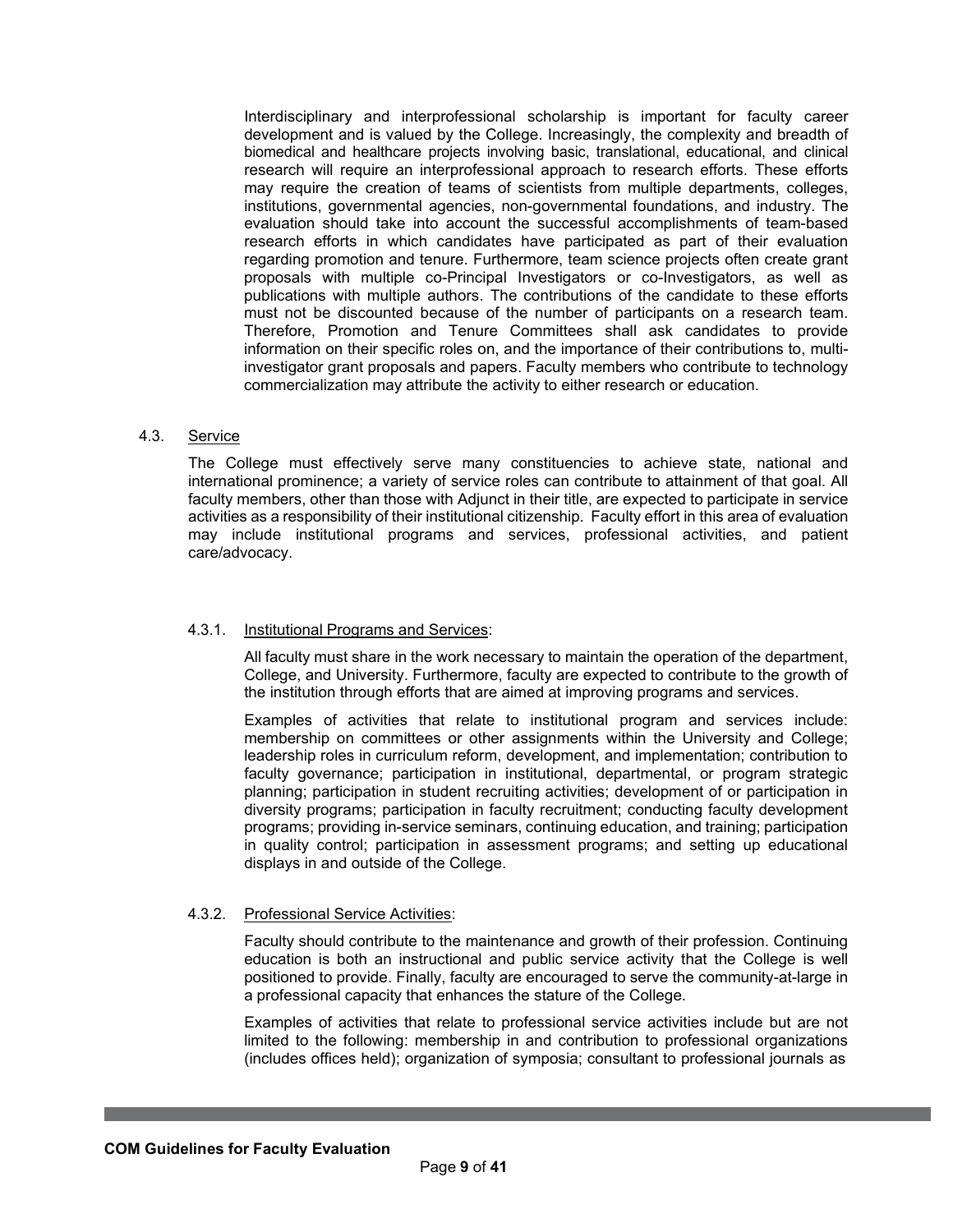Interdisciplinary and interprofessional scholarship is important for faculty career development and is valued by the College. Increasingly, the complexity and breadth of biomedical and healthcare projects involving basic, translational, educational, and clinical research will require an interprofessional approach to research efforts. These efforts may require the creation of teams of scientists from multiple departments, colleges, institutions, governmental agencies, non-governmental foundations, and industry. The evaluation should take into account the successful accomplishments of team-based research efforts in which candidates have participated as part of their evaluation regarding promotion and tenure. Furthermore, team science projects often create grant proposals with multiple co-Principal Investigators or co-Investigators, as well as publications with multiple authors. The contributions of the candidate to these efforts must not be discounted because of the number of participants on a research team. Therefore, Promotion and Tenure Committees shall ask candidates to provide information on their specific roles on, and the importance of their contributions to, multi-investigator grant proposals and papers. Faculty members who contribute to technology commercialization may attribute the activity to either research or education.

### 4.3. Service

The College must effectively serve many constituencies to achieve state, national and international prominence; a variety of service roles can contribute to attainment of that goal. All faculty members, other than those with Adjunct in their title, are expected to participate in service activities as a responsibility of their institutional citizenship. Faculty effort in this area of evaluation may include institutional programs and services, professional activities, and patient care/advocacy.

#### 4.3.1. Institutional Programs and Services:

All faculty must share in the work necessary to maintain the operation of the department, College, and University. Furthermore, faculty are expected to contribute to the growth of the institution through efforts that are aimed at improving programs and services.

Examples of activities that relate to institutional program and services include: membership on committees or other assignments within the University and College; leadership roles in curriculum reform, development, and implementation; contribution to faculty governance; participation in institutional, departmental, or program strategic planning; participation in student recruiting activities; development of or participation in diversity programs; participation in faculty recruitment; conducting faculty development programs; providing in-service seminars, continuing education, and training; participation in quality control; participation in assessment programs; and setting up educational displays in and outside of the College.

#### 4.3.2. Professional Service Activities:

Faculty should contribute to the maintenance and growth of their profession. Continuing education is both an instructional and public service activity that the College is well positioned to provide. Finally, faculty are encouraged to serve the community-at-large in a professional capacity that enhances the stature of the College.

Examples of activities that relate to professional service activities include but are not limited to the following: membership in and contribution to professional organizations (includes offices held); organization of symposia; consultant to professional journals as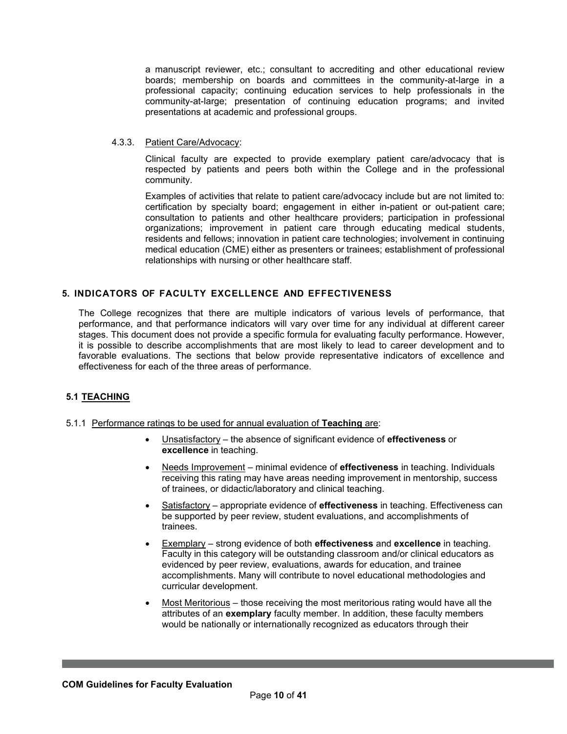a manuscript reviewer, etc.; consultant to accrediting and other educational review boards; membership on boards and committees in the community-at-large in a professional capacity; continuing education services to help professionals in the community-at-large; presentation of continuing education programs; and invited presentations at academic and professional groups.

4.3.3. Patient Care/Advocacy:

Clinical faculty are expected to provide exemplary patient care/advocacy that is respected by patients and peers both within the College and in the professional community.

Examples of activities that relate to patient care/advocacy include but are not limited to: certification by specialty board; engagement in either in-patient or out-patient care; consultation to patients and other healthcare providers; participation in professional organizations; improvement in patient care through educating medical students, residents and fellows; innovation in patient care technologies; involvement in continuing medical education (CME) either as presenters or trainees; establishment of professional relationships with nursing or other healthcare staff.

## 5. INDICATORS OF FACULTY EXCELLENCE AND EFFECTIVENESS

The College recognizes that there are multiple indicators of various levels of performance, that performance, and that performance indicators will vary over time for any individual at different career stages. This document does not provide a specific formula for evaluating faculty performance. However, it is possible to describe accomplishments that are most likely to lead to career development and to favorable evaluations. The sections that below provide representative indicators of excellence and effectiveness for each of the three areas of performance.

### 5.1 TEACHING

5.1.1 Performance ratings to be used for annual evaluation of **Teaching** are:

- Unsatisfactory – the absence of significant evidence of **effectiveness** or **excellence** in teaching.
- Needs Improvement – minimal evidence of **effectiveness** in teaching. Individuals receiving this rating may have areas needing improvement in mentorship, success of trainees, or didactic/laboratory and clinical teaching.
- Satisfactory – appropriate evidence of **effectiveness** in teaching. Effectiveness can be supported by peer review, student evaluations, and accomplishments of trainees.
- Exemplary – strong evidence of both **effectiveness** and **excellence** in teaching. Faculty in this category will be outstanding classroom and/or clinical educators as evidenced by peer review, evaluations, awards for education, and trainee accomplishments. Many will contribute to novel educational methodologies and curricular development.
- Most Meritorious – those receiving the most meritorious rating would have all the attributes of an **exemplary** faculty member. In addition, these faculty members would be nationally or internationally recognized as educators through their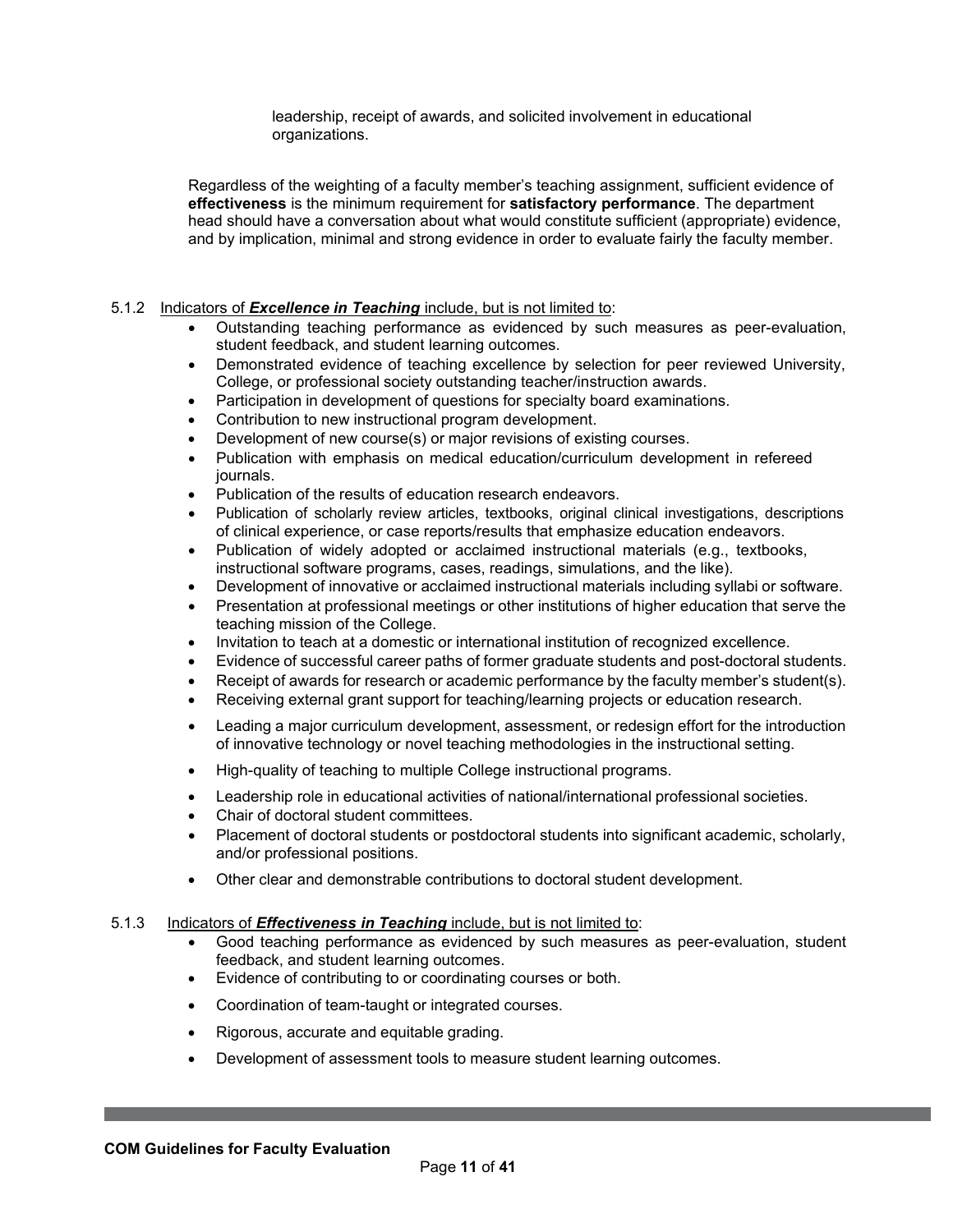leadership, receipt of awards, and solicited involvement in educational organizations.

Regardless of the weighting of a faculty member's teaching assignment, sufficient evidence of **effectiveness** is the minimum requirement for **satisfactory performance**. The department head should have a conversation about what would constitute sufficient (appropriate) evidence, and by implication, minimal and strong evidence in order to evaluate fairly the faculty member.

5.1.2 Indicators of ***Excellence in Teaching*** include, but is not limited to:

- Outstanding teaching performance as evidenced by such measures as peer-evaluation, student feedback, and student learning outcomes.
- Demonstrated evidence of teaching excellence by selection for peer reviewed University, College, or professional society outstanding teacher/instruction awards.
- Participation in development of questions for specialty board examinations.
- Contribution to new instructional program development.
- Development of new course(s) or major revisions of existing courses.
- Publication with emphasis on medical education/curriculum development in refereed journals.
- Publication of the results of education research endeavors.
- Publication of scholarly review articles, textbooks, original clinical investigations, descriptions of clinical experience, or case reports/results that emphasize education endeavors.
- Publication of widely adopted or acclaimed instructional materials (e.g., textbooks, instructional software programs, cases, readings, simulations, and the like).
- Development of innovative or acclaimed instructional materials including syllabi or software.
- Presentation at professional meetings or other institutions of higher education that serve the teaching mission of the College.
- Invitation to teach at a domestic or international institution of recognized excellence.
- Evidence of successful career paths of former graduate students and post-doctoral students.
- Receipt of awards for research or academic performance by the faculty member's student(s).
- Receiving external grant support for teaching/learning projects or education research.
- Leading a major curriculum development, assessment, or redesign effort for the introduction of innovative technology or novel teaching methodologies in the instructional setting.
- High-quality of teaching to multiple College instructional programs.
- Leadership role in educational activities of national/international professional societies.
- Chair of doctoral student committees.
- Placement of doctoral students or postdoctoral students into significant academic, scholarly, and/or professional positions.
- Other clear and demonstrable contributions to doctoral student development.

5.1.3 Indicators of ***Effectiveness in Teaching*** include, but is not limited to:

- Good teaching performance as evidenced by such measures as peer-evaluation, student feedback, and student learning outcomes.
- Evidence of contributing to or coordinating courses or both.
- Coordination of team-taught or integrated courses.
- Rigorous, accurate and equitable grading.
- Development of assessment tools to measure student learning outcomes.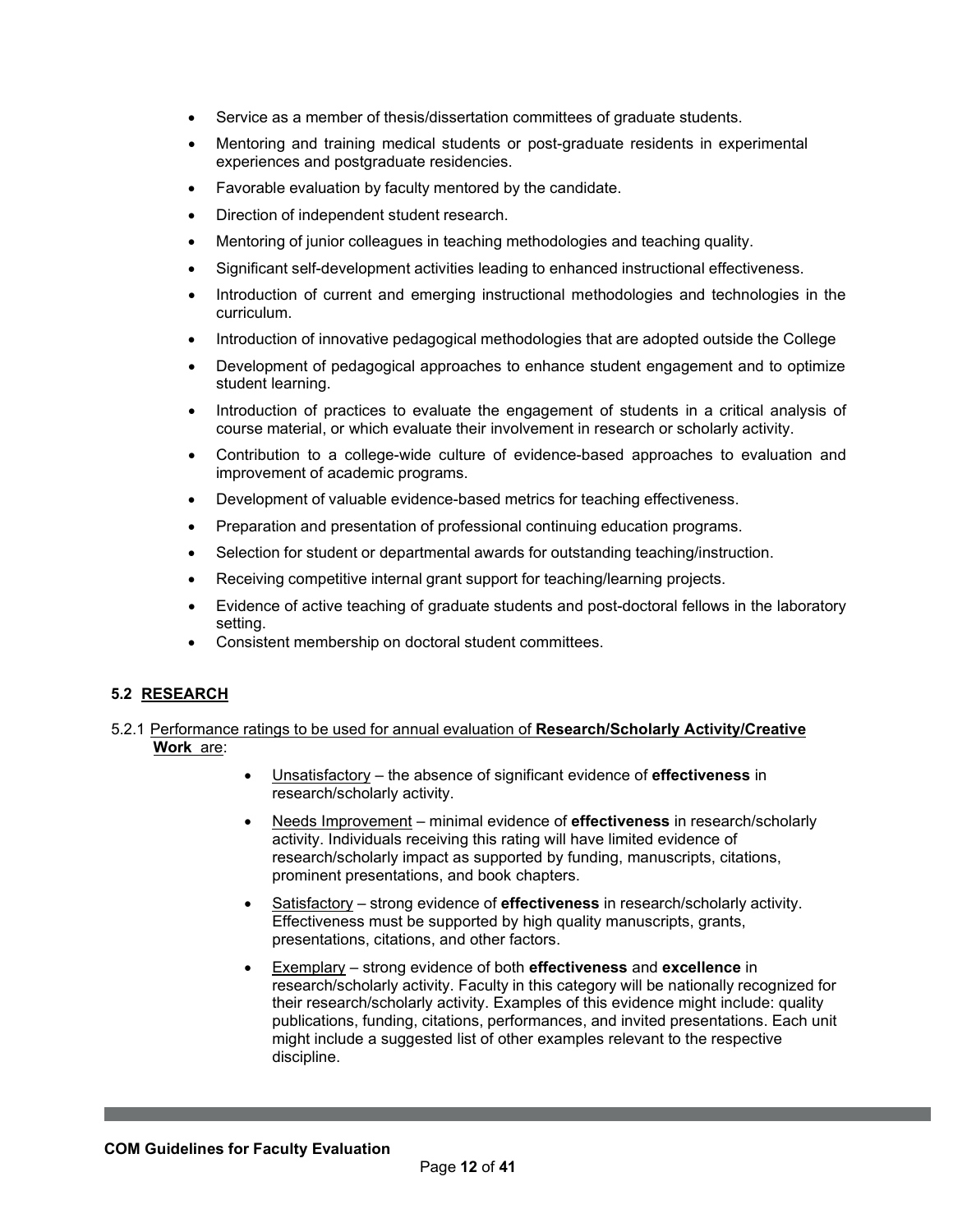- Service as a member of thesis/dissertation committees of graduate students.
- Mentoring and training medical students or post-graduate residents in experimental experiences and postgraduate residencies.
- Favorable evaluation by faculty mentored by the candidate.
- Direction of independent student research.
- Mentoring of junior colleagues in teaching methodologies and teaching quality.
- Significant self-development activities leading to enhanced instructional effectiveness.
- Introduction of current and emerging instructional methodologies and technologies in the curriculum.
- Introduction of innovative pedagogical methodologies that are adopted outside the College
- Development of pedagogical approaches to enhance student engagement and to optimize student learning.
- Introduction of practices to evaluate the engagement of students in a critical analysis of course material, or which evaluate their involvement in research or scholarly activity.
- Contribution to a college-wide culture of evidence-based approaches to evaluation and improvement of academic programs.
- Development of valuable evidence-based metrics for teaching effectiveness.
- Preparation and presentation of professional continuing education programs.
- Selection for student or departmental awards for outstanding teaching/instruction.
- Receiving competitive internal grant support for teaching/learning projects.
- Evidence of active teaching of graduate students and post-doctoral fellows in the laboratory setting.
- Consistent membership on doctoral student committees.

## 5.2 RESEARCH

5.2.1 Performance ratings to be used for annual evaluation of **Research/Scholarly Activity/Creative Work** are:

- Unsatisfactory – the absence of significant evidence of **effectiveness** in research/scholarly activity.
- Needs Improvement – minimal evidence of **effectiveness** in research/scholarly activity. Individuals receiving this rating will have limited evidence of research/scholarly impact as supported by funding, manuscripts, citations, prominent presentations, and book chapters.
- Satisfactory – strong evidence of **effectiveness** in research/scholarly activity. Effectiveness must be supported by high quality manuscripts, grants, presentations, citations, and other factors.
- Exemplary – strong evidence of both **effectiveness** and **excellence** in research/scholarly activity. Faculty in this category will be nationally recognized for their research/scholarly activity. Examples of this evidence might include: quality publications, funding, citations, performances, and invited presentations. Each unit might include a suggested list of other examples relevant to the respective discipline.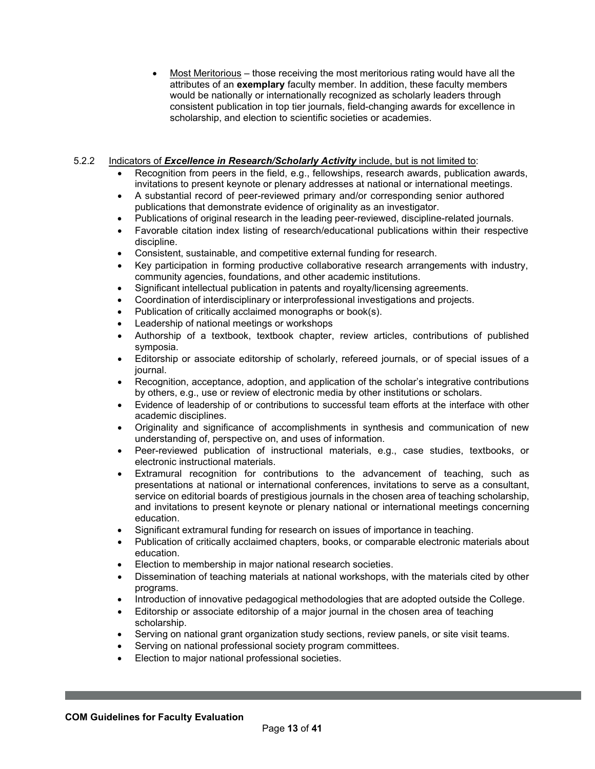- Most Meritorious – those receiving the most meritorious rating would have all the attributes of an **exemplary** faculty member. In addition, these faculty members would be nationally or internationally recognized as scholarly leaders through consistent publication in top tier journals, field-changing awards for excellence in scholarship, and election to scientific societies or academies.

5.2.2 Indicators of ***Excellence in Research/Scholarly Activity*** include, but is not limited to:

- Recognition from peers in the field, e.g., fellowships, research awards, publication awards, invitations to present keynote or plenary addresses at national or international meetings.
- A substantial record of peer-reviewed primary and/or corresponding senior authored publications that demonstrate evidence of originality as an investigator.
- Publications of original research in the leading peer-reviewed, discipline-related journals.
- Favorable citation index listing of research/educational publications within their respective discipline.
- Consistent, sustainable, and competitive external funding for research.
- Key participation in forming productive collaborative research arrangements with industry, community agencies, foundations, and other academic institutions.
- Significant intellectual publication in patents and royalty/licensing agreements.
- Coordination of interdisciplinary or interprofessional investigations and projects.
- Publication of critically acclaimed monographs or book(s).
- Leadership of national meetings or workshops
- Authorship of a textbook, textbook chapter, review articles, contributions of published symposia.
- Editorship or associate editorship of scholarly, refereed journals, or of special issues of a journal.
- Recognition, acceptance, adoption, and application of the scholar's integrative contributions by others, e.g., use or review of electronic media by other institutions or scholars.
- Evidence of leadership of or contributions to successful team efforts at the interface with other academic disciplines.
- Originality and significance of accomplishments in synthesis and communication of new understanding of, perspective on, and uses of information.
- Peer-reviewed publication of instructional materials, e.g., case studies, textbooks, or electronic instructional materials.
- Extramural recognition for contributions to the advancement of teaching, such as presentations at national or international conferences, invitations to serve as a consultant, service on editorial boards of prestigious journals in the chosen area of teaching scholarship, and invitations to present keynote or plenary national or international meetings concerning education.
- Significant extramural funding for research on issues of importance in teaching.
- Publication of critically acclaimed chapters, books, or comparable electronic materials about education.
- Election to membership in major national research societies.
- Dissemination of teaching materials at national workshops, with the materials cited by other programs.
- Introduction of innovative pedagogical methodologies that are adopted outside the College.
- Editorship or associate editorship of a major journal in the chosen area of teaching scholarship.
- Serving on national grant organization study sections, review panels, or site visit teams.
- Serving on national professional society program committees.
- Election to major national professional societies.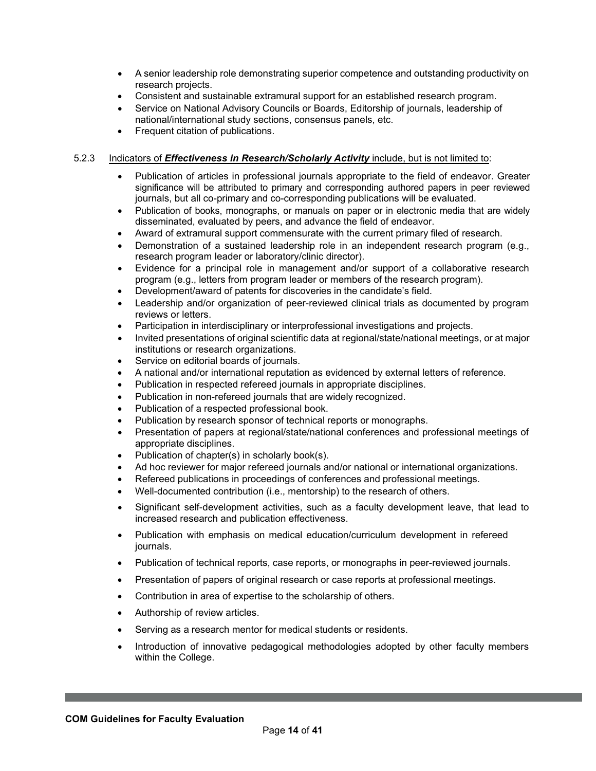- A senior leadership role demonstrating superior competence and outstanding productivity on research projects.
- Consistent and sustainable extramural support for an established research program.
- Service on National Advisory Councils or Boards, Editorship of journals, leadership of national/international study sections, consensus panels, etc.
- Frequent citation of publications.

5.2.3 Indicators of ***Effectiveness in Research/Scholarly Activity*** include, but is not limited to:

- Publication of articles in professional journals appropriate to the field of endeavor. Greater significance will be attributed to primary and corresponding authored papers in peer reviewed journals, but all co-primary and co-corresponding publications will be evaluated.
- Publication of books, monographs, or manuals on paper or in electronic media that are widely disseminated, evaluated by peers, and advance the field of endeavor.
- Award of extramural support commensurate with the current primary filed of research.
- Demonstration of a sustained leadership role in an independent research program (e.g., research program leader or laboratory/clinic director).
- Evidence for a principal role in management and/or support of a collaborative research program (e.g., letters from program leader or members of the research program).
- Development/award of patents for discoveries in the candidate's field.
- Leadership and/or organization of peer-reviewed clinical trials as documented by program reviews or letters.
- Participation in interdisciplinary or interprofessional investigations and projects.
- Invited presentations of original scientific data at regional/state/national meetings, or at major institutions or research organizations.
- Service on editorial boards of journals.
- A national and/or international reputation as evidenced by external letters of reference.
- Publication in respected refereed journals in appropriate disciplines.
- Publication in non-refereed journals that are widely recognized.
- Publication of a respected professional book.
- Publication by research sponsor of technical reports or monographs.
- Presentation of papers at regional/state/national conferences and professional meetings of appropriate disciplines.
- Publication of chapter(s) in scholarly book(s).
- Ad hoc reviewer for major refereed journals and/or national or international organizations.
- Refereed publications in proceedings of conferences and professional meetings.
- Well-documented contribution (i.e., mentorship) to the research of others.
- Significant self-development activities, such as a faculty development leave, that lead to increased research and publication effectiveness.
- Publication with emphasis on medical education/curriculum development in refereed journals.
- Publication of technical reports, case reports, or monographs in peer-reviewed journals.
- Presentation of papers of original research or case reports at professional meetings.
- Contribution in area of expertise to the scholarship of others.
- Authorship of review articles.
- Serving as a research mentor for medical students or residents.
- Introduction of innovative pedagogical methodologies adopted by other faculty members within the College.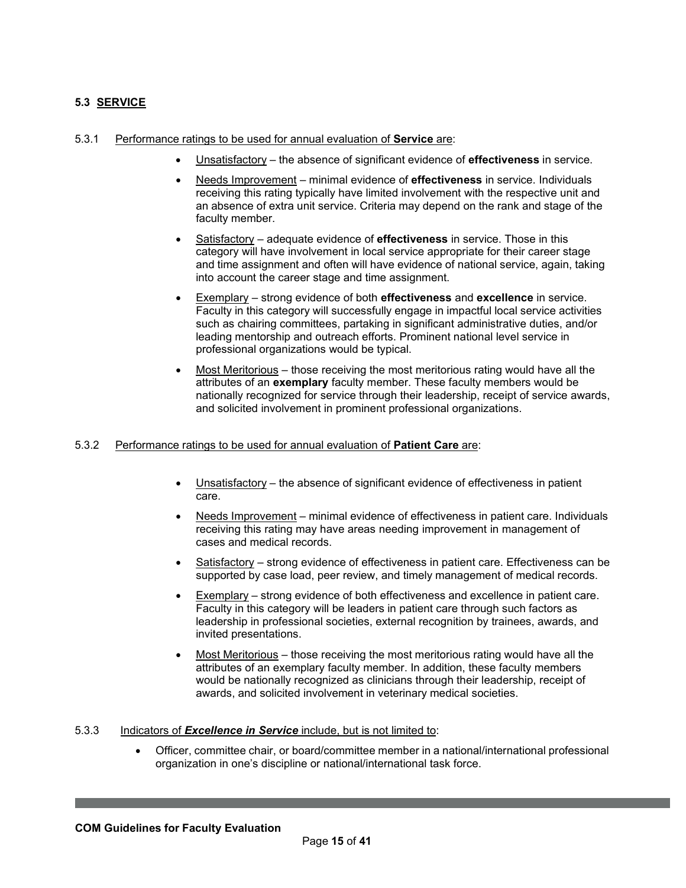### 5.3 SERVICE

5.3.1 Performance ratings to be used for annual evaluation of **Service** are:

- Unsatisfactory – the absence of significant evidence of **effectiveness** in service.
- Needs Improvement – minimal evidence of **effectiveness** in service. Individuals receiving this rating typically have limited involvement with the respective unit and an absence of extra unit service. Criteria may depend on the rank and stage of the faculty member.
- Satisfactory – adequate evidence of **effectiveness** in service. Those in this category will have involvement in local service appropriate for their career stage and time assignment and often will have evidence of national service, again, taking into account the career stage and time assignment.
- Exemplary – strong evidence of both **effectiveness** and **excellence** in service. Faculty in this category will successfully engage in impactful local service activities such as chairing committees, partaking in significant administrative duties, and/or leading mentorship and outreach efforts. Prominent national level service in professional organizations would be typical.
- Most Meritorious – those receiving the most meritorious rating would have all the attributes of an **exemplary** faculty member. These faculty members would be nationally recognized for service through their leadership, receipt of service awards, and solicited involvement in prominent professional organizations.

5.3.2 Performance ratings to be used for annual evaluation of **Patient Care** are:

- Unsatisfactory – the absence of significant evidence of effectiveness in patient care.
- Needs Improvement – minimal evidence of effectiveness in patient care. Individuals receiving this rating may have areas needing improvement in management of cases and medical records.
- Satisfactory – strong evidence of effectiveness in patient care. Effectiveness can be supported by case load, peer review, and timely management of medical records.
- Exemplary – strong evidence of both effectiveness and excellence in patient care. Faculty in this category will be leaders in patient care through such factors as leadership in professional societies, external recognition by trainees, awards, and invited presentations.
- Most Meritorious – those receiving the most meritorious rating would have all the attributes of an exemplary faculty member. In addition, these faculty members would be nationally recognized as clinicians through their leadership, receipt of awards, and solicited involvement in veterinary medical societies.

5.3.3 Indicators of ***Excellence in Service*** include, but is not limited to:

- Officer, committee chair, or board/committee member in a national/international professional organization in one's discipline or national/international task force.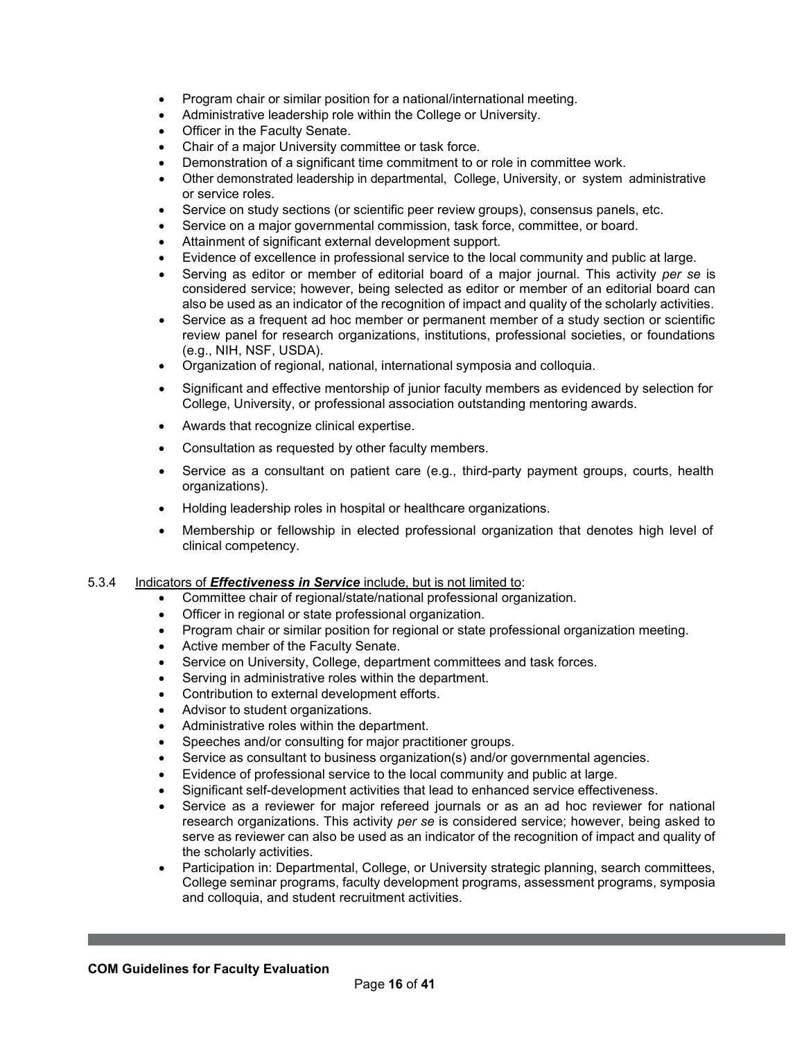- Program chair or similar position for a national/international meeting.
- Administrative leadership role within the College or University.
- Officer in the Faculty Senate.
- Chair of a major University committee or task force.
- Demonstration of a significant time commitment to or role in committee work.
- Other demonstrated leadership in departmental, College, University, or system administrative or service roles.
- Service on study sections (or scientific peer review groups), consensus panels, etc.
- Service on a major governmental commission, task force, committee, or board.
- Attainment of significant external development support.
- Evidence of excellence in professional service to the local community and public at large.
- Serving as editor or member of editorial board of a major journal. This activity *per se* is considered service; however, being selected as editor or member of an editorial board can also be used as an indicator of the recognition of impact and quality of the scholarly activities.
- Service as a frequent ad hoc member or permanent member of a study section or scientific review panel for research organizations, institutions, professional societies, or foundations (e.g., NIH, NSF, USDA).
- Organization of regional, national, international symposia and colloquia.
- Significant and effective mentorship of junior faculty members as evidenced by selection for College, University, or professional association outstanding mentoring awards.
- Awards that recognize clinical expertise.
- Consultation as requested by other faculty members.
- Service as a consultant on patient care (e.g., third-party payment groups, courts, health organizations).
- Holding leadership roles in hospital or healthcare organizations.
- Membership or fellowship in elected professional organization that denotes high level of clinical competency.

5.3.4 Indicators of ***Effectiveness in Service*** include, but is not limited to:

- Committee chair of regional/state/national professional organization.
- Officer in regional or state professional organization.
- Program chair or similar position for regional or state professional organization meeting.
- Active member of the Faculty Senate.
- Service on University, College, department committees and task forces.
- Serving in administrative roles within the department.
- Contribution to external development efforts.
- Advisor to student organizations.
- Administrative roles within the department.
- Speeches and/or consulting for major practitioner groups.
- Service as consultant to business organization(s) and/or governmental agencies.
- Evidence of professional service to the local community and public at large.
- Significant self-development activities that lead to enhanced service effectiveness.
- Service as a reviewer for major refereed journals or as an ad hoc reviewer for national research organizations. This activity *per se* is considered service; however, being asked to serve as reviewer can also be used as an indicator of the recognition of impact and quality of the scholarly activities.
- Participation in: Departmental, College, or University strategic planning, search committees, College seminar programs, faculty development programs, assessment programs, symposia and colloquia, and student recruitment activities.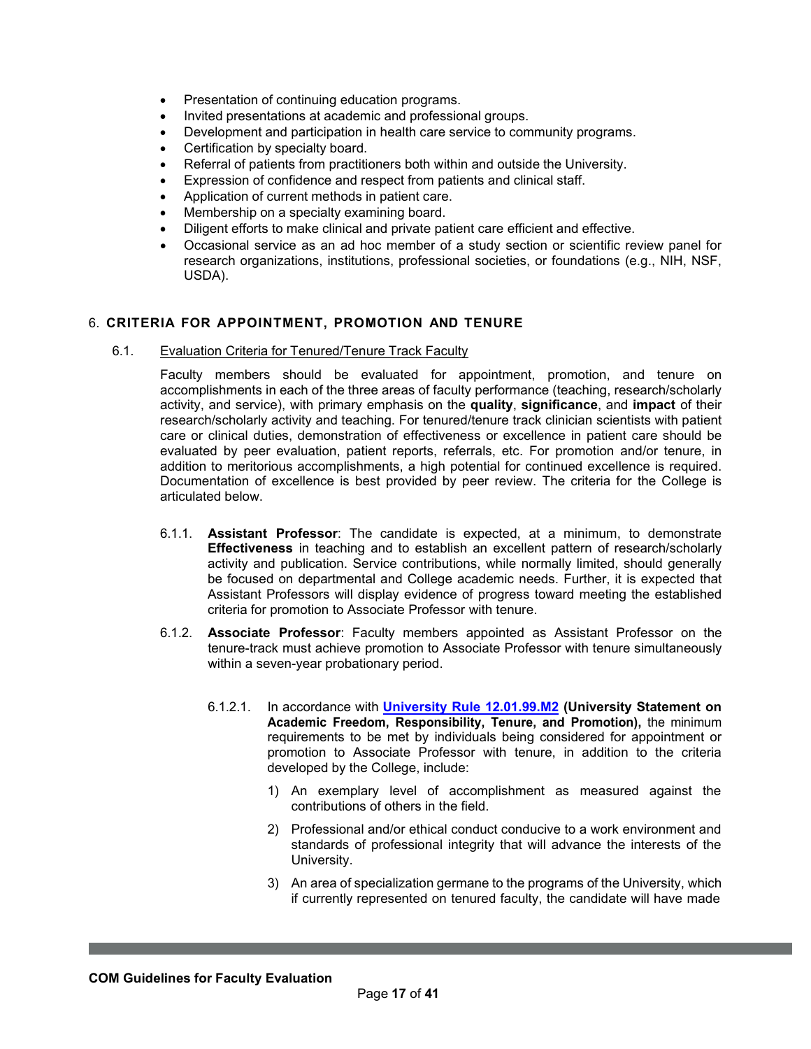- Presentation of continuing education programs.
- Invited presentations at academic and professional groups.
- Development and participation in health care service to community programs.
- Certification by specialty board.
- Referral of patients from practitioners both within and outside the University.
- Expression of confidence and respect from patients and clinical staff.
- Application of current methods in patient care.
- Membership on a specialty examining board.
- Diligent efforts to make clinical and private patient care efficient and effective.
- Occasional service as an ad hoc member of a study section or scientific review panel for research organizations, institutions, professional societies, or foundations (e.g., NIH, NSF, USDA).

## 6. CRITERIA FOR APPOINTMENT, PROMOTION AND TENURE

### 6.1. Evaluation Criteria for Tenured/Tenure Track Faculty

Faculty members should be evaluated for appointment, promotion, and tenure on accomplishments in each of the three areas of faculty performance (teaching, research/scholarly activity, and service), with primary emphasis on the **quality**, **significance**, and **impact** of their research/scholarly activity and teaching. For tenured/tenure track clinician scientists with patient care or clinical duties, demonstration of effectiveness or excellence in patient care should be evaluated by peer evaluation, patient reports, referrals, etc. For promotion and/or tenure, in addition to meritorious accomplishments, a high potential for continued excellence is required. Documentation of excellence is best provided by peer review. The criteria for the College is articulated below.

6.1.1. **Assistant Professor**: The candidate is expected, at a minimum, to demonstrate **Effectiveness** in teaching and to establish an excellent pattern of research/scholarly activity and publication. Service contributions, while normally limited, should generally be focused on departmental and College academic needs. Further, it is expected that Assistant Professors will display evidence of progress toward meeting the established criteria for promotion to Associate Professor with tenure.

6.1.2. **Associate Professor**: Faculty members appointed as Assistant Professor on the tenure-track must achieve promotion to Associate Professor with tenure simultaneously within a seven-year probationary period.

6.1.2.1. In accordance with **University Rule 12.01.99.M2 (University Statement on Academic Freedom, Responsibility, Tenure, and Promotion),** the minimum requirements to be met by individuals being considered for appointment or promotion to Associate Professor with tenure, in addition to the criteria developed by the College, include:

1) An exemplary level of accomplishment as measured against the contributions of others in the field.
2) Professional and/or ethical conduct conducive to a work environment and standards of professional integrity that will advance the interests of the University.
3) An area of specialization germane to the programs of the University, which if currently represented on tenured faculty, the candidate will have made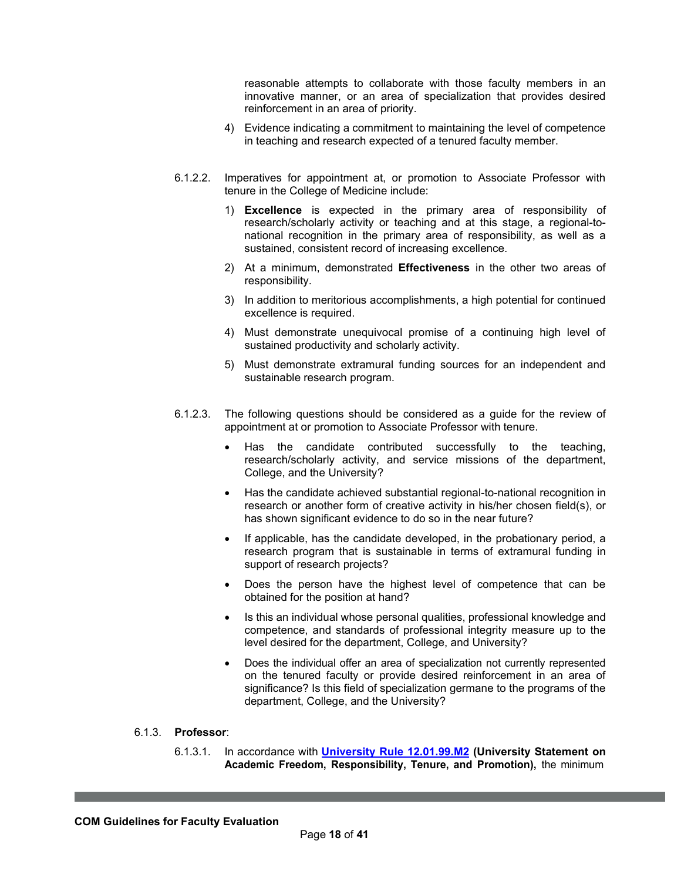reasonable attempts to collaborate with those faculty members in an innovative manner, or an area of specialization that provides desired reinforcement in an area of priority.

4) Evidence indicating a commitment to maintaining the level of competence in teaching and research expected of a tenured faculty member.

6.1.2.2. Imperatives for appointment at, or promotion to Associate Professor with tenure in the College of Medicine include:

1) **Excellence** is expected in the primary area of responsibility of research/scholarly activity or teaching and at this stage, a regional-to-national recognition in the primary area of responsibility, as well as a sustained, consistent record of increasing excellence.
2) At a minimum, demonstrated **Effectiveness** in the other two areas of responsibility.
3) In addition to meritorious accomplishments, a high potential for continued excellence is required.
4) Must demonstrate unequivocal promise of a continuing high level of sustained productivity and scholarly activity.
5) Must demonstrate extramural funding sources for an independent and sustainable research program.

6.1.2.3. The following questions should be considered as a guide for the review of appointment at or promotion to Associate Professor with tenure.

- Has the candidate contributed successfully to the teaching, research/scholarly activity, and service missions of the department, College, and the University?
- Has the candidate achieved substantial regional-to-national recognition in research or another form of creative activity in his/her chosen field(s), or has shown significant evidence to do so in the near future?
- If applicable, has the candidate developed, in the probationary period, a research program that is sustainable in terms of extramural funding in support of research projects?
- Does the person have the highest level of competence that can be obtained for the position at hand?
- Is this an individual whose personal qualities, professional knowledge and competence, and standards of professional integrity measure up to the level desired for the department, College, and University?
- Does the individual offer an area of specialization not currently represented on the tenured faculty or provide desired reinforcement in an area of significance? Is this field of specialization germane to the programs of the department, College, and the University?

6.1.3. **Professor**:

6.1.3.1. In accordance with **University Rule 12.01.99.M2 (University Statement on Academic Freedom, Responsibility, Tenure, and Promotion),** the minimum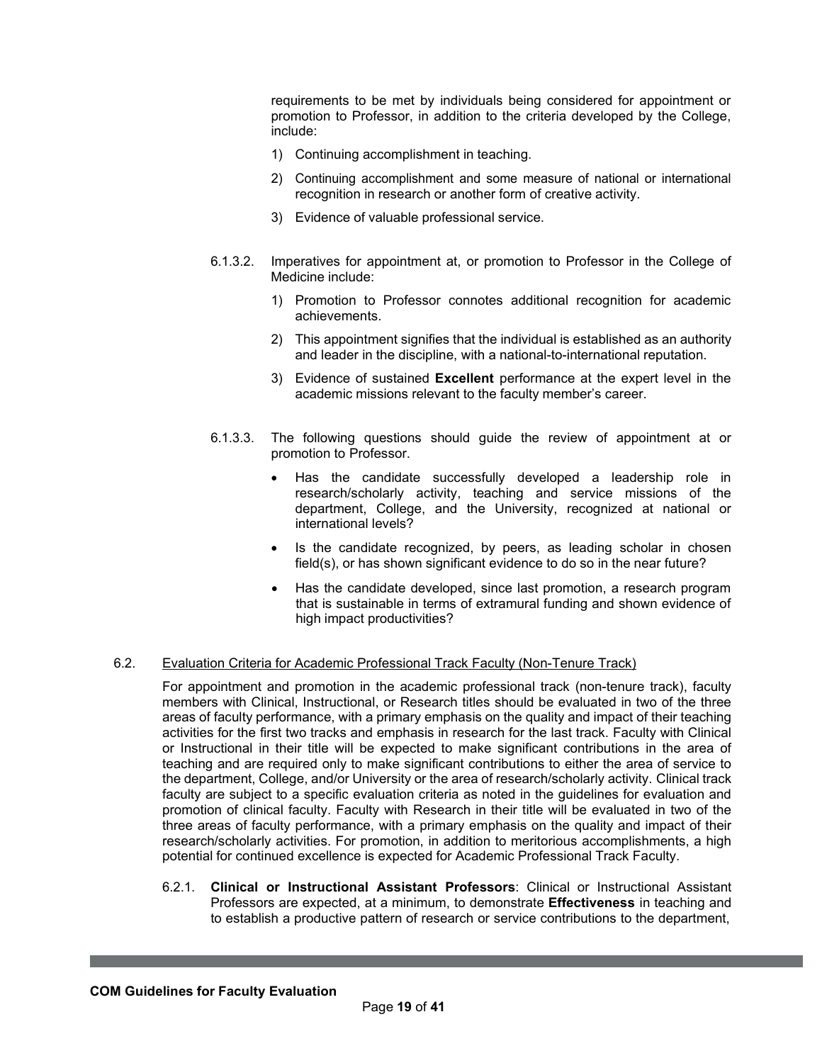requirements to be met by individuals being considered for appointment or promotion to Professor, in addition to the criteria developed by the College, include:

1) Continuing accomplishment in teaching.
2) Continuing accomplishment and some measure of national or international recognition in research or another form of creative activity.
3) Evidence of valuable professional service.

6.1.3.2. Imperatives for appointment at, or promotion to Professor in the College of Medicine include:

1) Promotion to Professor connotes additional recognition for academic achievements.
2) This appointment signifies that the individual is established as an authority and leader in the discipline, with a national-to-international reputation.
3) Evidence of sustained **Excellent** performance at the expert level in the academic missions relevant to the faculty member's career.

6.1.3.3. The following questions should guide the review of appointment at or promotion to Professor.

- Has the candidate successfully developed a leadership role in research/scholarly activity, teaching and service missions of the department, College, and the University, recognized at national or international levels?
- Is the candidate recognized, by peers, as leading scholar in chosen field(s), or has shown significant evidence to do so in the near future?
- Has the candidate developed, since last promotion, a research program that is sustainable in terms of extramural funding and shown evidence of high impact productivities?

6.2. Evaluation Criteria for Academic Professional Track Faculty (Non-Tenure Track)

For appointment and promotion in the academic professional track (non-tenure track), faculty members with Clinical, Instructional, or Research titles should be evaluated in two of the three areas of faculty performance, with a primary emphasis on the quality and impact of their teaching activities for the first two tracks and emphasis in research for the last track. Faculty with Clinical or Instructional in their title will be expected to make significant contributions in the area of teaching and are required only to make significant contributions to either the area of service to the department, College, and/or University or the area of research/scholarly activity. Clinical track faculty are subject to a specific evaluation criteria as noted in the guidelines for evaluation and promotion of clinical faculty. Faculty with Research in their title will be evaluated in two of the three areas of faculty performance, with a primary emphasis on the quality and impact of their research/scholarly activities. For promotion, in addition to meritorious accomplishments, a high potential for continued excellence is expected for Academic Professional Track Faculty.

6.2.1. **Clinical or Instructional Assistant Professors**: Clinical or Instructional Assistant Professors are expected, at a minimum, to demonstrate **Effectiveness** in teaching and to establish a productive pattern of research or service contributions to the department,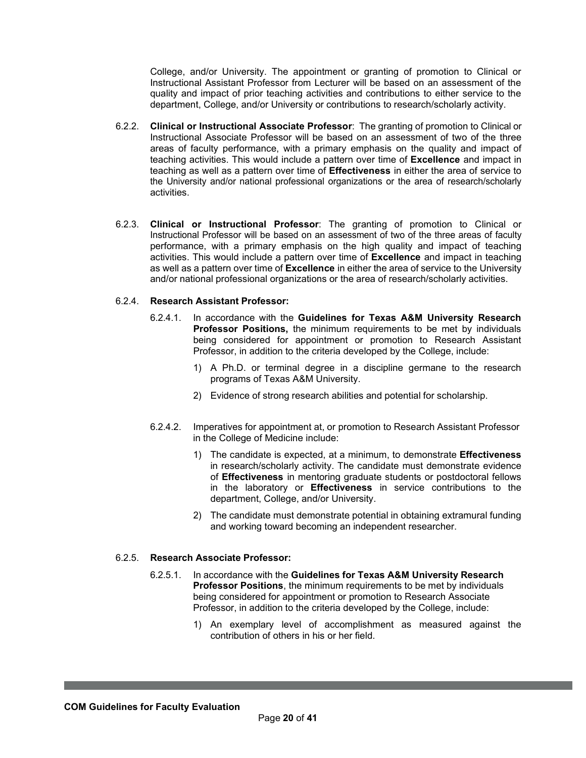College, and/or University. The appointment or granting of promotion to Clinical or Instructional Assistant Professor from Lecturer will be based on an assessment of the quality and impact of prior teaching activities and contributions to either service to the department, College, and/or University or contributions to research/scholarly activity.

6.2.2. **Clinical or Instructional Associate Professor**: The granting of promotion to Clinical or Instructional Associate Professor will be based on an assessment of two of the three areas of faculty performance, with a primary emphasis on the quality and impact of teaching activities. This would include a pattern over time of **Excellence** and impact in teaching as well as a pattern over time of **Effectiveness** in either the area of service to the University and/or national professional organizations or the area of research/scholarly activities.

6.2.3. **Clinical or Instructional Professor**: The granting of promotion to Clinical or Instructional Professor will be based on an assessment of two of the three areas of faculty performance, with a primary emphasis on the high quality and impact of teaching activities. This would include a pattern over time of **Excellence** and impact in teaching as well as a pattern over time of **Excellence** in either the area of service to the University and/or national professional organizations or the area of research/scholarly activities.

6.2.4. **Research Assistant Professor:**

6.2.4.1. In accordance with the **Guidelines for Texas A&M University Research Professor Positions,** the minimum requirements to be met by individuals being considered for appointment or promotion to Research Assistant Professor, in addition to the criteria developed by the College, include:

1) A Ph.D. or terminal degree in a discipline germane to the research programs of Texas A&M University.
2) Evidence of strong research abilities and potential for scholarship.

6.2.4.2. Imperatives for appointment at, or promotion to Research Assistant Professor in the College of Medicine include:

1) The candidate is expected, at a minimum, to demonstrate **Effectiveness** in research/scholarly activity. The candidate must demonstrate evidence of **Effectiveness** in mentoring graduate students or postdoctoral fellows in the laboratory or **Effectiveness** in service contributions to the department, College, and/or University.
2) The candidate must demonstrate potential in obtaining extramural funding and working toward becoming an independent researcher.

6.2.5. **Research Associate Professor:**

6.2.5.1. In accordance with the **Guidelines for Texas A&M University Research Professor Positions**, the minimum requirements to be met by individuals being considered for appointment or promotion to Research Associate Professor, in addition to the criteria developed by the College, include:

1) An exemplary level of accomplishment as measured against the contribution of others in his or her field.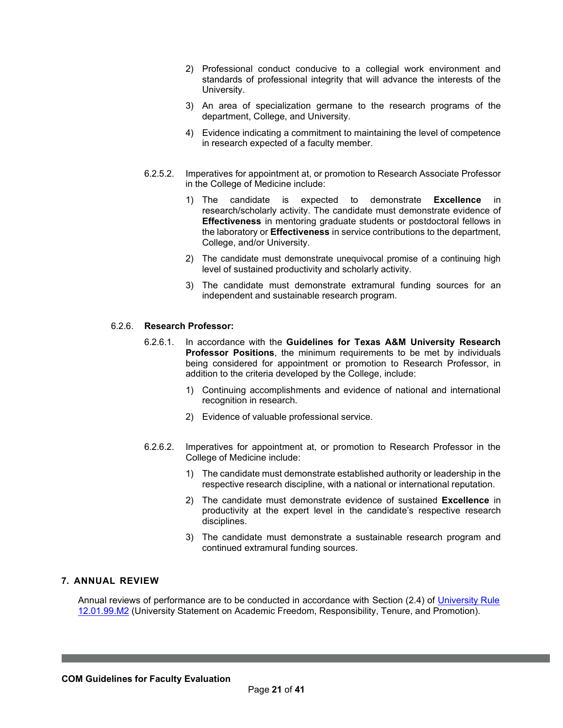2) Professional conduct conducive to a collegial work environment and standards of professional integrity that will advance the interests of the University.

3) An area of specialization germane to the research programs of the department, College, and University.

4) Evidence indicating a commitment to maintaining the level of competence in research expected of a faculty member.

6.2.5.2. Imperatives for appointment at, or promotion to Research Associate Professor in the College of Medicine include:

1) The candidate is expected to demonstrate **Excellence** in research/scholarly activity. The candidate must demonstrate evidence of **Effectiveness** in mentoring graduate students or postdoctoral fellows in the laboratory or **Effectiveness** in service contributions to the department, College, and/or University.

2) The candidate must demonstrate unequivocal promise of a continuing high level of sustained productivity and scholarly activity.

3) The candidate must demonstrate extramural funding sources for an independent and sustainable research program.

6.2.6. **Research Professor:**

6.2.6.1. In accordance with the **Guidelines for Texas A&M University Research Professor Positions**, the minimum requirements to be met by individuals being considered for appointment or promotion to Research Professor, in addition to the criteria developed by the College, include:

1) Continuing accomplishments and evidence of national and international recognition in research.

2) Evidence of valuable professional service.

6.2.6.2. Imperatives for appointment at, or promotion to Research Professor in the College of Medicine include:

1) The candidate must demonstrate established authority or leadership in the respective research discipline, with a national or international reputation.

2) The candidate must demonstrate evidence of sustained **Excellence** in productivity at the expert level in the candidate's respective research disciplines.

3) The candidate must demonstrate a sustainable research program and continued extramural funding sources.

## 7. ANNUAL REVIEW

Annual reviews of performance are to be conducted in accordance with Section (2.4) of University Rule 12.01.99.M2 (University Statement on Academic Freedom, Responsibility, Tenure, and Promotion).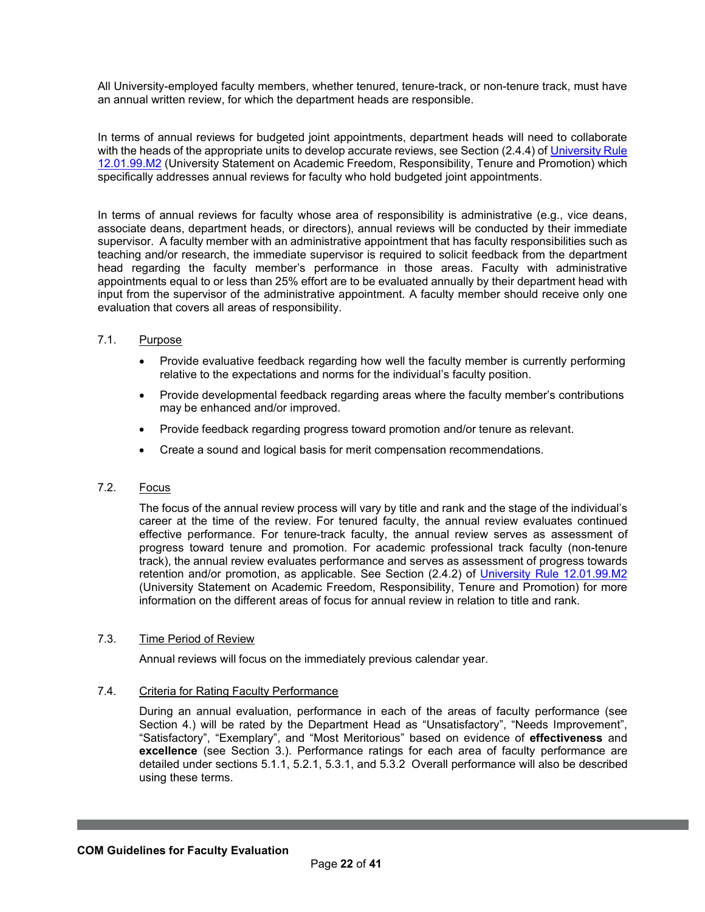All University-employed faculty members, whether tenured, tenure-track, or non-tenure track, must have an annual written review, for which the department heads are responsible.

In terms of annual reviews for budgeted joint appointments, department heads will need to collaborate with the heads of the appropriate units to develop accurate reviews, see Section (2.4.4) of [University Rule 12.01.99.M2](#) (University Statement on Academic Freedom, Responsibility, Tenure and Promotion) which specifically addresses annual reviews for faculty who hold budgeted joint appointments.

In terms of annual reviews for faculty whose area of responsibility is administrative (e.g., vice deans, associate deans, department heads, or directors), annual reviews will be conducted by their immediate supervisor. A faculty member with an administrative appointment that has faculty responsibilities such as teaching and/or research, the immediate supervisor is required to solicit feedback from the department head regarding the faculty member's performance in those areas. Faculty with administrative appointments equal to or less than 25% effort are to be evaluated annually by their department head with input from the supervisor of the administrative appointment. A faculty member should receive only one evaluation that covers all areas of responsibility.

### 7.1. Purpose

- Provide evaluative feedback regarding how well the faculty member is currently performing relative to the expectations and norms for the individual's faculty position.
- Provide developmental feedback regarding areas where the faculty member's contributions may be enhanced and/or improved.
- Provide feedback regarding progress toward promotion and/or tenure as relevant.
- Create a sound and logical basis for merit compensation recommendations.

### 7.2. Focus

The focus of the annual review process will vary by title and rank and the stage of the individual's career at the time of the review. For tenured faculty, the annual review evaluates continued effective performance. For tenure-track faculty, the annual review serves as assessment of progress toward tenure and promotion. For academic professional track faculty (non-tenure track), the annual review evaluates performance and serves as assessment of progress towards retention and/or promotion, as applicable. See Section (2.4.2) of [University Rule 12.01.99.M2](#) (University Statement on Academic Freedom, Responsibility, Tenure and Promotion) for more information on the different areas of focus for annual review in relation to title and rank.

### 7.3. Time Period of Review

Annual reviews will focus on the immediately previous calendar year.

### 7.4. Criteria for Rating Faculty Performance

During an annual evaluation, performance in each of the areas of faculty performance (see Section 4.) will be rated by the Department Head as "Unsatisfactory", "Needs Improvement", "Satisfactory", "Exemplary", and "Most Meritorious" based on evidence of **effectiveness** and **excellence** (see Section 3.). Performance ratings for each area of faculty performance are detailed under sections 5.1.1, 5.2.1, 5.3.1, and 5.3.2 Overall performance will also be described using these terms.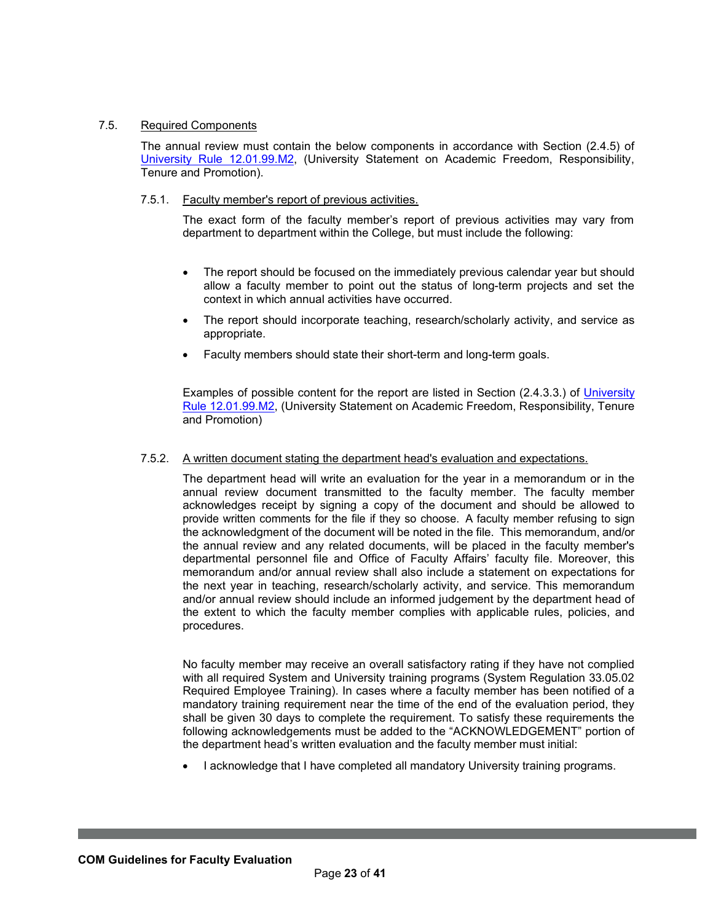### 7.5. Required Components

The annual review must contain the below components in accordance with Section (2.4.5) of [University Rule 12.01.99.M2](), (University Statement on Academic Freedom, Responsibility, Tenure and Promotion).

#### 7.5.1. Faculty member's report of previous activities.

The exact form of the faculty member's report of previous activities may vary from department to department within the College, but must include the following:

- The report should be focused on the immediately previous calendar year but should allow a faculty member to point out the status of long-term projects and set the context in which annual activities have occurred.
- The report should incorporate teaching, research/scholarly activity, and service as appropriate.
- Faculty members should state their short-term and long-term goals.

Examples of possible content for the report are listed in Section (2.4.3.3.) of [University Rule 12.01.99.M2](), (University Statement on Academic Freedom, Responsibility, Tenure and Promotion)

#### 7.5.2. A written document stating the department head's evaluation and expectations.

The department head will write an evaluation for the year in a memorandum or in the annual review document transmitted to the faculty member. The faculty member acknowledges receipt by signing a copy of the document and should be allowed to provide written comments for the file if they so choose. A faculty member refusing to sign the acknowledgment of the document will be noted in the file. This memorandum, and/or the annual review and any related documents, will be placed in the faculty member's departmental personnel file and Office of Faculty Affairs' faculty file. Moreover, this memorandum and/or annual review shall also include a statement on expectations for the next year in teaching, research/scholarly activity, and service. This memorandum and/or annual review should include an informed judgement by the department head of the extent to which the faculty member complies with applicable rules, policies, and procedures.

No faculty member may receive an overall satisfactory rating if they have not complied with all required System and University training programs (System Regulation 33.05.02 Required Employee Training). In cases where a faculty member has been notified of a mandatory training requirement near the time of the end of the evaluation period, they shall be given 30 days to complete the requirement. To satisfy these requirements the following acknowledgements must be added to the "ACKNOWLEDGEMENT" portion of the department head's written evaluation and the faculty member must initial:

- I acknowledge that I have completed all mandatory University training programs.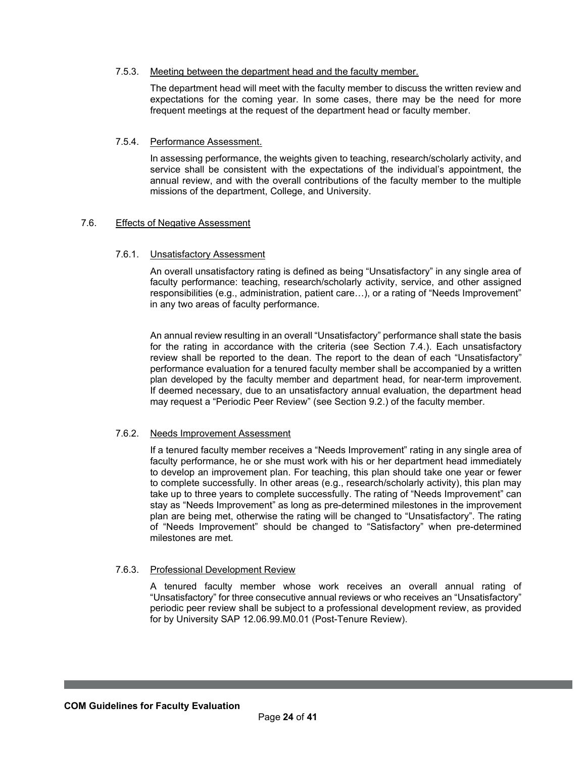#### 7.5.3. Meeting between the department head and the faculty member.

The department head will meet with the faculty member to discuss the written review and expectations for the coming year. In some cases, there may be the need for more frequent meetings at the request of the department head or faculty member.

#### 7.5.4. Performance Assessment.

In assessing performance, the weights given to teaching, research/scholarly activity, and service shall be consistent with the expectations of the individual's appointment, the annual review, and with the overall contributions of the faculty member to the multiple missions of the department, College, and University.

### 7.6. Effects of Negative Assessment

#### 7.6.1. Unsatisfactory Assessment

An overall unsatisfactory rating is defined as being "Unsatisfactory" in any single area of faculty performance: teaching, research/scholarly activity, service, and other assigned responsibilities (e.g., administration, patient care…), or a rating of "Needs Improvement" in any two areas of faculty performance.

An annual review resulting in an overall "Unsatisfactory" performance shall state the basis for the rating in accordance with the criteria (see Section 7.4.). Each unsatisfactory review shall be reported to the dean. The report to the dean of each "Unsatisfactory" performance evaluation for a tenured faculty member shall be accompanied by a written plan developed by the faculty member and department head, for near-term improvement. If deemed necessary, due to an unsatisfactory annual evaluation, the department head may request a "Periodic Peer Review" (see Section 9.2.) of the faculty member.

#### 7.6.2. Needs Improvement Assessment

If a tenured faculty member receives a "Needs Improvement" rating in any single area of faculty performance, he or she must work with his or her department head immediately to develop an improvement plan. For teaching, this plan should take one year or fewer to complete successfully. In other areas (e.g., research/scholarly activity), this plan may take up to three years to complete successfully. The rating of "Needs Improvement" can stay as "Needs Improvement" as long as pre-determined milestones in the improvement plan are being met, otherwise the rating will be changed to "Unsatisfactory". The rating of "Needs Improvement" should be changed to "Satisfactory" when pre-determined milestones are met.

#### 7.6.3. Professional Development Review

A tenured faculty member whose work receives an overall annual rating of "Unsatisfactory" for three consecutive annual reviews or who receives an "Unsatisfactory" periodic peer review shall be subject to a professional development review, as provided for by University SAP 12.06.99.M0.01 (Post-Tenure Review).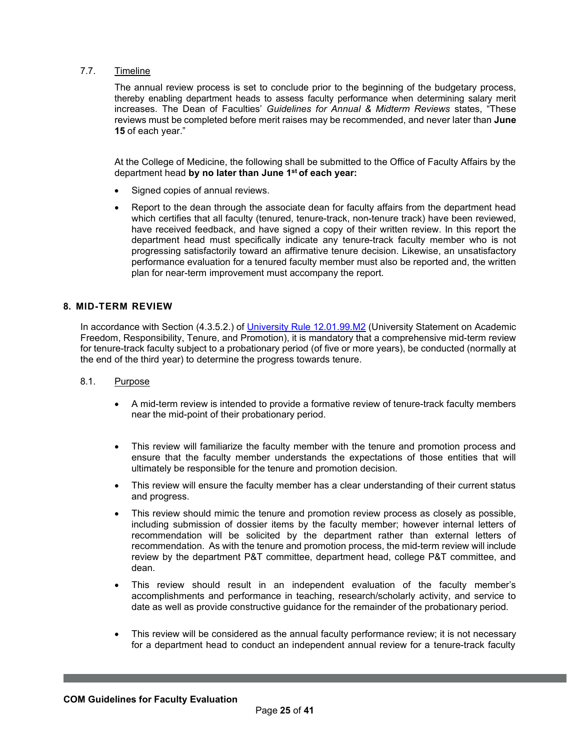### 7.7. Timeline

The annual review process is set to conclude prior to the beginning of the budgetary process, thereby enabling department heads to assess faculty performance when determining salary merit increases. The Dean of Faculties' *Guidelines for Annual & Midterm Reviews* states, "These reviews must be completed before merit raises may be recommended, and never later than **June 15** of each year."

At the College of Medicine, the following shall be submitted to the Office of Faculty Affairs by the department head **by no later than June 1st of each year:**

- Signed copies of annual reviews.
- Report to the dean through the associate dean for faculty affairs from the department head which certifies that all faculty (tenured, tenure-track, non-tenure track) have been reviewed, have received feedback, and have signed a copy of their written review. In this report the department head must specifically indicate any tenure-track faculty member who is not progressing satisfactorily toward an affirmative tenure decision. Likewise, an unsatisfactory performance evaluation for a tenured faculty member must also be reported and, the written plan for near-term improvement must accompany the report.

## 8. MID-TERM REVIEW

In accordance with Section (4.3.5.2.) of [University Rule 12.01.99.M2](University Rule 12.01.99.M2) (University Statement on Academic Freedom, Responsibility, Tenure, and Promotion), it is mandatory that a comprehensive mid-term review for tenure-track faculty subject to a probationary period (of five or more years), be conducted (normally at the end of the third year) to determine the progress towards tenure.

### 8.1. Purpose

- A mid-term review is intended to provide a formative review of tenure-track faculty members near the mid-point of their probationary period.
- This review will familiarize the faculty member with the tenure and promotion process and ensure that the faculty member understands the expectations of those entities that will ultimately be responsible for the tenure and promotion decision.
- This review will ensure the faculty member has a clear understanding of their current status and progress.
- This review should mimic the tenure and promotion review process as closely as possible, including submission of dossier items by the faculty member; however internal letters of recommendation will be solicited by the department rather than external letters of recommendation. As with the tenure and promotion process, the mid-term review will include review by the department P&T committee, department head, college P&T committee, and dean.
- This review should result in an independent evaluation of the faculty member's accomplishments and performance in teaching, research/scholarly activity, and service to date as well as provide constructive guidance for the remainder of the probationary period.
- This review will be considered as the annual faculty performance review; it is not necessary for a department head to conduct an independent annual review for a tenure-track faculty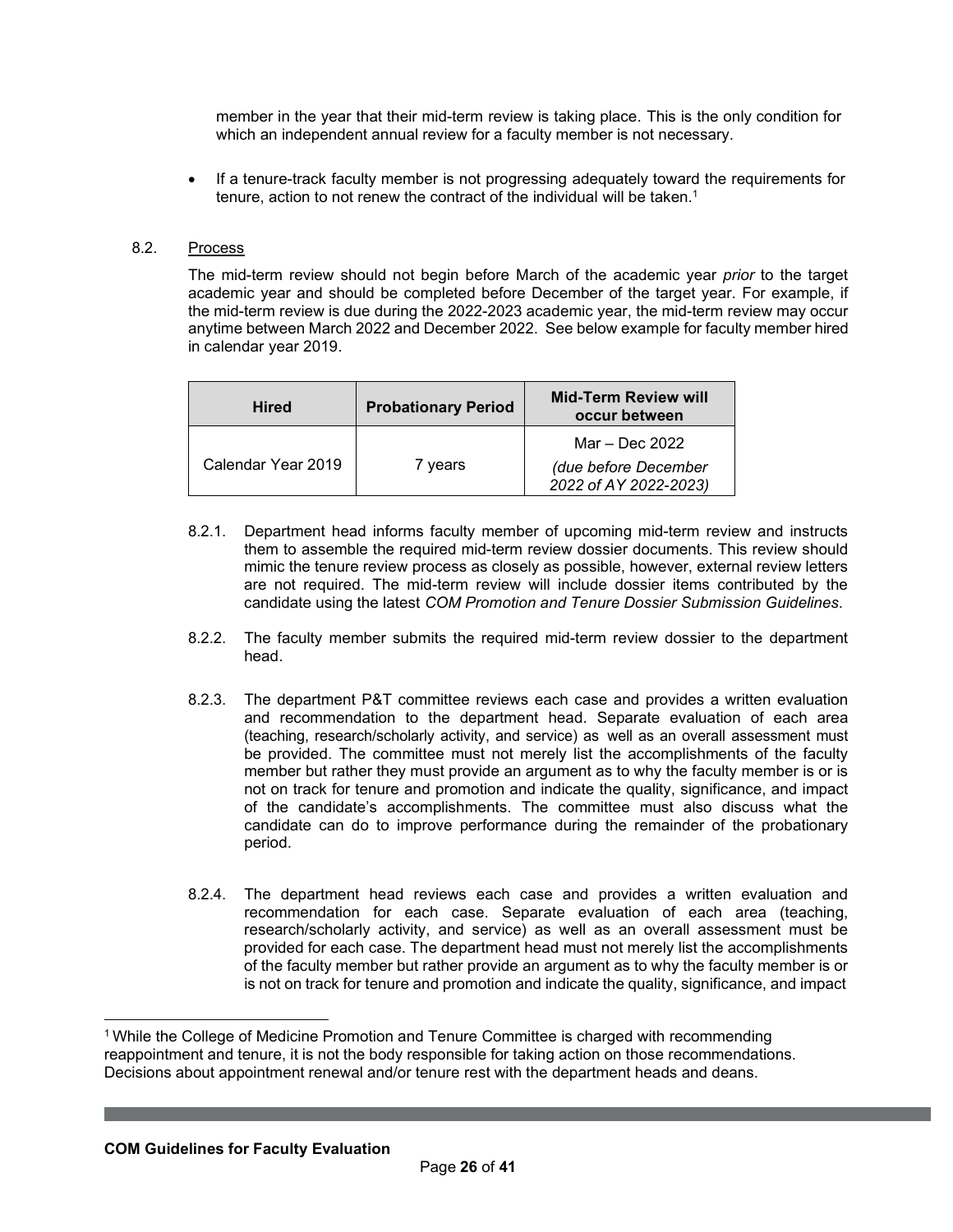member in the year that their mid-term review is taking place. This is the only condition for which an independent annual review for a faculty member is not necessary.

- If a tenure-track faculty member is not progressing adequately toward the requirements for tenure, action to not renew the contract of the individual will be taken.[1]

8.2. Process

The mid-term review should not begin before March of the academic year *prior* to the target academic year and should be completed before December of the target year. For example, if the mid-term review is due during the 2022-2023 academic year, the mid-term review may occur anytime between March 2022 and December 2022. See below example for faculty member hired in calendar year 2019.

| Hired | Probationary Period | Mid-Term Review will occur between |
|---|---|---|
| Calendar Year 2019 | 7 years | Mar – Dec 2022 *(due before December 2022 of AY 2022-2023)* |

8.2.1. Department head informs faculty member of upcoming mid-term review and instructs them to assemble the required mid-term review dossier documents. This review should mimic the tenure review process as closely as possible, however, external review letters are not required. The mid-term review will include dossier items contributed by the candidate using the latest *COM Promotion and Tenure Dossier Submission Guidelines*.

8.2.2. The faculty member submits the required mid-term review dossier to the department head.

8.2.3. The department P&T committee reviews each case and provides a written evaluation and recommendation to the department head. Separate evaluation of each area (teaching, research/scholarly activity, and service) as well as an overall assessment must be provided. The committee must not merely list the accomplishments of the faculty member but rather they must provide an argument as to why the faculty member is or is not on track for tenure and promotion and indicate the quality, significance, and impact of the candidate's accomplishments. The committee must also discuss what the candidate can do to improve performance during the remainder of the probationary period.

8.2.4. The department head reviews each case and provides a written evaluation and recommendation for each case. Separate evaluation of each area (teaching, research/scholarly activity, and service) as well as an overall assessment must be provided for each case. The department head must not merely list the accomplishments of the faculty member but rather provide an argument as to why the faculty member is or is not on track for tenure and promotion and indicate the quality, significance, and impact

[1] While the College of Medicine Promotion and Tenure Committee is charged with recommending reappointment and tenure, it is not the body responsible for taking action on those recommendations. Decisions about appointment renewal and/or tenure rest with the department heads and deans.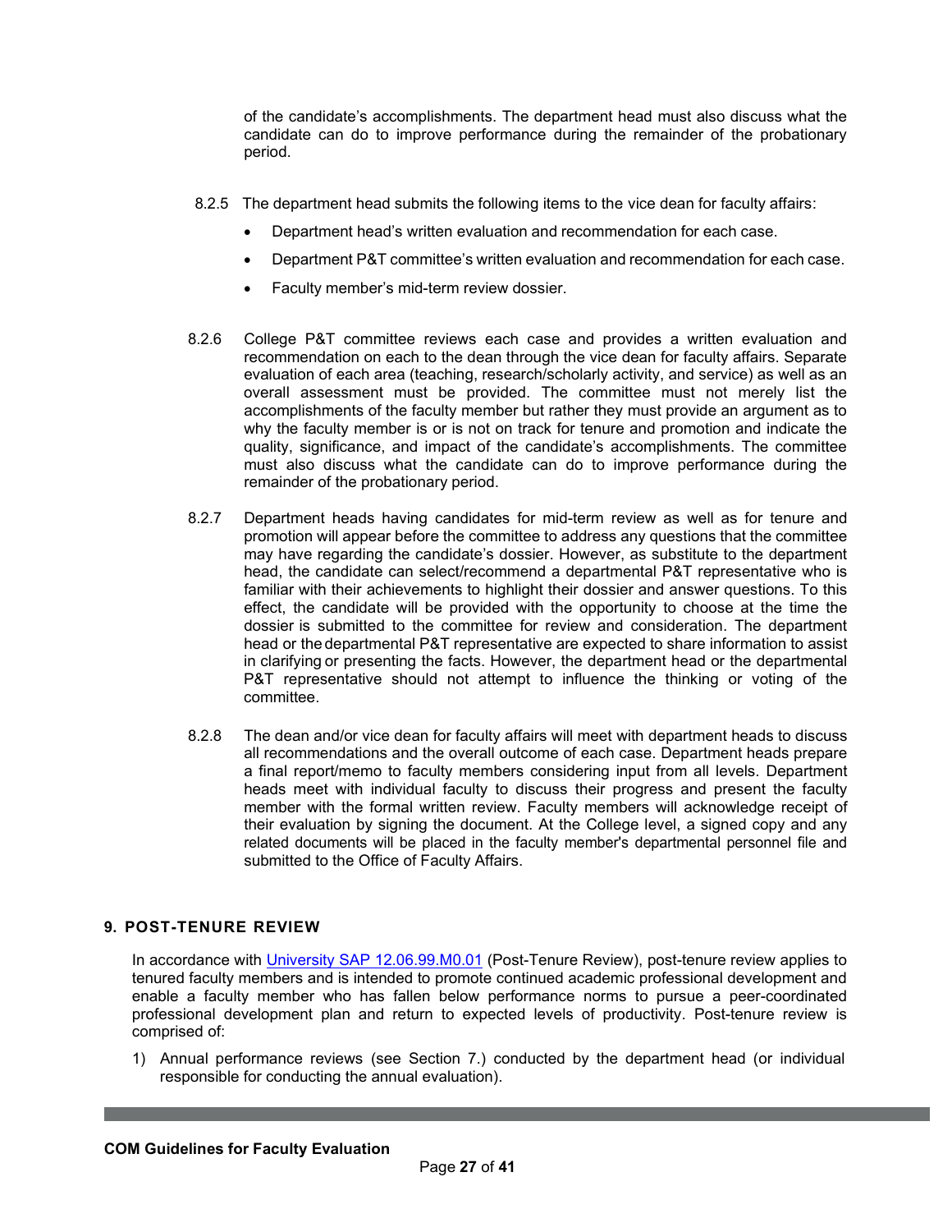of the candidate's accomplishments. The department head must also discuss what the candidate can do to improve performance during the remainder of the probationary period.

8.2.5 The department head submits the following items to the vice dean for faculty affairs:

- Department head's written evaluation and recommendation for each case.
- Department P&T committee's written evaluation and recommendation for each case.
- Faculty member's mid-term review dossier.

8.2.6 College P&T committee reviews each case and provides a written evaluation and recommendation on each to the dean through the vice dean for faculty affairs. Separate evaluation of each area (teaching, research/scholarly activity, and service) as well as an overall assessment must be provided. The committee must not merely list the accomplishments of the faculty member but rather they must provide an argument as to why the faculty member is or is not on track for tenure and promotion and indicate the quality, significance, and impact of the candidate's accomplishments. The committee must also discuss what the candidate can do to improve performance during the remainder of the probationary period.

8.2.7 Department heads having candidates for mid-term review as well as for tenure and promotion will appear before the committee to address any questions that the committee may have regarding the candidate's dossier. However, as substitute to the department head, the candidate can select/recommend a departmental P&T representative who is familiar with their achievements to highlight their dossier and answer questions. To this effect, the candidate will be provided with the opportunity to choose at the time the dossier is submitted to the committee for review and consideration. The department head or the departmental P&T representative are expected to share information to assist in clarifying or presenting the facts. However, the department head or the departmental P&T representative should not attempt to influence the thinking or voting of the committee.

8.2.8 The dean and/or vice dean for faculty affairs will meet with department heads to discuss all recommendations and the overall outcome of each case. Department heads prepare a final report/memo to faculty members considering input from all levels. Department heads meet with individual faculty to discuss their progress and present the faculty member with the formal written review. Faculty members will acknowledge receipt of their evaluation by signing the document. At the College level, a signed copy and any related documents will be placed in the faculty member's departmental personnel file and submitted to the Office of Faculty Affairs.

## 9. POST-TENURE REVIEW

In accordance with [University SAP 12.06.99.M0.01](University SAP 12.06.99.M0.01) (Post-Tenure Review), post-tenure review applies to tenured faculty members and is intended to promote continued academic professional development and enable a faculty member who has fallen below performance norms to pursue a peer-coordinated professional development plan and return to expected levels of productivity. Post-tenure review is comprised of:

1) Annual performance reviews (see Section 7.) conducted by the department head (or individual responsible for conducting the annual evaluation).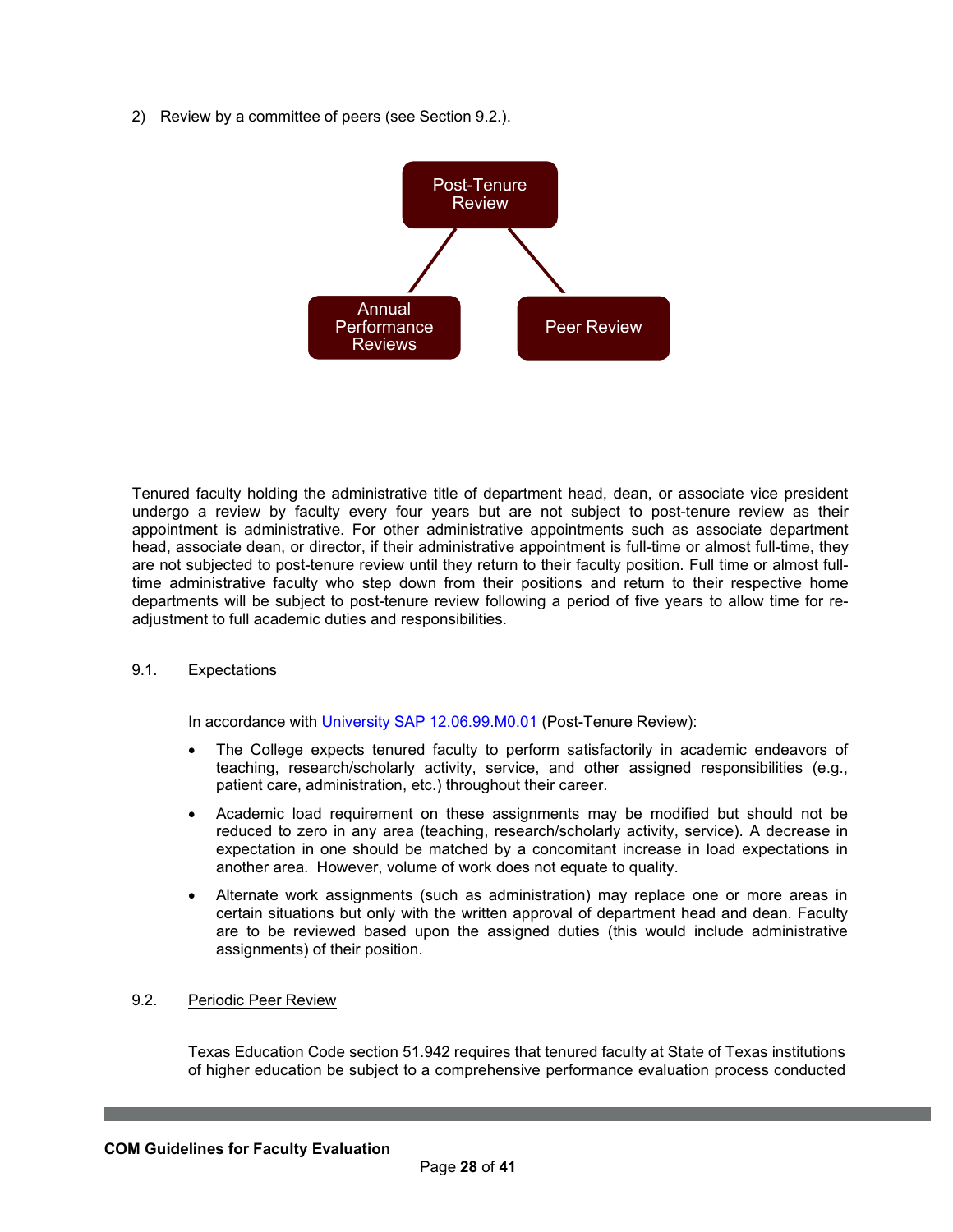2) Review by a committee of peers (see Section 9.2.).

Post-Tenure Review

Annual Performance Reviews

Peer Review

Tenured faculty holding the administrative title of department head, dean, or associate vice president undergo a review by faculty every four years but are not subject to post-tenure review as their appointment is administrative. For other administrative appointments such as associate department head, associate dean, or director, if their administrative appointment is full-time or almost full-time, they are not subjected to post-tenure review until they return to their faculty position. Full time or almost full-time administrative faculty who step down from their positions and return to their respective home departments will be subject to post-tenure review following a period of five years to allow time for re-adjustment to full academic duties and responsibilities.

## 9.1. Expectations

In accordance with [University SAP 12.06.99.M0.01](University SAP 12.06.99.M0.01) (Post-Tenure Review):

- The College expects tenured faculty to perform satisfactorily in academic endeavors of teaching, research/scholarly activity, service, and other assigned responsibilities (e.g., patient care, administration, etc.) throughout their career.
- Academic load requirement on these assignments may be modified but should not be reduced to zero in any area (teaching, research/scholarly activity, service). A decrease in expectation in one should be matched by a concomitant increase in load expectations in another area. However, volume of work does not equate to quality.
- Alternate work assignments (such as administration) may replace one or more areas in certain situations but only with the written approval of department head and dean. Faculty are to be reviewed based upon the assigned duties (this would include administrative assignments) of their position.

## 9.2. Periodic Peer Review

Texas Education Code section 51.942 requires that tenured faculty at State of Texas institutions of higher education be subject to a comprehensive performance evaluation process conducted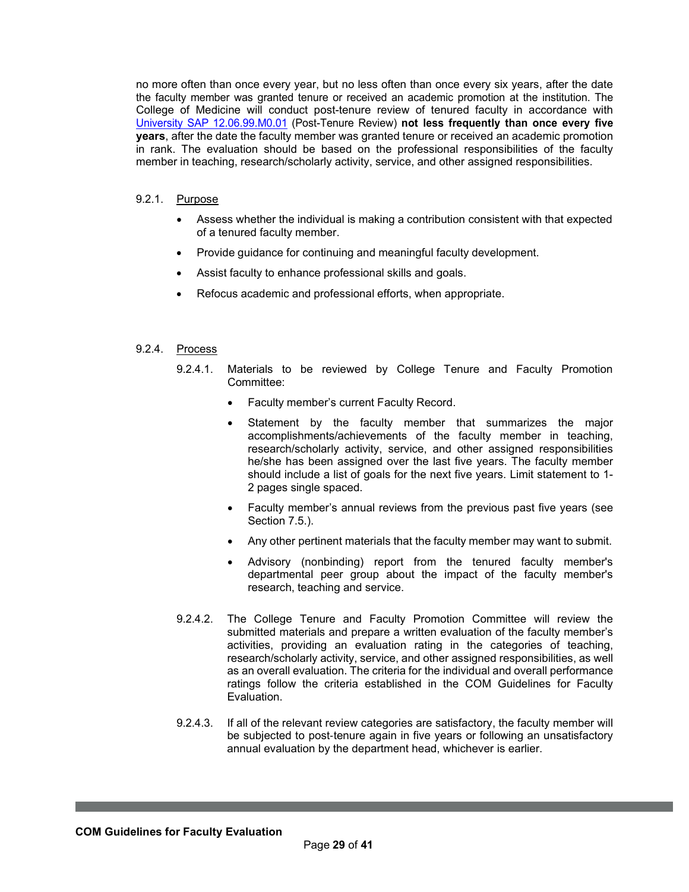no more often than once every year, but no less often than once every six years, after the date the faculty member was granted tenure or received an academic promotion at the institution. The College of Medicine will conduct post-tenure review of tenured faculty in accordance with University SAP 12.06.99.M0.01 (Post-Tenure Review) **not less frequently than once every five years**, after the date the faculty member was granted tenure or received an academic promotion in rank. The evaluation should be based on the professional responsibilities of the faculty member in teaching, research/scholarly activity, service, and other assigned responsibilities.

9.2.1. Purpose

- Assess whether the individual is making a contribution consistent with that expected of a tenured faculty member.
- Provide guidance for continuing and meaningful faculty development.
- Assist faculty to enhance professional skills and goals.
- Refocus academic and professional efforts, when appropriate.

9.2.4. Process

9.2.4.1. Materials to be reviewed by College Tenure and Faculty Promotion Committee:

- Faculty member's current Faculty Record.
- Statement by the faculty member that summarizes the major accomplishments/achievements of the faculty member in teaching, research/scholarly activity, service, and other assigned responsibilities he/she has been assigned over the last five years. The faculty member should include a list of goals for the next five years. Limit statement to 1-2 pages single spaced.
- Faculty member's annual reviews from the previous past five years (see Section 7.5.).
- Any other pertinent materials that the faculty member may want to submit.
- Advisory (nonbinding) report from the tenured faculty member's departmental peer group about the impact of the faculty member's research, teaching and service.

9.2.4.2. The College Tenure and Faculty Promotion Committee will review the submitted materials and prepare a written evaluation of the faculty member's activities, providing an evaluation rating in the categories of teaching, research/scholarly activity, service, and other assigned responsibilities, as well as an overall evaluation. The criteria for the individual and overall performance ratings follow the criteria established in the COM Guidelines for Faculty Evaluation.

9.2.4.3. If all of the relevant review categories are satisfactory, the faculty member will be subjected to post-tenure again in five years or following an unsatisfactory annual evaluation by the department head, whichever is earlier.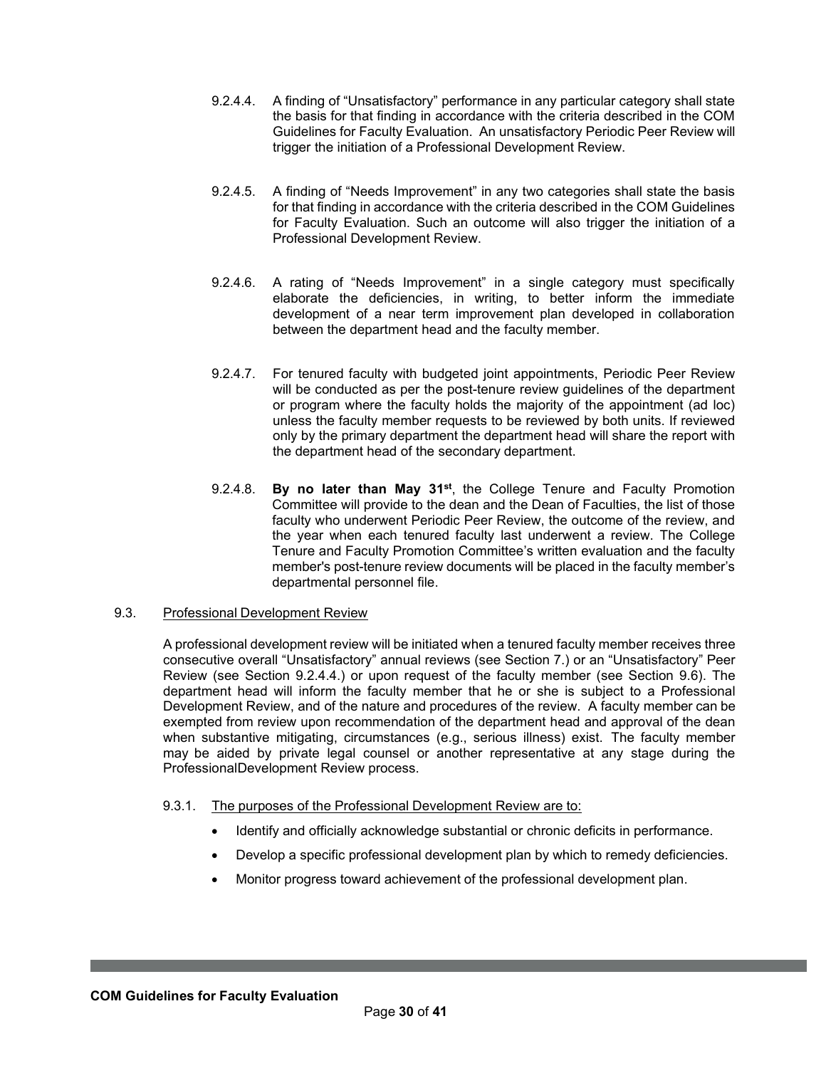9.2.4.4. A finding of "Unsatisfactory" performance in any particular category shall state the basis for that finding in accordance with the criteria described in the COM Guidelines for Faculty Evaluation. An unsatisfactory Periodic Peer Review will trigger the initiation of a Professional Development Review.

9.2.4.5. A finding of "Needs Improvement" in any two categories shall state the basis for that finding in accordance with the criteria described in the COM Guidelines for Faculty Evaluation. Such an outcome will also trigger the initiation of a Professional Development Review.

9.2.4.6. A rating of "Needs Improvement" in a single category must specifically elaborate the deficiencies, in writing, to better inform the immediate development of a near term improvement plan developed in collaboration between the department head and the faculty member.

9.2.4.7. For tenured faculty with budgeted joint appointments, Periodic Peer Review will be conducted as per the post-tenure review guidelines of the department or program where the faculty holds the majority of the appointment (ad loc) unless the faculty member requests to be reviewed by both units. If reviewed only by the primary department the department head will share the report with the department head of the secondary department.

9.2.4.8. **By no later than May 31st**, the College Tenure and Faculty Promotion Committee will provide to the dean and the Dean of Faculties, the list of those faculty who underwent Periodic Peer Review, the outcome of the review, and the year when each tenured faculty last underwent a review. The College Tenure and Faculty Promotion Committee's written evaluation and the faculty member's post-tenure review documents will be placed in the faculty member's departmental personnel file.

## 9.3. Professional Development Review

A professional development review will be initiated when a tenured faculty member receives three consecutive overall "Unsatisfactory" annual reviews (see Section 7.) or an "Unsatisfactory" Peer Review (see Section 9.2.4.4.) or upon request of the faculty member (see Section 9.6). The department head will inform the faculty member that he or she is subject to a Professional Development Review, and of the nature and procedures of the review. A faculty member can be exempted from review upon recommendation of the department head and approval of the dean when substantive mitigating, circumstances (e.g., serious illness) exist. The faculty member may be aided by private legal counsel or another representative at any stage during the ProfessionalDevelopment Review process.

### 9.3.1. The purposes of the Professional Development Review are to:

- Identify and officially acknowledge substantial or chronic deficits in performance.
- Develop a specific professional development plan by which to remedy deficiencies.
- Monitor progress toward achievement of the professional development plan.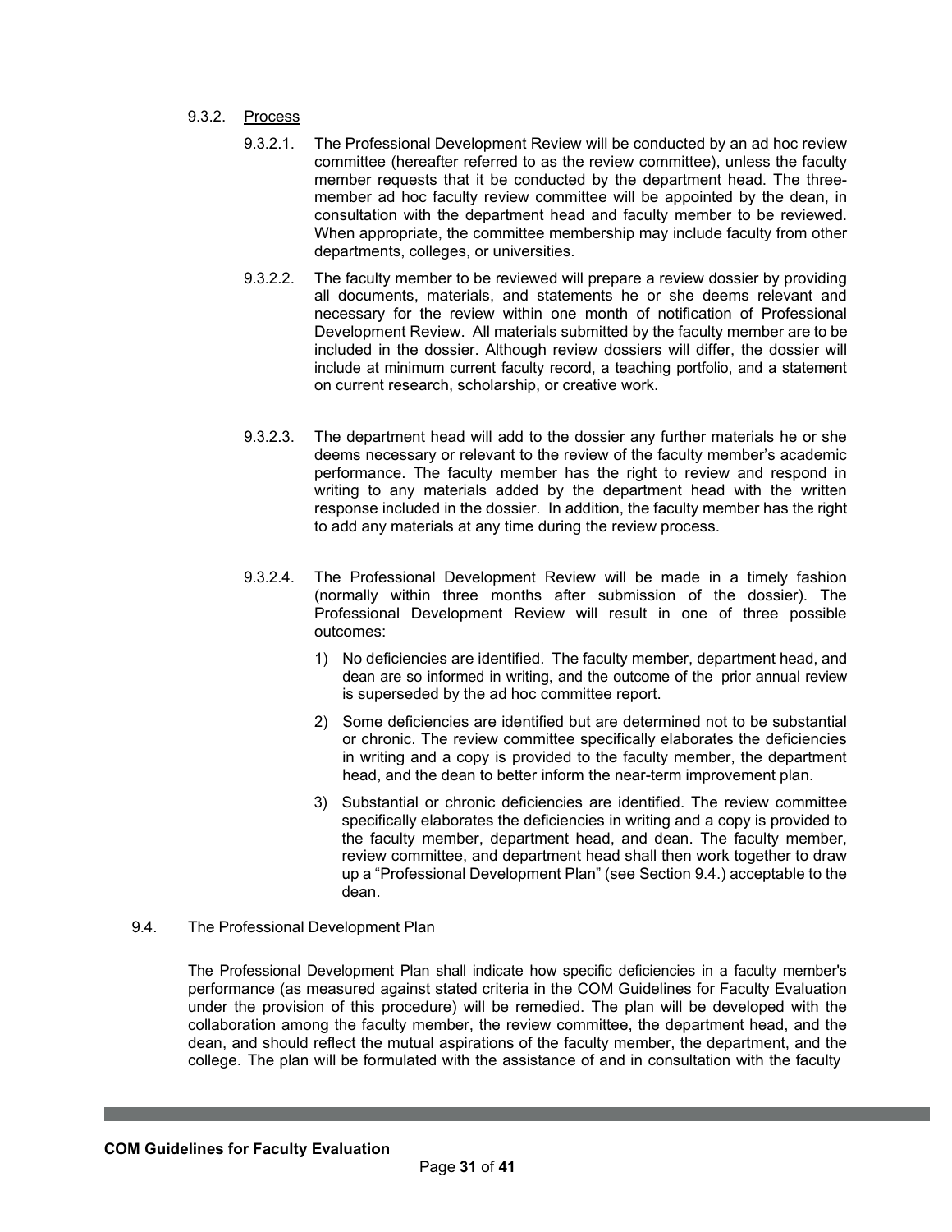#### 9.3.2. Process

9.3.2.1. The Professional Development Review will be conducted by an ad hoc review committee (hereafter referred to as the review committee), unless the faculty member requests that it be conducted by the department head. The three-member ad hoc faculty review committee will be appointed by the dean, in consultation with the department head and faculty member to be reviewed. When appropriate, the committee membership may include faculty from other departments, colleges, or universities.

9.3.2.2. The faculty member to be reviewed will prepare a review dossier by providing all documents, materials, and statements he or she deems relevant and necessary for the review within one month of notification of Professional Development Review. All materials submitted by the faculty member are to be included in the dossier. Although review dossiers will differ, the dossier will include at minimum current faculty record, a teaching portfolio, and a statement on current research, scholarship, or creative work.

9.3.2.3. The department head will add to the dossier any further materials he or she deems necessary or relevant to the review of the faculty member's academic performance. The faculty member has the right to review and respond in writing to any materials added by the department head with the written response included in the dossier. In addition, the faculty member has the right to add any materials at any time during the review process.

9.3.2.4. The Professional Development Review will be made in a timely fashion (normally within three months after submission of the dossier). The Professional Development Review will result in one of three possible outcomes:

1) No deficiencies are identified. The faculty member, department head, and dean are so informed in writing, and the outcome of the prior annual review is superseded by the ad hoc committee report.
2) Some deficiencies are identified but are determined not to be substantial or chronic. The review committee specifically elaborates the deficiencies in writing and a copy is provided to the faculty member, the department head, and the dean to better inform the near-term improvement plan.
3) Substantial or chronic deficiencies are identified. The review committee specifically elaborates the deficiencies in writing and a copy is provided to the faculty member, department head, and dean. The faculty member, review committee, and department head shall then work together to draw up a "Professional Development Plan" (see Section 9.4.) acceptable to the dean.

### 9.4. The Professional Development Plan

The Professional Development Plan shall indicate how specific deficiencies in a faculty member's performance (as measured against stated criteria in the COM Guidelines for Faculty Evaluation under the provision of this procedure) will be remedied. The plan will be developed with the collaboration among the faculty member, the review committee, the department head, and the dean, and should reflect the mutual aspirations of the faculty member, the department, and the college. The plan will be formulated with the assistance of and in consultation with the faculty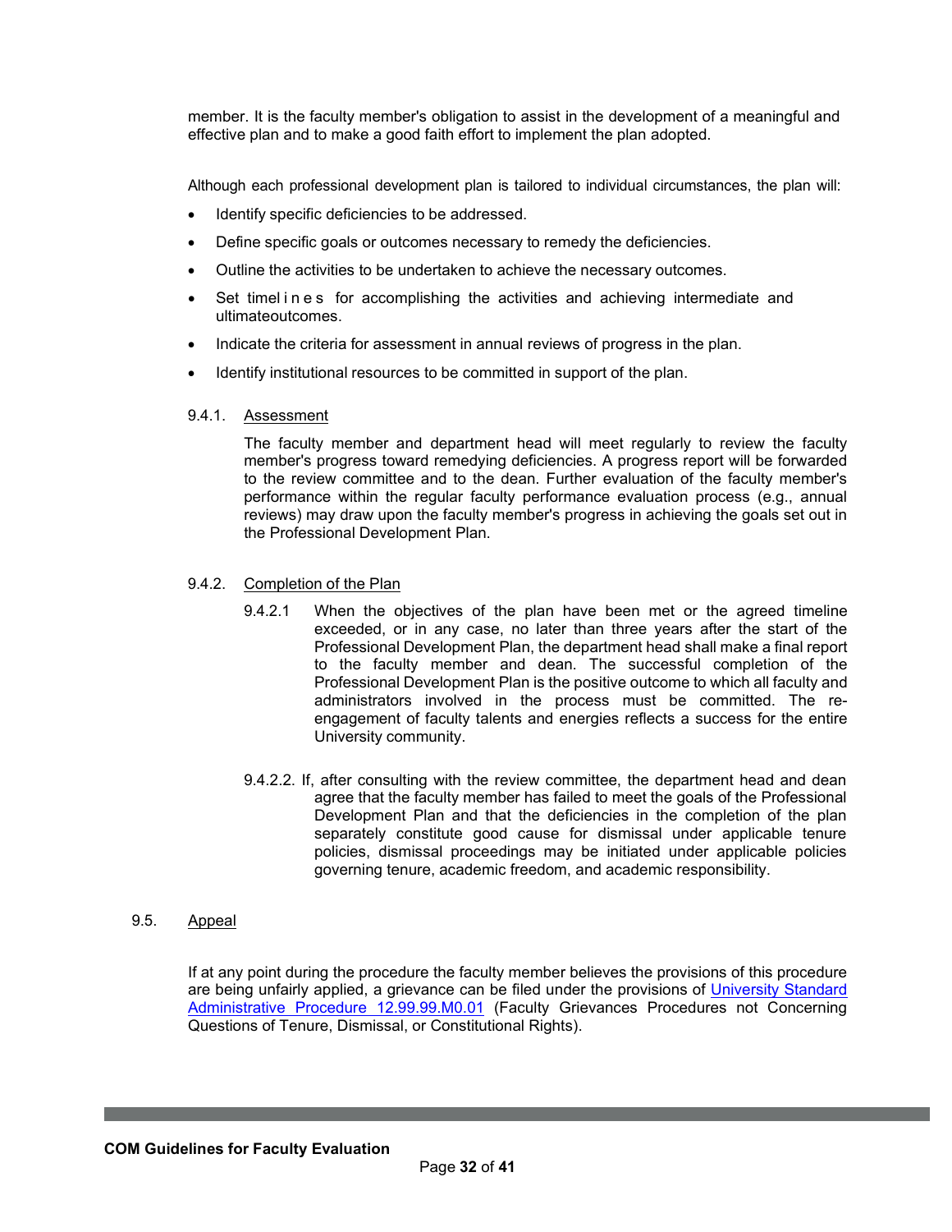member. It is the faculty member's obligation to assist in the development of a meaningful and effective plan and to make a good faith effort to implement the plan adopted.

Although each professional development plan is tailored to individual circumstances, the plan will:

- Identify specific deficiencies to be addressed.
- Define specific goals or outcomes necessary to remedy the deficiencies.
- Outline the activities to be undertaken to achieve the necessary outcomes.
- Set timelines for accomplishing the activities and achieving intermediate and ultimateoutcomes.
- Indicate the criteria for assessment in annual reviews of progress in the plan.
- Identify institutional resources to be committed in support of the plan.

9.4.1. Assessment

The faculty member and department head will meet regularly to review the faculty member's progress toward remedying deficiencies. A progress report will be forwarded to the review committee and to the dean. Further evaluation of the faculty member's performance within the regular faculty performance evaluation process (e.g., annual reviews) may draw upon the faculty member's progress in achieving the goals set out in the Professional Development Plan.

9.4.2. Completion of the Plan

9.4.2.1 When the objectives of the plan have been met or the agreed timeline exceeded, or in any case, no later than three years after the start of the Professional Development Plan, the department head shall make a final report to the faculty member and dean. The successful completion of the Professional Development Plan is the positive outcome to which all faculty and administrators involved in the process must be committed. The re-engagement of faculty talents and energies reflects a success for the entire University community.

9.4.2.2. If, after consulting with the review committee, the department head and dean agree that the faculty member has failed to meet the goals of the Professional Development Plan and that the deficiencies in the completion of the plan separately constitute good cause for dismissal under applicable tenure policies, dismissal proceedings may be initiated under applicable policies governing tenure, academic freedom, and academic responsibility.

9.5. Appeal

If at any point during the procedure the faculty member believes the provisions of this procedure are being unfairly applied, a grievance can be filed under the provisions of University Standard Administrative Procedure 12.99.99.M0.01 (Faculty Grievances Procedures not Concerning Questions of Tenure, Dismissal, or Constitutional Rights).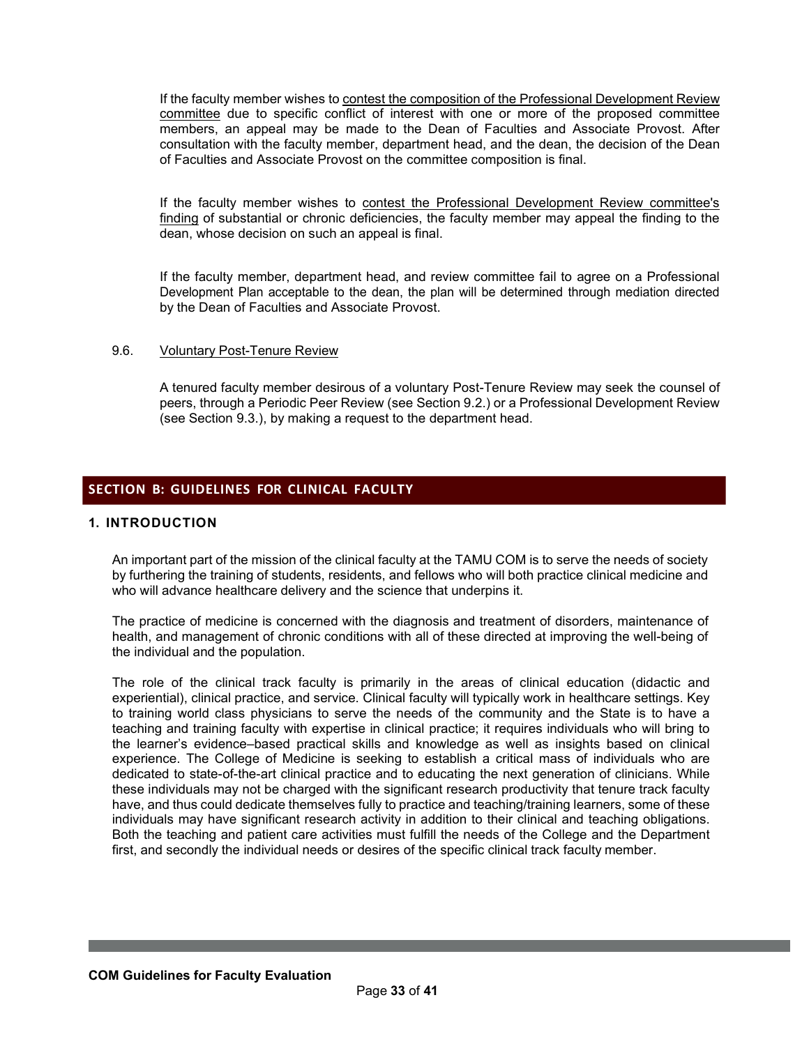If the faculty member wishes to contest the composition of the Professional Development Review committee due to specific conflict of interest with one or more of the proposed committee members, an appeal may be made to the Dean of Faculties and Associate Provost. After consultation with the faculty member, department head, and the dean, the decision of the Dean of Faculties and Associate Provost on the committee composition is final.

If the faculty member wishes to contest the Professional Development Review committee's finding of substantial or chronic deficiencies, the faculty member may appeal the finding to the dean, whose decision on such an appeal is final.

If the faculty member, department head, and review committee fail to agree on a Professional Development Plan acceptable to the dean, the plan will be determined through mediation directed by the Dean of Faculties and Associate Provost.

### 9.6. Voluntary Post-Tenure Review

A tenured faculty member desirous of a voluntary Post-Tenure Review may seek the counsel of peers, through a Periodic Peer Review (see Section 9.2.) or a Professional Development Review (see Section 9.3.), by making a request to the department head.

## SECTION B: GUIDELINES FOR CLINICAL FACULTY

### 1. INTRODUCTION

An important part of the mission of the clinical faculty at the TAMU COM is to serve the needs of society by furthering the training of students, residents, and fellows who will both practice clinical medicine and who will advance healthcare delivery and the science that underpins it.

The practice of medicine is concerned with the diagnosis and treatment of disorders, maintenance of health, and management of chronic conditions with all of these directed at improving the well-being of the individual and the population.

The role of the clinical track faculty is primarily in the areas of clinical education (didactic and experiential), clinical practice, and service. Clinical faculty will typically work in healthcare settings. Key to training world class physicians to serve the needs of the community and the State is to have a teaching and training faculty with expertise in clinical practice; it requires individuals who will bring to the learner's evidence–based practical skills and knowledge as well as insights based on clinical experience. The College of Medicine is seeking to establish a critical mass of individuals who are dedicated to state-of-the-art clinical practice and to educating the next generation of clinicians. While these individuals may not be charged with the significant research productivity that tenure track faculty have, and thus could dedicate themselves fully to practice and teaching/training learners, some of these individuals may have significant research activity in addition to their clinical and teaching obligations. Both the teaching and patient care activities must fulfill the needs of the College and the Department first, and secondly the individual needs or desires of the specific clinical track faculty member.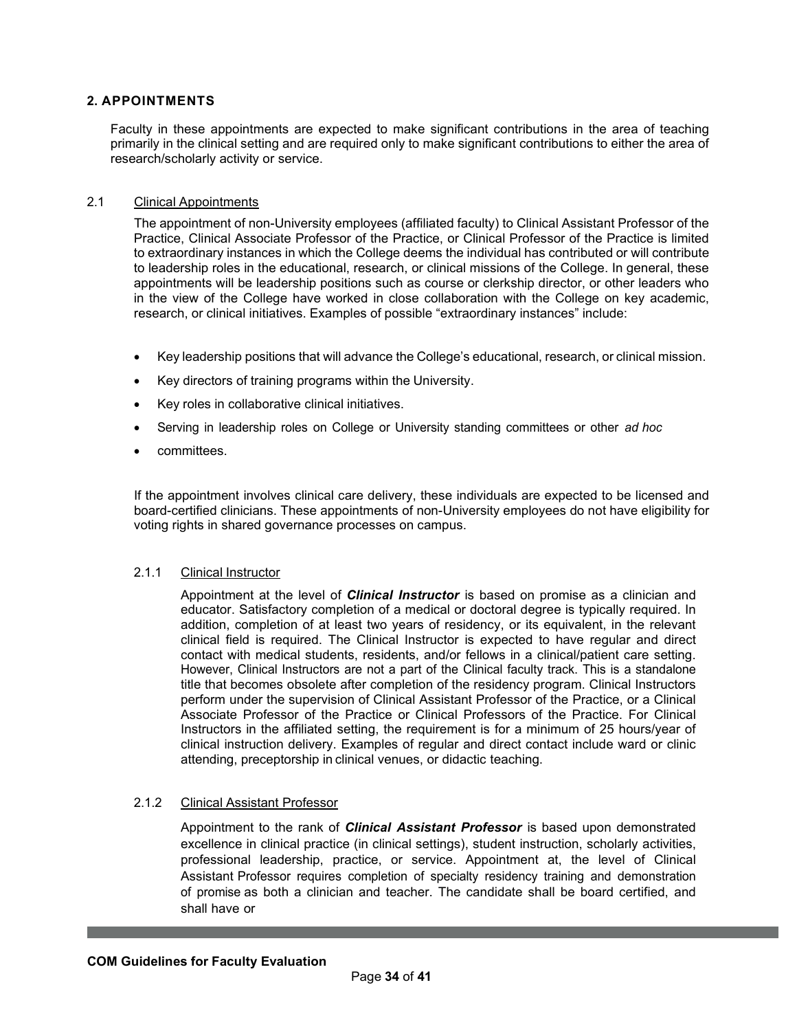## 2. APPOINTMENTS

Faculty in these appointments are expected to make significant contributions in the area of teaching primarily in the clinical setting and are required only to make significant contributions to either the area of research/scholarly activity or service.

### 2.1 Clinical Appointments

The appointment of non-University employees (affiliated faculty) to Clinical Assistant Professor of the Practice, Clinical Associate Professor of the Practice, or Clinical Professor of the Practice is limited to extraordinary instances in which the College deems the individual has contributed or will contribute to leadership roles in the educational, research, or clinical missions of the College. In general, these appointments will be leadership positions such as course or clerkship director, or other leaders who in the view of the College have worked in close collaboration with the College on key academic, research, or clinical initiatives. Examples of possible "extraordinary instances" include:

- Key leadership positions that will advance the College's educational, research, or clinical mission.
- Key directors of training programs within the University.
- Key roles in collaborative clinical initiatives.
- Serving in leadership roles on College or University standing committees or other *ad hoc*
- committees.

If the appointment involves clinical care delivery, these individuals are expected to be licensed and board-certified clinicians. These appointments of non-University employees do not have eligibility for voting rights in shared governance processes on campus.

#### 2.1.1 Clinical Instructor

Appointment at the level of ***Clinical Instructor*** is based on promise as a clinician and educator. Satisfactory completion of a medical or doctoral degree is typically required. In addition, completion of at least two years of residency, or its equivalent, in the relevant clinical field is required. The Clinical Instructor is expected to have regular and direct contact with medical students, residents, and/or fellows in a clinical/patient care setting. However, Clinical Instructors are not a part of the Clinical faculty track. This is a standalone title that becomes obsolete after completion of the residency program. Clinical Instructors perform under the supervision of Clinical Assistant Professor of the Practice, or a Clinical Associate Professor of the Practice or Clinical Professors of the Practice. For Clinical Instructors in the affiliated setting, the requirement is for a minimum of 25 hours/year of clinical instruction delivery. Examples of regular and direct contact include ward or clinic attending, preceptorship in clinical venues, or didactic teaching.

#### 2.1.2 Clinical Assistant Professor

Appointment to the rank of ***Clinical Assistant Professor*** is based upon demonstrated excellence in clinical practice (in clinical settings), student instruction, scholarly activities, professional leadership, practice, or service. Appointment at, the level of Clinical Assistant Professor requires completion of specialty residency training and demonstration of promise as both a clinician and teacher. The candidate shall be board certified, and shall have or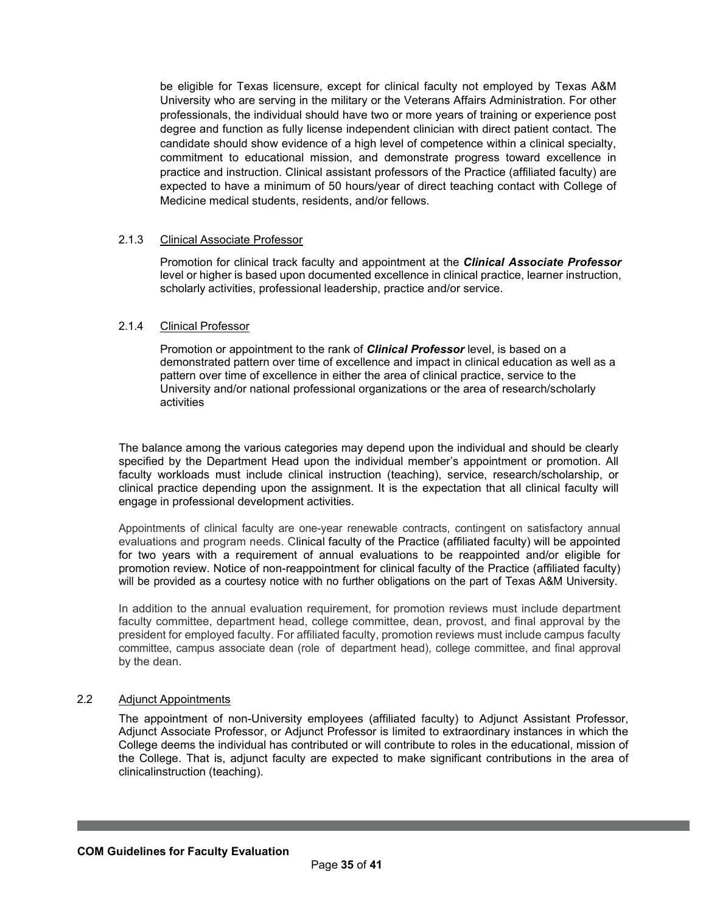be eligible for Texas licensure, except for clinical faculty not employed by Texas A&M University who are serving in the military or the Veterans Affairs Administration. For other professionals, the individual should have two or more years of training or experience post degree and function as fully license independent clinician with direct patient contact. The candidate should show evidence of a high level of competence within a clinical specialty, commitment to educational mission, and demonstrate progress toward excellence in practice and instruction. Clinical assistant professors of the Practice (affiliated faculty) are expected to have a minimum of 50 hours/year of direct teaching contact with College of Medicine medical students, residents, and/or fellows.

#### 2.1.3 Clinical Associate Professor

Promotion for clinical track faculty and appointment at the ***Clinical Associate Professor*** level or higher is based upon documented excellence in clinical practice, learner instruction, scholarly activities, professional leadership, practice and/or service.

#### 2.1.4 Clinical Professor

Promotion or appointment to the rank of ***Clinical Professor*** level, is based on a demonstrated pattern over time of excellence and impact in clinical education as well as a pattern over time of excellence in either the area of clinical practice, service to the University and/or national professional organizations or the area of research/scholarly activities

The balance among the various categories may depend upon the individual and should be clearly specified by the Department Head upon the individual member's appointment or promotion. All faculty workloads must include clinical instruction (teaching), service, research/scholarship, or clinical practice depending upon the assignment. It is the expectation that all clinical faculty will engage in professional development activities.

Appointments of clinical faculty are one-year renewable contracts, contingent on satisfactory annual evaluations and program needs. Clinical faculty of the Practice (affiliated faculty) will be appointed for two years with a requirement of annual evaluations to be reappointed and/or eligible for promotion review. Notice of non-reappointment for clinical faculty of the Practice (affiliated faculty) will be provided as a courtesy notice with no further obligations on the part of Texas A&M University.

In addition to the annual evaluation requirement, for promotion reviews must include department faculty committee, department head, college committee, dean, provost, and final approval by the president for employed faculty. For affiliated faculty, promotion reviews must include campus faculty committee, campus associate dean (role of department head), college committee, and final approval by the dean.

### 2.2 Adjunct Appointments

The appointment of non-University employees (affiliated faculty) to Adjunct Assistant Professor, Adjunct Associate Professor, or Adjunct Professor is limited to extraordinary instances in which the College deems the individual has contributed or will contribute to roles in the educational, mission of the College. That is, adjunct faculty are expected to make significant contributions in the area of clinicalinstruction (teaching).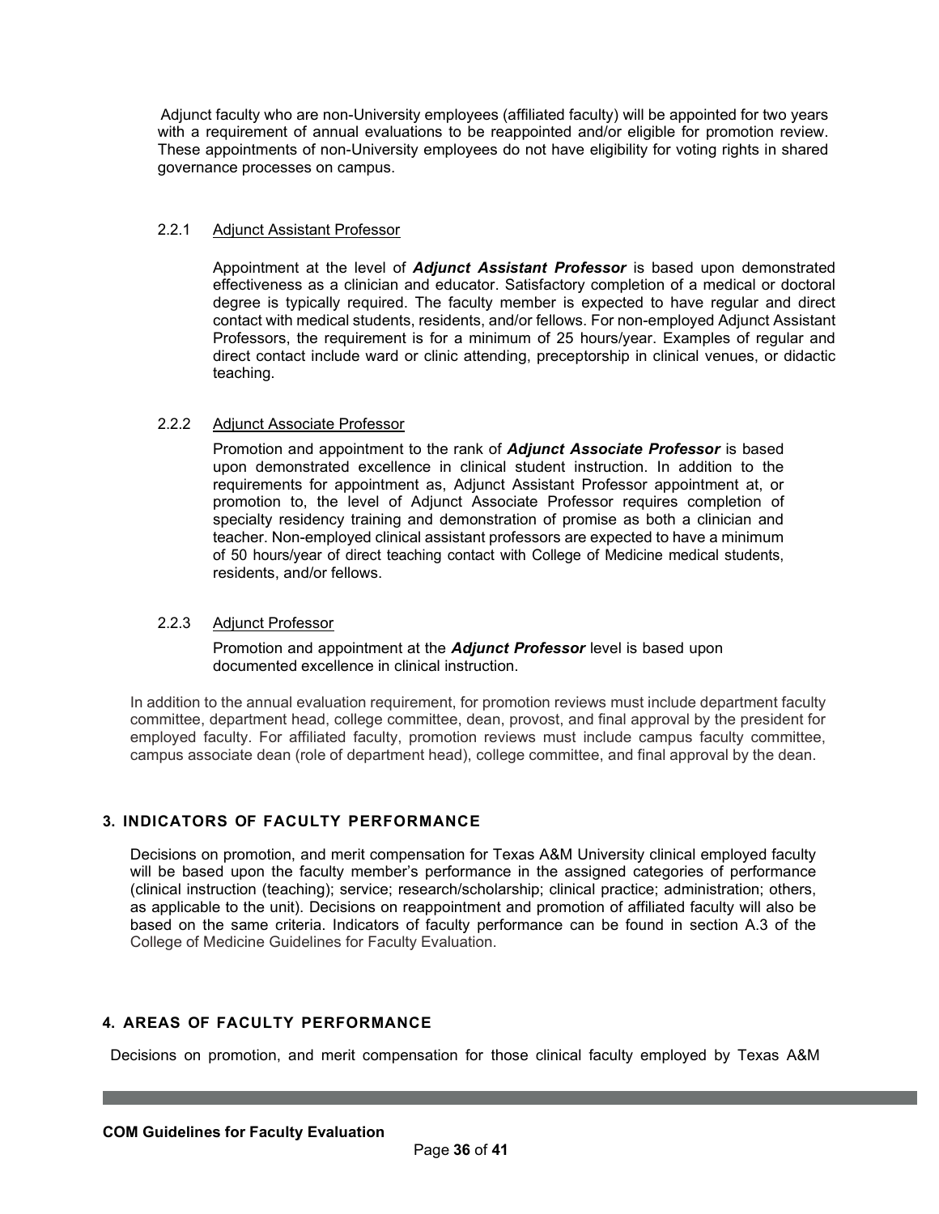Adjunct faculty who are non-University employees (affiliated faculty) will be appointed for two years with a requirement of annual evaluations to be reappointed and/or eligible for promotion review. These appointments of non-University employees do not have eligibility for voting rights in shared governance processes on campus.

#### 2.2.1 Adjunct Assistant Professor

Appointment at the level of ***Adjunct Assistant Professor*** is based upon demonstrated effectiveness as a clinician and educator. Satisfactory completion of a medical or doctoral degree is typically required. The faculty member is expected to have regular and direct contact with medical students, residents, and/or fellows. For non-employed Adjunct Assistant Professors, the requirement is for a minimum of 25 hours/year. Examples of regular and direct contact include ward or clinic attending, preceptorship in clinical venues, or didactic teaching.

#### 2.2.2 Adjunct Associate Professor

Promotion and appointment to the rank of ***Adjunct Associate Professor*** is based upon demonstrated excellence in clinical student instruction. In addition to the requirements for appointment as, Adjunct Assistant Professor appointment at, or promotion to, the level of Adjunct Associate Professor requires completion of specialty residency training and demonstration of promise as both a clinician and teacher. Non-employed clinical assistant professors are expected to have a minimum of 50 hours/year of direct teaching contact with College of Medicine medical students, residents, and/or fellows.

#### 2.2.3 Adjunct Professor

Promotion and appointment at the ***Adjunct Professor*** level is based upon documented excellence in clinical instruction.

In addition to the annual evaluation requirement, for promotion reviews must include department faculty committee, department head, college committee, dean, provost, and final approval by the president for employed faculty. For affiliated faculty, promotion reviews must include campus faculty committee, campus associate dean (role of department head), college committee, and final approval by the dean.

## 3. INDICATORS OF FACULTY PERFORMANCE

Decisions on promotion, and merit compensation for Texas A&M University clinical employed faculty will be based upon the faculty member's performance in the assigned categories of performance (clinical instruction (teaching); service; research/scholarship; clinical practice; administration; others, as applicable to the unit). Decisions on reappointment and promotion of affiliated faculty will also be based on the same criteria. Indicators of faculty performance can be found in section A.3 of the College of Medicine Guidelines for Faculty Evaluation.

## 4. AREAS OF FACULTY PERFORMANCE

Decisions on promotion, and merit compensation for those clinical faculty employed by Texas A&M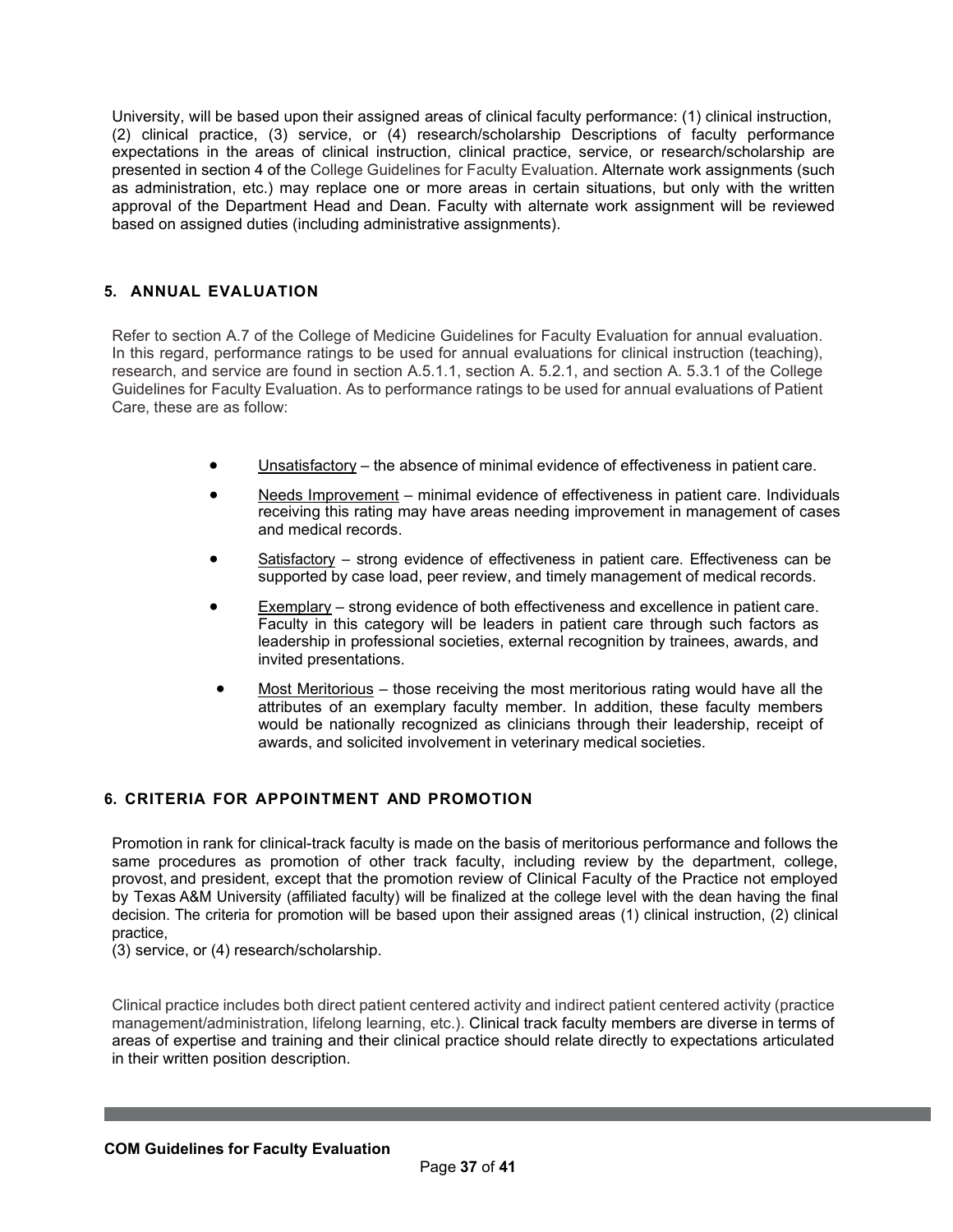University, will be based upon their assigned areas of clinical faculty performance: (1) clinical instruction, (2) clinical practice, (3) service, or (4) research/scholarship Descriptions of faculty performance expectations in the areas of clinical instruction, clinical practice, service, or research/scholarship are presented in section 4 of the College Guidelines for Faculty Evaluation. Alternate work assignments (such as administration, etc.) may replace one or more areas in certain situations, but only with the written approval of the Department Head and Dean. Faculty with alternate work assignment will be reviewed based on assigned duties (including administrative assignments).

## 5. ANNUAL EVALUATION

Refer to section A.7 of the College of Medicine Guidelines for Faculty Evaluation for annual evaluation. In this regard, performance ratings to be used for annual evaluations for clinical instruction (teaching), research, and service are found in section A.5.1.1, section A. 5.2.1, and section A. 5.3.1 of the College Guidelines for Faculty Evaluation. As to performance ratings to be used for annual evaluations of Patient Care, these are as follow:

- Unsatisfactory – the absence of minimal evidence of effectiveness in patient care.
- Needs Improvement – minimal evidence of effectiveness in patient care. Individuals receiving this rating may have areas needing improvement in management of cases and medical records.
- Satisfactory – strong evidence of effectiveness in patient care. Effectiveness can be supported by case load, peer review, and timely management of medical records.
- Exemplary – strong evidence of both effectiveness and excellence in patient care. Faculty in this category will be leaders in patient care through such factors as leadership in professional societies, external recognition by trainees, awards, and invited presentations.
- Most Meritorious – those receiving the most meritorious rating would have all the attributes of an exemplary faculty member. In addition, these faculty members would be nationally recognized as clinicians through their leadership, receipt of awards, and solicited involvement in veterinary medical societies.

## 6. CRITERIA FOR APPOINTMENT AND PROMOTION

Promotion in rank for clinical-track faculty is made on the basis of meritorious performance and follows the same procedures as promotion of other track faculty, including review by the department, college, provost, and president, except that the promotion review of Clinical Faculty of the Practice not employed by Texas A&M University (affiliated faculty) will be finalized at the college level with the dean having the final decision. The criteria for promotion will be based upon their assigned areas (1) clinical instruction, (2) clinical practice,
(3) service, or (4) research/scholarship.

Clinical practice includes both direct patient centered activity and indirect patient centered activity (practice management/administration, lifelong learning, etc.). Clinical track faculty members are diverse in terms of areas of expertise and training and their clinical practice should relate directly to expectations articulated in their written position description.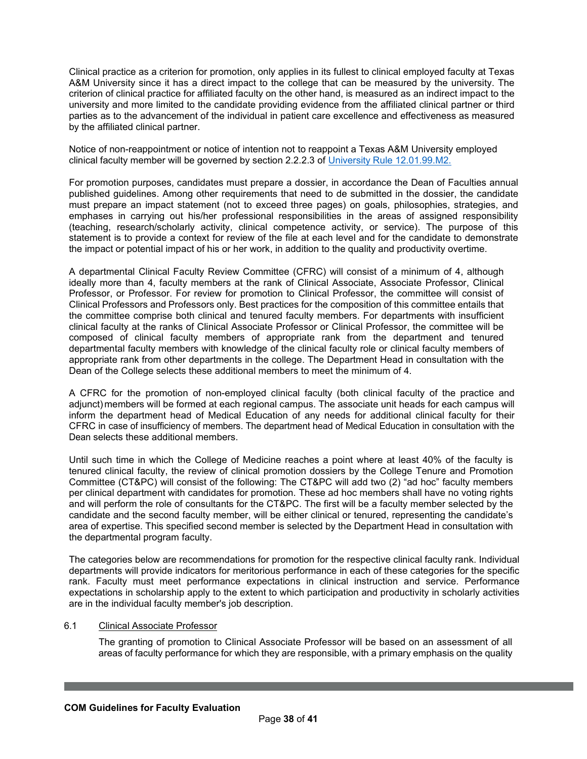Clinical practice as a criterion for promotion, only applies in its fullest to clinical employed faculty at Texas A&M University since it has a direct impact to the college that can be measured by the university. The criterion of clinical practice for affiliated faculty on the other hand, is measured as an indirect impact to the university and more limited to the candidate providing evidence from the affiliated clinical partner or third parties as to the advancement of the individual in patient care excellence and effectiveness as measured by the affiliated clinical partner.

Notice of non-reappointment or notice of intention not to reappoint a Texas A&M University employed clinical faculty member will be governed by section 2.2.2.3 of [University Rule 12.01.99.M2.]()

For promotion purposes, candidates must prepare a dossier, in accordance the Dean of Faculties annual published guidelines. Among other requirements that need to de submitted in the dossier, the candidate must prepare an impact statement (not to exceed three pages) on goals, philosophies, strategies, and emphases in carrying out his/her professional responsibilities in the areas of assigned responsibility (teaching, research/scholarly activity, clinical competence activity, or service). The purpose of this statement is to provide a context for review of the file at each level and for the candidate to demonstrate the impact or potential impact of his or her work, in addition to the quality and productivity overtime.

A departmental Clinical Faculty Review Committee (CFRC) will consist of a minimum of 4, although ideally more than 4, faculty members at the rank of Clinical Associate, Associate Professor, Clinical Professor, or Professor. For review for promotion to Clinical Professor, the committee will consist of Clinical Professors and Professors only. Best practices for the composition of this committee entails that the committee comprise both clinical and tenured faculty members. For departments with insufficient clinical faculty at the ranks of Clinical Associate Professor or Clinical Professor, the committee will be composed of clinical faculty members of appropriate rank from the department and tenured departmental faculty members with knowledge of the clinical faculty role or clinical faculty members of appropriate rank from other departments in the college. The Department Head in consultation with the Dean of the College selects these additional members to meet the minimum of 4.

A CFRC for the promotion of non-employed clinical faculty (both clinical faculty of the practice and adjunct) members will be formed at each regional campus. The associate unit heads for each campus will inform the department head of Medical Education of any needs for additional clinical faculty for their CFRC in case of insufficiency of members. The department head of Medical Education in consultation with the Dean selects these additional members.

Until such time in which the College of Medicine reaches a point where at least 40% of the faculty is tenured clinical faculty, the review of clinical promotion dossiers by the College Tenure and Promotion Committee (CT&PC) will consist of the following: The CT&PC will add two (2) "ad hoc" faculty members per clinical department with candidates for promotion. These ad hoc members shall have no voting rights and will perform the role of consultants for the CT&PC. The first will be a faculty member selected by the candidate and the second faculty member, will be either clinical or tenured, representing the candidate's area of expertise. This specified second member is selected by the Department Head in consultation with the departmental program faculty.

The categories below are recommendations for promotion for the respective clinical faculty rank. Individual departments will provide indicators for meritorious performance in each of these categories for the specific rank. Faculty must meet performance expectations in clinical instruction and service. Performance expectations in scholarship apply to the extent to which participation and productivity in scholarly activities are in the individual faculty member's job description.

### 6.1 Clinical Associate Professor

The granting of promotion to Clinical Associate Professor will be based on an assessment of all areas of faculty performance for which they are responsible, with a primary emphasis on the quality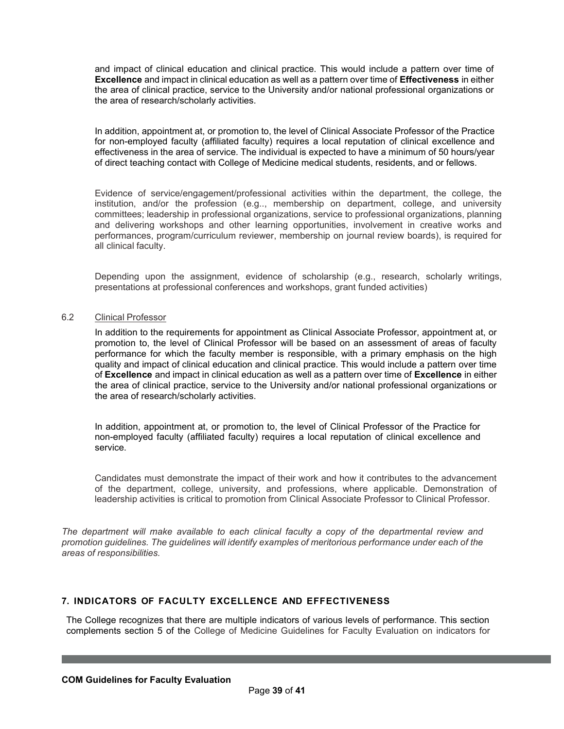and impact of clinical education and clinical practice. This would include a pattern over time of **Excellence** and impact in clinical education as well as a pattern over time of **Effectiveness** in either the area of clinical practice, service to the University and/or national professional organizations or the area of research/scholarly activities.

In addition, appointment at, or promotion to, the level of Clinical Associate Professor of the Practice for non-employed faculty (affiliated faculty) requires a local reputation of clinical excellence and effectiveness in the area of service. The individual is expected to have a minimum of 50 hours/year of direct teaching contact with College of Medicine medical students, residents, and or fellows.

Evidence of service/engagement/professional activities within the department, the college, the institution, and/or the profession (e.g.., membership on department, college, and university committees; leadership in professional organizations, service to professional organizations, planning and delivering workshops and other learning opportunities, involvement in creative works and performances, program/curriculum reviewer, membership on journal review boards), is required for all clinical faculty.

Depending upon the assignment, evidence of scholarship (e.g., research, scholarly writings, presentations at professional conferences and workshops, grant funded activities)

6.2 Clinical Professor

In addition to the requirements for appointment as Clinical Associate Professor, appointment at, or promotion to, the level of Clinical Professor will be based on an assessment of areas of faculty performance for which the faculty member is responsible, with a primary emphasis on the high quality and impact of clinical education and clinical practice. This would include a pattern over time of **Excellence** and impact in clinical education as well as a pattern over time of **Excellence** in either the area of clinical practice, service to the University and/or national professional organizations or the area of research/scholarly activities.

In addition, appointment at, or promotion to, the level of Clinical Professor of the Practice for non-employed faculty (affiliated faculty) requires a local reputation of clinical excellence and service.

Candidates must demonstrate the impact of their work and how it contributes to the advancement of the department, college, university, and professions, where applicable. Demonstration of leadership activities is critical to promotion from Clinical Associate Professor to Clinical Professor.

*The department will make available to each clinical faculty a copy of the departmental review and promotion guidelines. The guidelines will identify examples of meritorious performance under each of the areas of responsibilities.*

## 7. INDICATORS OF FACULTY EXCELLENCE AND EFFECTIVENESS

The College recognizes that there are multiple indicators of various levels of performance. This section complements section 5 of the College of Medicine Guidelines for Faculty Evaluation on indicators for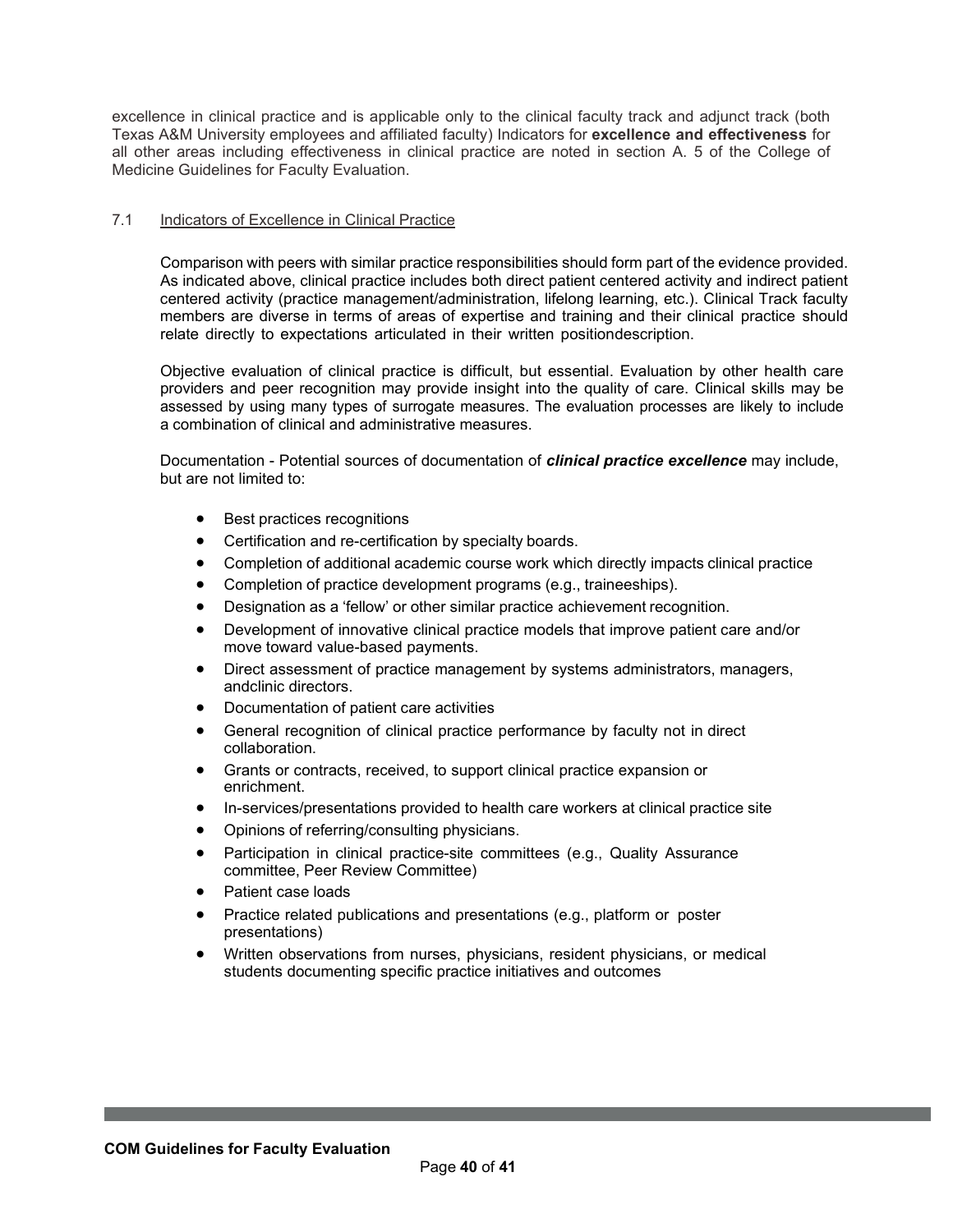excellence in clinical practice and is applicable only to the clinical faculty track and adjunct track (both Texas A&M University employees and affiliated faculty) Indicators for **excellence and effectiveness** for all other areas including effectiveness in clinical practice are noted in section A. 5 of the College of Medicine Guidelines for Faculty Evaluation.

### 7.1 Indicators of Excellence in Clinical Practice

Comparison with peers with similar practice responsibilities should form part of the evidence provided. As indicated above, clinical practice includes both direct patient centered activity and indirect patient centered activity (practice management/administration, lifelong learning, etc.). Clinical Track faculty members are diverse in terms of areas of expertise and training and their clinical practice should relate directly to expectations articulated in their written positiondescription.

Objective evaluation of clinical practice is difficult, but essential. Evaluation by other health care providers and peer recognition may provide insight into the quality of care. Clinical skills may be assessed by using many types of surrogate measures. The evaluation processes are likely to include a combination of clinical and administrative measures.

Documentation - Potential sources of documentation of ***clinical practice excellence*** may include, but are not limited to:

- Best practices recognitions
- Certification and re-certification by specialty boards.
- Completion of additional academic course work which directly impacts clinical practice
- Completion of practice development programs (e.g., traineeships).
- Designation as a 'fellow' or other similar practice achievement recognition.
- Development of innovative clinical practice models that improve patient care and/or move toward value-based payments.
- Direct assessment of practice management by systems administrators, managers, andclinic directors.
- Documentation of patient care activities
- General recognition of clinical practice performance by faculty not in direct collaboration.
- Grants or contracts, received, to support clinical practice expansion or enrichment.
- In-services/presentations provided to health care workers at clinical practice site
- Opinions of referring/consulting physicians.
- Participation in clinical practice-site committees (e.g., Quality Assurance committee, Peer Review Committee)
- Patient case loads
- Practice related publications and presentations (e.g., platform or poster presentations)
- Written observations from nurses, physicians, resident physicians, or medical students documenting specific practice initiatives and outcomes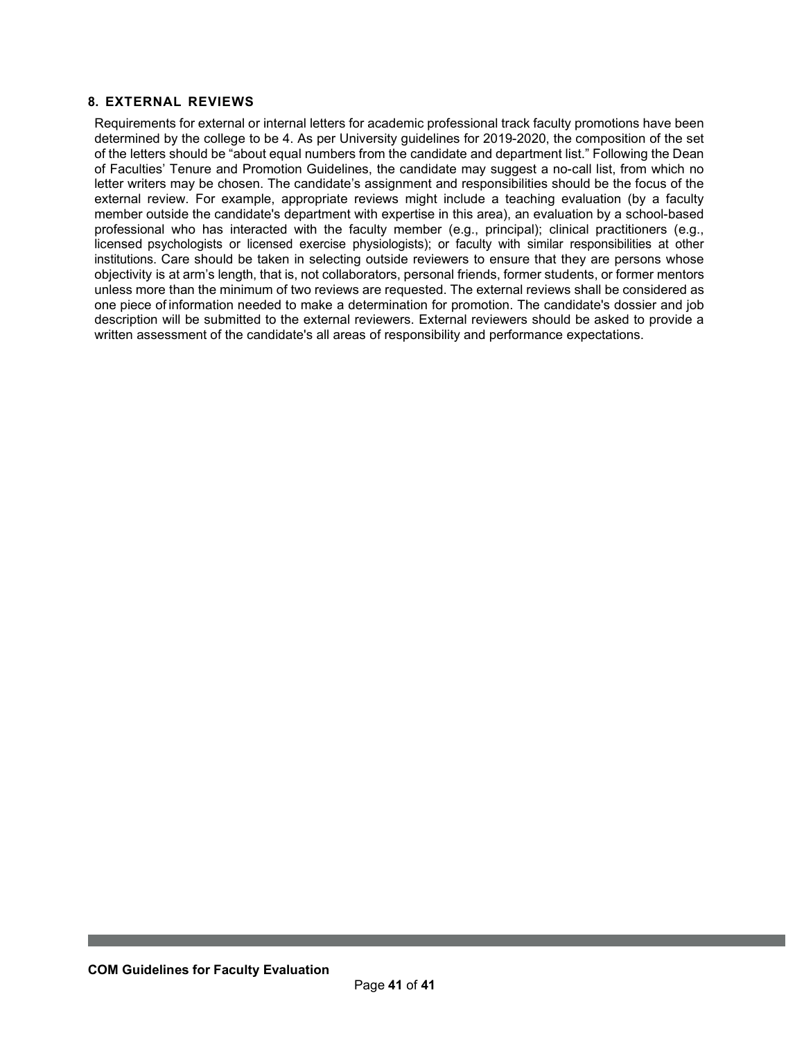## 8. EXTERNAL REVIEWS

Requirements for external or internal letters for academic professional track faculty promotions have been determined by the college to be 4. As per University guidelines for 2019-2020, the composition of the set of the letters should be "about equal numbers from the candidate and department list." Following the Dean of Faculties' Tenure and Promotion Guidelines, the candidate may suggest a no-call list, from which no letter writers may be chosen. The candidate's assignment and responsibilities should be the focus of the external review. For example, appropriate reviews might include a teaching evaluation (by a faculty member outside the candidate's department with expertise in this area), an evaluation by a school-based professional who has interacted with the faculty member (e.g., principal); clinical practitioners (e.g., licensed psychologists or licensed exercise physiologists); or faculty with similar responsibilities at other institutions. Care should be taken in selecting outside reviewers to ensure that they are persons whose objectivity is at arm's length, that is, not collaborators, personal friends, former students, or former mentors unless more than the minimum of two reviews are requested. The external reviews shall be considered as one piece of information needed to make a determination for promotion. The candidate's dossier and job description will be submitted to the external reviewers. External reviewers should be asked to provide a written assessment of the candidate's all areas of responsibility and performance expectations.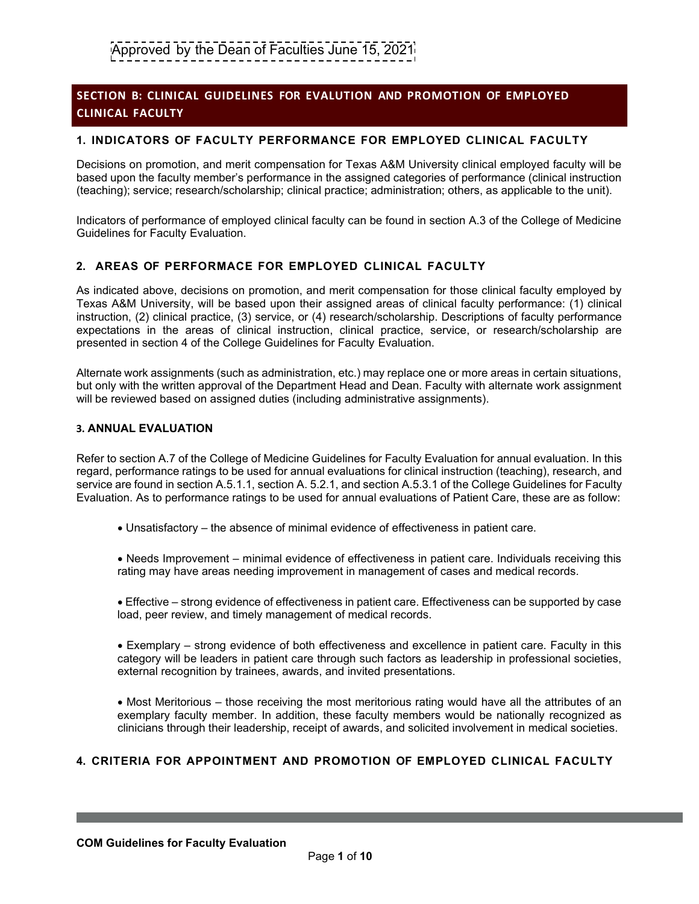Approved by the Dean of Faculties June 15, 2021

## SECTION B: CLINICAL GUIDELINES FOR EVALUTION AND PROMOTION OF EMPLOYED CLINICAL FACULTY

### 1. INDICATORS OF FACULTY PERFORMANCE FOR EMPLOYED CLINICAL FACULTY

Decisions on promotion, and merit compensation for Texas A&M University clinical employed faculty will be based upon the faculty member's performance in the assigned categories of performance (clinical instruction (teaching); service; research/scholarship; clinical practice; administration; others, as applicable to the unit).

Indicators of performance of employed clinical faculty can be found in section A.3 of the College of Medicine Guidelines for Faculty Evaluation.

### 2. AREAS OF PERFORMACE FOR EMPLOYED CLINICAL FACULTY

As indicated above, decisions on promotion, and merit compensation for those clinical faculty employed by Texas A&M University, will be based upon their assigned areas of clinical faculty performance: (1) clinical instruction, (2) clinical practice, (3) service, or (4) research/scholarship. Descriptions of faculty performance expectations in the areas of clinical instruction, clinical practice, service, or research/scholarship are presented in section 4 of the College Guidelines for Faculty Evaluation.

Alternate work assignments (such as administration, etc.) may replace one or more areas in certain situations, but only with the written approval of the Department Head and Dean. Faculty with alternate work assignment will be reviewed based on assigned duties (including administrative assignments).

### 3. ANNUAL EVALUATION

Refer to section A.7 of the College of Medicine Guidelines for Faculty Evaluation for annual evaluation. In this regard, performance ratings to be used for annual evaluations for clinical instruction (teaching), research, and service are found in section A.5.1.1, section A. 5.2.1, and section A.5.3.1 of the College Guidelines for Faculty Evaluation. As to performance ratings to be used for annual evaluations of Patient Care, these are as follow:

- Unsatisfactory – the absence of minimal evidence of effectiveness in patient care.

- Needs Improvement – minimal evidence of effectiveness in patient care. Individuals receiving this rating may have areas needing improvement in management of cases and medical records.

- Effective – strong evidence of effectiveness in patient care. Effectiveness can be supported by case load, peer review, and timely management of medical records.

- Exemplary – strong evidence of both effectiveness and excellence in patient care. Faculty in this category will be leaders in patient care through such factors as leadership in professional societies, external recognition by trainees, awards, and invited presentations.

- Most Meritorious – those receiving the most meritorious rating would have all the attributes of an exemplary faculty member. In addition, these faculty members would be nationally recognized as clinicians through their leadership, receipt of awards, and solicited involvement in medical societies.

### 4. CRITERIA FOR APPOINTMENT AND PROMOTION OF EMPLOYED CLINICAL FACULTY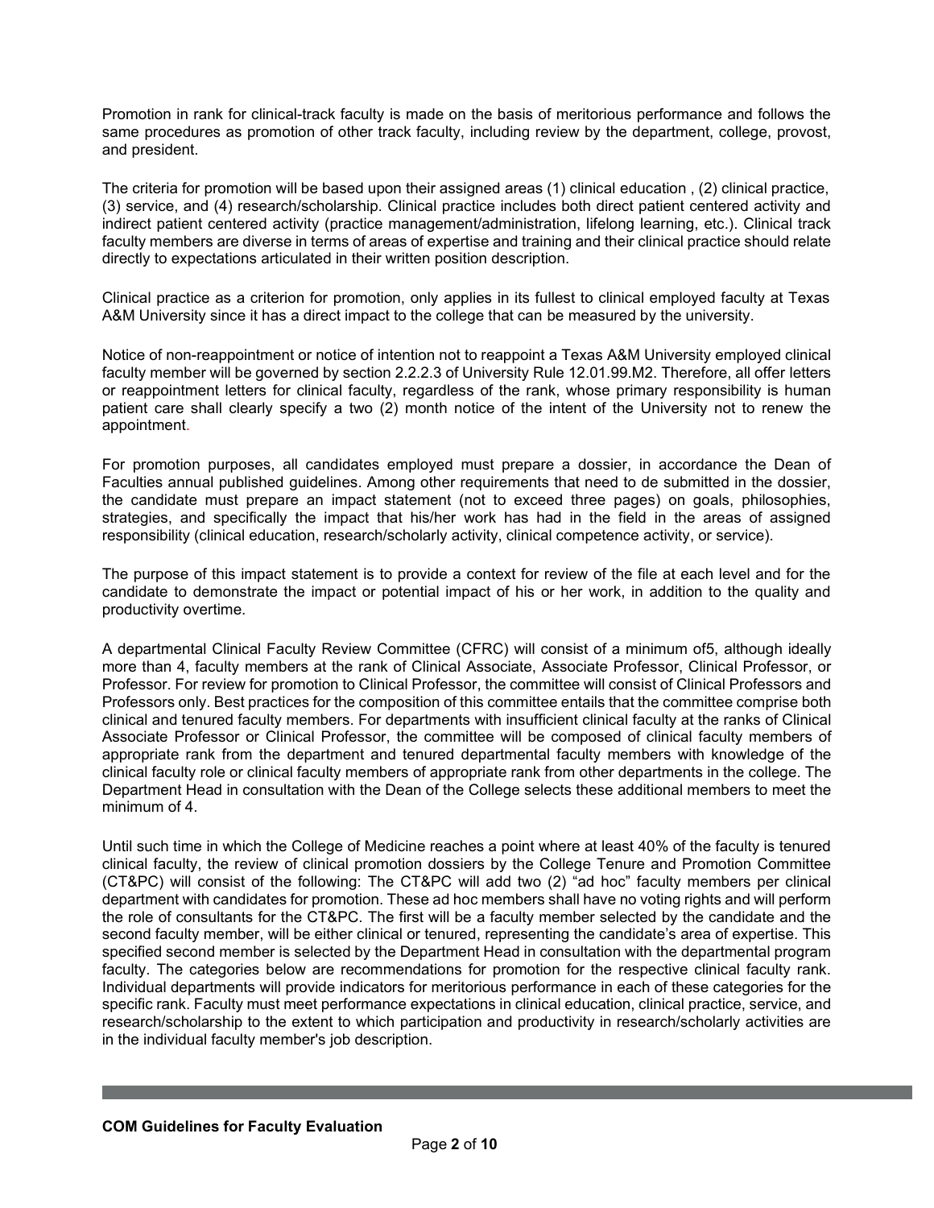Promotion in rank for clinical-track faculty is made on the basis of meritorious performance and follows the same procedures as promotion of other track faculty, including review by the department, college, provost, and president.

The criteria for promotion will be based upon their assigned areas (1) clinical education , (2) clinical practice, (3) service, and (4) research/scholarship. Clinical practice includes both direct patient centered activity and indirect patient centered activity (practice management/administration, lifelong learning, etc.). Clinical track faculty members are diverse in terms of areas of expertise and training and their clinical practice should relate directly to expectations articulated in their written position description.

Clinical practice as a criterion for promotion, only applies in its fullest to clinical employed faculty at Texas A&M University since it has a direct impact to the college that can be measured by the university.

Notice of non-reappointment or notice of intention not to reappoint a Texas A&M University employed clinical faculty member will be governed by section 2.2.2.3 of University Rule 12.01.99.M2. Therefore, all offer letters or reappointment letters for clinical faculty, regardless of the rank, whose primary responsibility is human patient care shall clearly specify a two (2) month notice of the intent of the University not to renew the appointment.

For promotion purposes, all candidates employed must prepare a dossier, in accordance the Dean of Faculties annual published guidelines. Among other requirements that need to de submitted in the dossier, the candidate must prepare an impact statement (not to exceed three pages) on goals, philosophies, strategies, and specifically the impact that his/her work has had in the field in the areas of assigned responsibility (clinical education, research/scholarly activity, clinical competence activity, or service).

The purpose of this impact statement is to provide a context for review of the file at each level and for the candidate to demonstrate the impact or potential impact of his or her work, in addition to the quality and productivity overtime.

A departmental Clinical Faculty Review Committee (CFRC) will consist of a minimum of5, although ideally more than 4, faculty members at the rank of Clinical Associate, Associate Professor, Clinical Professor, or Professor. For review for promotion to Clinical Professor, the committee will consist of Clinical Professors and Professors only. Best practices for the composition of this committee entails that the committee comprise both clinical and tenured faculty members. For departments with insufficient clinical faculty at the ranks of Clinical Associate Professor or Clinical Professor, the committee will be composed of clinical faculty members of appropriate rank from the department and tenured departmental faculty members with knowledge of the clinical faculty role or clinical faculty members of appropriate rank from other departments in the college. The Department Head in consultation with the Dean of the College selects these additional members to meet the minimum of 4.

Until such time in which the College of Medicine reaches a point where at least 40% of the faculty is tenured clinical faculty, the review of clinical promotion dossiers by the College Tenure and Promotion Committee (CT&PC) will consist of the following: The CT&PC will add two (2) "ad hoc" faculty members per clinical department with candidates for promotion. These ad hoc members shall have no voting rights and will perform the role of consultants for the CT&PC. The first will be a faculty member selected by the candidate and the second faculty member, will be either clinical or tenured, representing the candidate's area of expertise. This specified second member is selected by the Department Head in consultation with the departmental program faculty. The categories below are recommendations for promotion for the respective clinical faculty rank. Individual departments will provide indicators for meritorious performance in each of these categories for the specific rank. Faculty must meet performance expectations in clinical education, clinical practice, service, and research/scholarship to the extent to which participation and productivity in research/scholarly activities are in the individual faculty member's job description.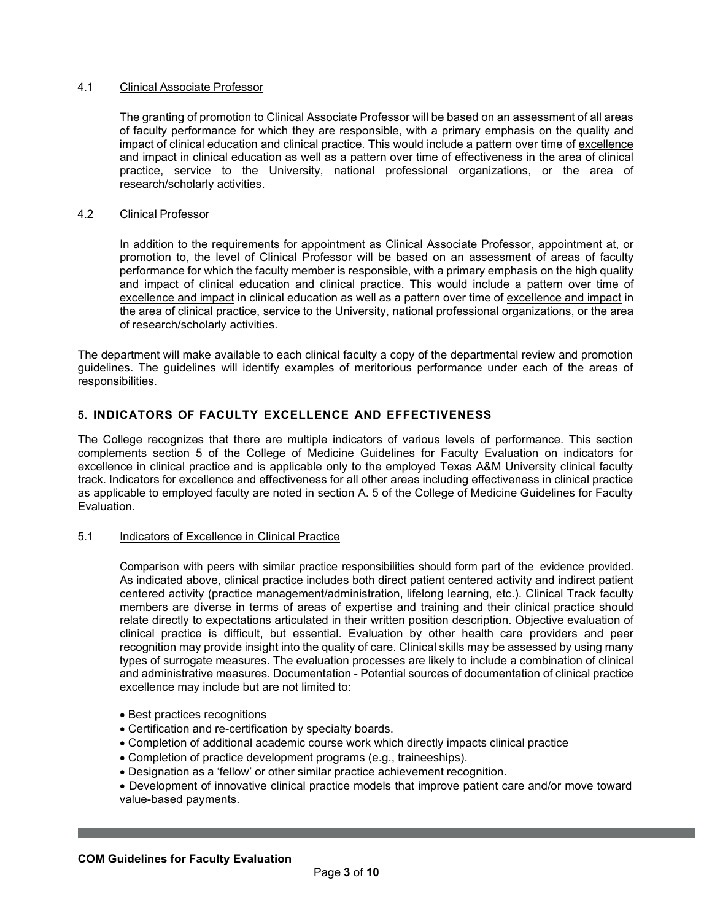### 4.1 Clinical Associate Professor

The granting of promotion to Clinical Associate Professor will be based on an assessment of all areas of faculty performance for which they are responsible, with a primary emphasis on the quality and impact of clinical education and clinical practice. This would include a pattern over time of <u>excellence and impact</u> in clinical education as well as a pattern over time of <u>effectiveness</u> in the area of clinical practice, service to the University, national professional organizations, or the area of research/scholarly activities.

### 4.2 Clinical Professor

In addition to the requirements for appointment as Clinical Associate Professor, appointment at, or promotion to, the level of Clinical Professor will be based on an assessment of areas of faculty performance for which the faculty member is responsible, with a primary emphasis on the high quality and impact of clinical education and clinical practice. This would include a pattern over time of <u>excellence and impact</u> in clinical education as well as a pattern over time of <u>excellence and impact</u> in the area of clinical practice, service to the University, national professional organizations, or the area of research/scholarly activities.

The department will make available to each clinical faculty a copy of the departmental review and promotion guidelines. The guidelines will identify examples of meritorious performance under each of the areas of responsibilities.

## 5. INDICATORS OF FACULTY EXCELLENCE AND EFFECTIVENESS

The College recognizes that there are multiple indicators of various levels of performance. This section complements section 5 of the College of Medicine Guidelines for Faculty Evaluation on indicators for excellence in clinical practice and is applicable only to the employed Texas A&M University clinical faculty track. Indicators for excellence and effectiveness for all other areas including effectiveness in clinical practice as applicable to employed faculty are noted in section A. 5 of the College of Medicine Guidelines for Faculty Evaluation.

### 5.1 Indicators of Excellence in Clinical Practice

Comparison with peers with similar practice responsibilities should form part of the evidence provided. As indicated above, clinical practice includes both direct patient centered activity and indirect patient centered activity (practice management/administration, lifelong learning, etc.). Clinical Track faculty members are diverse in terms of areas of expertise and training and their clinical practice should relate directly to expectations articulated in their written position description. Objective evaluation of clinical practice is difficult, but essential. Evaluation by other health care providers and peer recognition may provide insight into the quality of care. Clinical skills may be assessed by using many types of surrogate measures. The evaluation processes are likely to include a combination of clinical and administrative measures. Documentation - Potential sources of documentation of clinical practice excellence may include but are not limited to:

- Best practices recognitions
- Certification and re-certification by specialty boards.
- Completion of additional academic course work which directly impacts clinical practice
- Completion of practice development programs (e.g., traineeships).
- Designation as a 'fellow' or other similar practice achievement recognition.
- Development of innovative clinical practice models that improve patient care and/or move toward value-based payments.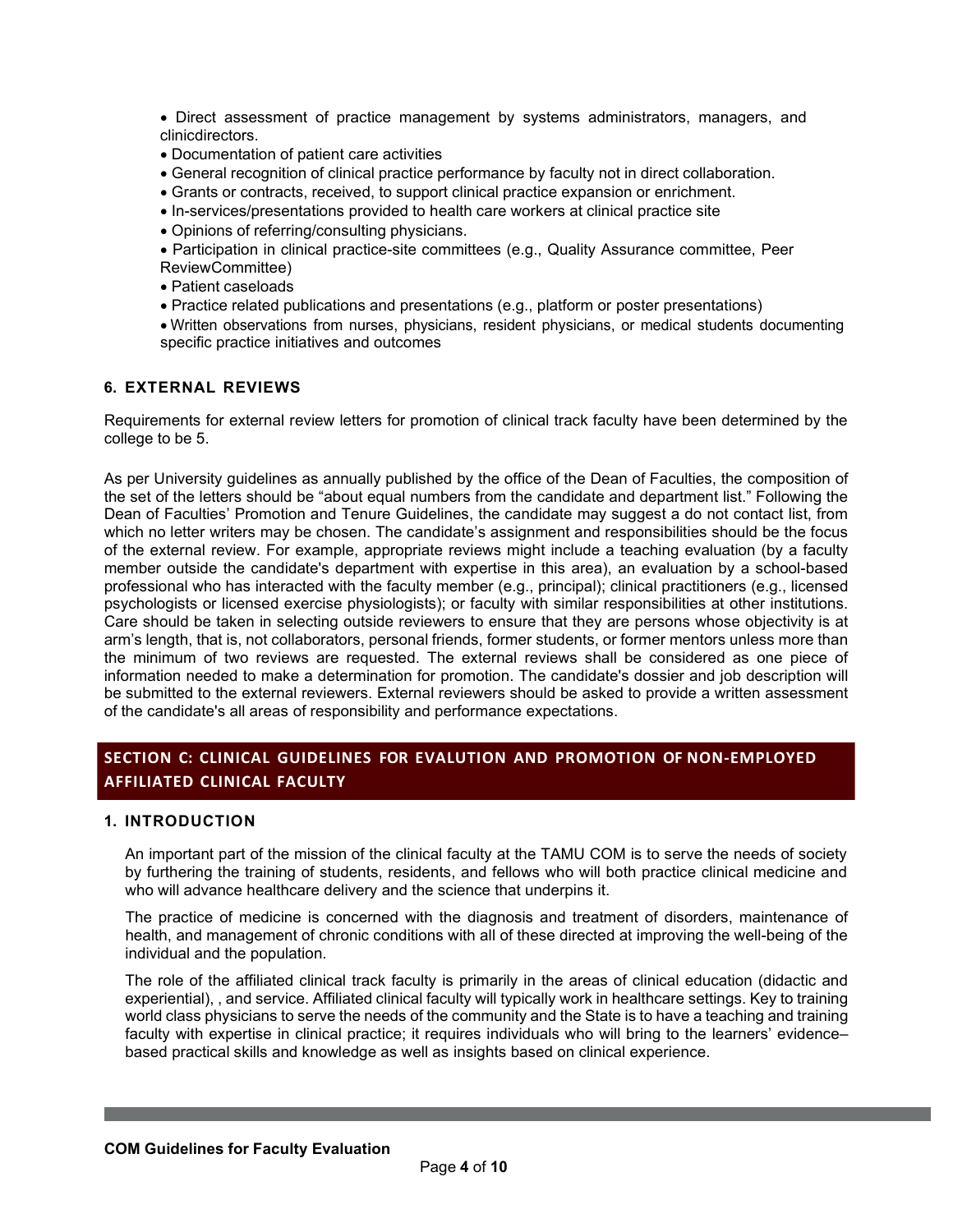- Direct assessment of practice management by systems administrators, managers, and clinicdirectors.
- Documentation of patient care activities
- General recognition of clinical practice performance by faculty not in direct collaboration.
- Grants or contracts, received, to support clinical practice expansion or enrichment.
- In-services/presentations provided to health care workers at clinical practice site
- Opinions of referring/consulting physicians.
- Participation in clinical practice-site committees (e.g., Quality Assurance committee, Peer ReviewCommittee)
- Patient caseloads
- Practice related publications and presentations (e.g., platform or poster presentations)
- Written observations from nurses, physicians, resident physicians, or medical students documenting specific practice initiatives and outcomes

### 6. EXTERNAL REVIEWS

Requirements for external review letters for promotion of clinical track faculty have been determined by the college to be 5.

As per University guidelines as annually published by the office of the Dean of Faculties, the composition of the set of the letters should be "about equal numbers from the candidate and department list." Following the Dean of Faculties' Promotion and Tenure Guidelines, the candidate may suggest a do not contact list, from which no letter writers may be chosen. The candidate's assignment and responsibilities should be the focus of the external review. For example, appropriate reviews might include a teaching evaluation (by a faculty member outside the candidate's department with expertise in this area), an evaluation by a school-based professional who has interacted with the faculty member (e.g., principal); clinical practitioners (e.g., licensed psychologists or licensed exercise physiologists); or faculty with similar responsibilities at other institutions. Care should be taken in selecting outside reviewers to ensure that they are persons whose objectivity is at arm's length, that is, not collaborators, personal friends, former students, or former mentors unless more than the minimum of two reviews are requested. The external reviews shall be considered as one piece of information needed to make a determination for promotion. The candidate's dossier and job description will be submitted to the external reviewers. External reviewers should be asked to provide a written assessment of the candidate's all areas of responsibility and performance expectations.

## SECTION C: CLINICAL GUIDELINES FOR EVALUTION AND PROMOTION OF NON-EMPLOYED AFFILIATED CLINICAL FACULTY

### 1. INTRODUCTION

An important part of the mission of the clinical faculty at the TAMU COM is to serve the needs of society by furthering the training of students, residents, and fellows who will both practice clinical medicine and who will advance healthcare delivery and the science that underpins it.

The practice of medicine is concerned with the diagnosis and treatment of disorders, maintenance of health, and management of chronic conditions with all of these directed at improving the well-being of the individual and the population.

The role of the affiliated clinical track faculty is primarily in the areas of clinical education (didactic and experiential), , and service. Affiliated clinical faculty will typically work in healthcare settings. Key to training world class physicians to serve the needs of the community and the State is to have a teaching and training faculty with expertise in clinical practice; it requires individuals who will bring to the learners' evidence–based practical skills and knowledge as well as insights based on clinical experience.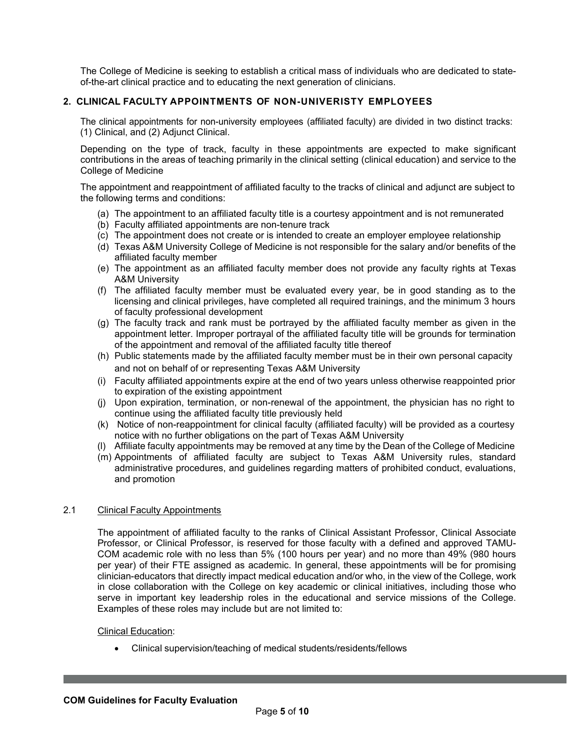The College of Medicine is seeking to establish a critical mass of individuals who are dedicated to state-of-the-art clinical practice and to educating the next generation of clinicians.

## 2. CLINICAL FACULTY APPOINTMENTS OF NON-UNIVERISTY EMPLOYEES

The clinical appointments for non-university employees (affiliated faculty) are divided in two distinct tracks: (1) Clinical, and (2) Adjunct Clinical.

Depending on the type of track, faculty in these appointments are expected to make significant contributions in the areas of teaching primarily in the clinical setting (clinical education) and service to the College of Medicine

The appointment and reappointment of affiliated faculty to the tracks of clinical and adjunct are subject to the following terms and conditions:

(a) The appointment to an affiliated faculty title is a courtesy appointment and is not remunerated
(b) Faculty affiliated appointments are non-tenure track
(c) The appointment does not create or is intended to create an employer employee relationship
(d) Texas A&M University College of Medicine is not responsible for the salary and/or benefits of the affiliated faculty member
(e) The appointment as an affiliated faculty member does not provide any faculty rights at Texas A&M University
(f) The affiliated faculty member must be evaluated every year, be in good standing as to the licensing and clinical privileges, have completed all required trainings, and the minimum 3 hours of faculty professional development
(g) The faculty track and rank must be portrayed by the affiliated faculty member as given in the appointment letter. Improper portrayal of the affiliated faculty title will be grounds for termination of the appointment and removal of the affiliated faculty title thereof
(h) Public statements made by the affiliated faculty member must be in their own personal capacity and not on behalf of or representing Texas A&M University
(i) Faculty affiliated appointments expire at the end of two years unless otherwise reappointed prior to expiration of the existing appointment
(j) Upon expiration, termination, or non-renewal of the appointment, the physician has no right to continue using the affiliated faculty title previously held
(k) Notice of non-reappointment for clinical faculty (affiliated faculty) will be provided as a courtesy notice with no further obligations on the part of Texas A&M University
(l) Affiliate faculty appointments may be removed at any time by the Dean of the College of Medicine
(m) Appointments of affiliated faculty are subject to Texas A&M University rules, standard administrative procedures, and guidelines regarding matters of prohibited conduct, evaluations, and promotion

### 2.1 Clinical Faculty Appointments

The appointment of affiliated faculty to the ranks of Clinical Assistant Professor, Clinical Associate Professor, or Clinical Professor, is reserved for those faculty with a defined and approved TAMU-COM academic role with no less than 5% (100 hours per year) and no more than 49% (980 hours per year) of their FTE assigned as academic. In general, these appointments will be for promising clinician-educators that directly impact medical education and/or who, in the view of the College, work in close collaboration with the College on key academic or clinical initiatives, including those who serve in important key leadership roles in the educational and service missions of the College. Examples of these roles may include but are not limited to:

Clinical Education:

- Clinical supervision/teaching of medical students/residents/fellows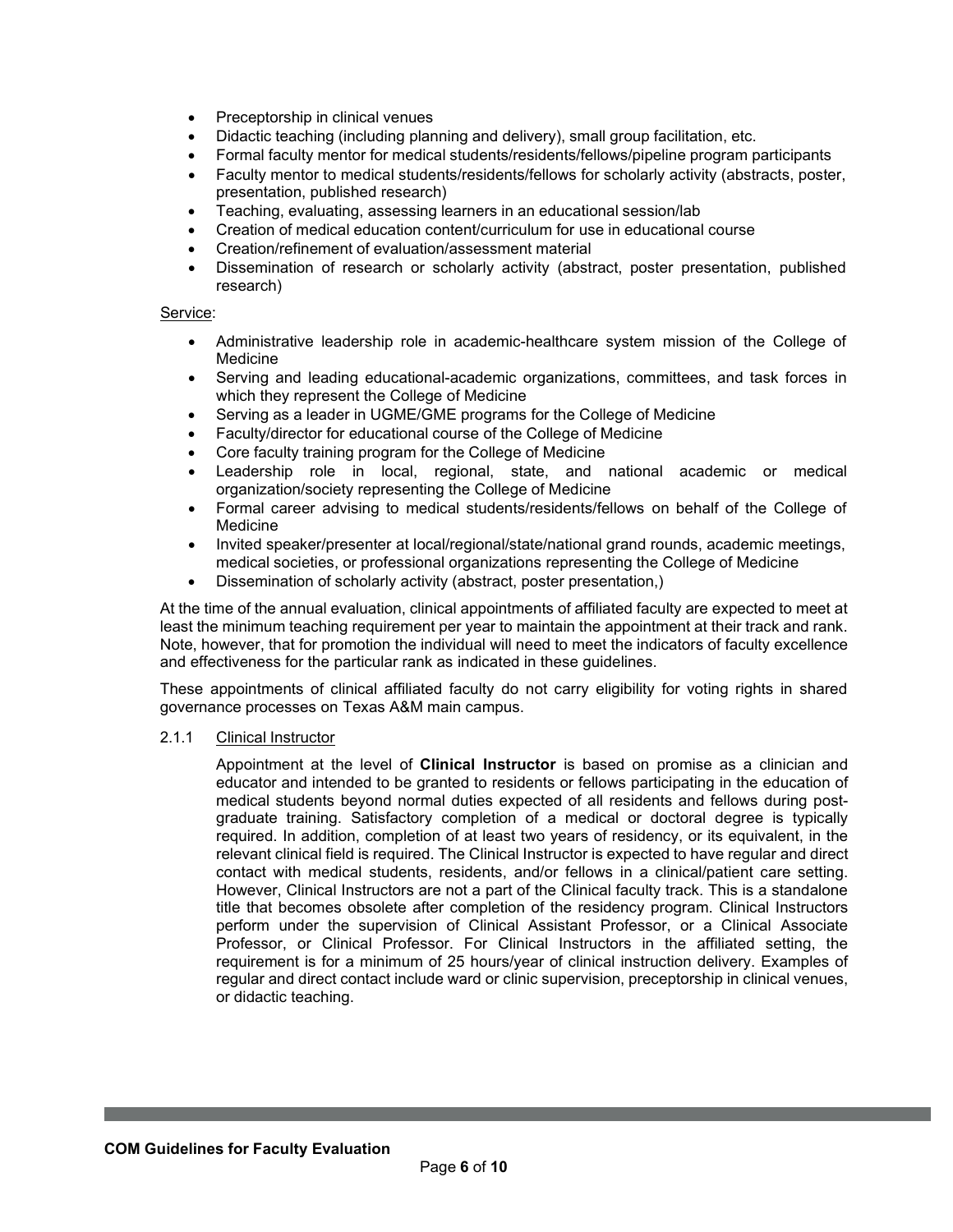- Preceptorship in clinical venues
- Didactic teaching (including planning and delivery), small group facilitation, etc.
- Formal faculty mentor for medical students/residents/fellows/pipeline program participants
- Faculty mentor to medical students/residents/fellows for scholarly activity (abstracts, poster, presentation, published research)
- Teaching, evaluating, assessing learners in an educational session/lab
- Creation of medical education content/curriculum for use in educational course
- Creation/refinement of evaluation/assessment material
- Dissemination of research or scholarly activity (abstract, poster presentation, published research)

Service:

- Administrative leadership role in academic-healthcare system mission of the College of Medicine
- Serving and leading educational-academic organizations, committees, and task forces in which they represent the College of Medicine
- Serving as a leader in UGME/GME programs for the College of Medicine
- Faculty/director for educational course of the College of Medicine
- Core faculty training program for the College of Medicine
- Leadership role in local, regional, state, and national academic or medical organization/society representing the College of Medicine
- Formal career advising to medical students/residents/fellows on behalf of the College of Medicine
- Invited speaker/presenter at local/regional/state/national grand rounds, academic meetings, medical societies, or professional organizations representing the College of Medicine
- Dissemination of scholarly activity (abstract, poster presentation,)

At the time of the annual evaluation, clinical appointments of affiliated faculty are expected to meet at least the minimum teaching requirement per year to maintain the appointment at their track and rank. Note, however, that for promotion the individual will need to meet the indicators of faculty excellence and effectiveness for the particular rank as indicated in these guidelines.

These appointments of clinical affiliated faculty do not carry eligibility for voting rights in shared governance processes on Texas A&M main campus.

2.1.1 Clinical Instructor

Appointment at the level of **Clinical Instructor** is based on promise as a clinician and educator and intended to be granted to residents or fellows participating in the education of medical students beyond normal duties expected of all residents and fellows during post-graduate training. Satisfactory completion of a medical or doctoral degree is typically required. In addition, completion of at least two years of residency, or its equivalent, in the relevant clinical field is required. The Clinical Instructor is expected to have regular and direct contact with medical students, residents, and/or fellows in a clinical/patient care setting. However, Clinical Instructors are not a part of the Clinical faculty track. This is a standalone title that becomes obsolete after completion of the residency program. Clinical Instructors perform under the supervision of Clinical Assistant Professor, or a Clinical Associate Professor, or Clinical Professor. For Clinical Instructors in the affiliated setting, the requirement is for a minimum of 25 hours/year of clinical instruction delivery. Examples of regular and direct contact include ward or clinic supervision, preceptorship in clinical venues, or didactic teaching.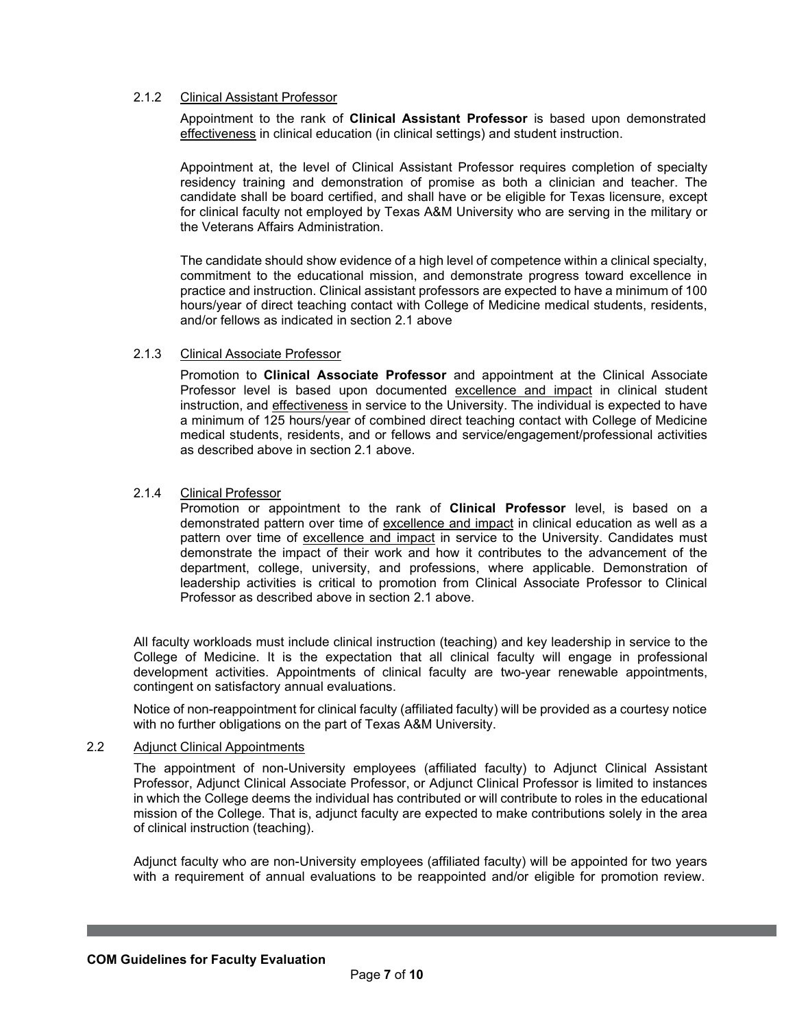#### 2.1.2 Clinical Assistant Professor

Appointment to the rank of **Clinical Assistant Professor** is based upon demonstrated effectiveness in clinical education (in clinical settings) and student instruction.

Appointment at, the level of Clinical Assistant Professor requires completion of specialty residency training and demonstration of promise as both a clinician and teacher. The candidate shall be board certified, and shall have or be eligible for Texas licensure, except for clinical faculty not employed by Texas A&M University who are serving in the military or the Veterans Affairs Administration.

The candidate should show evidence of a high level of competence within a clinical specialty, commitment to the educational mission, and demonstrate progress toward excellence in practice and instruction. Clinical assistant professors are expected to have a minimum of 100 hours/year of direct teaching contact with College of Medicine medical students, residents, and/or fellows as indicated in section 2.1 above

#### 2.1.3 Clinical Associate Professor

Promotion to **Clinical Associate Professor** and appointment at the Clinical Associate Professor level is based upon documented excellence and impact in clinical student instruction, and effectiveness in service to the University. The individual is expected to have a minimum of 125 hours/year of combined direct teaching contact with College of Medicine medical students, residents, and or fellows and service/engagement/professional activities as described above in section 2.1 above.

#### 2.1.4 Clinical Professor

Promotion or appointment to the rank of **Clinical Professor** level, is based on a demonstrated pattern over time of excellence and impact in clinical education as well as a pattern over time of excellence and impact in service to the University. Candidates must demonstrate the impact of their work and how it contributes to the advancement of the department, college, university, and professions, where applicable. Demonstration of leadership activities is critical to promotion from Clinical Associate Professor to Clinical Professor as described above in section 2.1 above.

All faculty workloads must include clinical instruction (teaching) and key leadership in service to the College of Medicine. It is the expectation that all clinical faculty will engage in professional development activities. Appointments of clinical faculty are two-year renewable appointments, contingent on satisfactory annual evaluations.

Notice of non-reappointment for clinical faculty (affiliated faculty) will be provided as a courtesy notice with no further obligations on the part of Texas A&M University.

### 2.2 Adjunct Clinical Appointments

The appointment of non-University employees (affiliated faculty) to Adjunct Clinical Assistant Professor, Adjunct Clinical Associate Professor, or Adjunct Clinical Professor is limited to instances in which the College deems the individual has contributed or will contribute to roles in the educational mission of the College. That is, adjunct faculty are expected to make contributions solely in the area of clinical instruction (teaching).

Adjunct faculty who are non-University employees (affiliated faculty) will be appointed for two years with a requirement of annual evaluations to be reappointed and/or eligible for promotion review.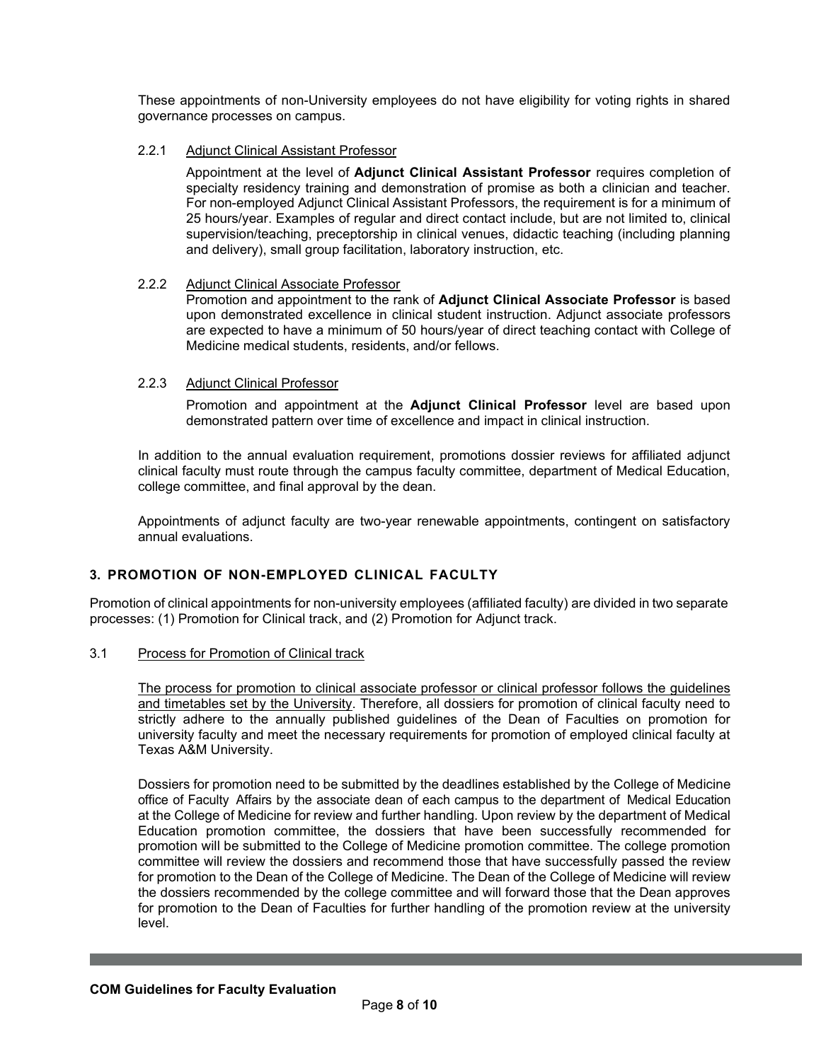These appointments of non-University employees do not have eligibility for voting rights in shared governance processes on campus.

2.2.1 Adjunct Clinical Assistant Professor

Appointment at the level of **Adjunct Clinical Assistant Professor** requires completion of specialty residency training and demonstration of promise as both a clinician and teacher. For non-employed Adjunct Clinical Assistant Professors, the requirement is for a minimum of 25 hours/year. Examples of regular and direct contact include, but are not limited to, clinical supervision/teaching, preceptorship in clinical venues, didactic teaching (including planning and delivery), small group facilitation, laboratory instruction, etc.

2.2.2 Adjunct Clinical Associate Professor

Promotion and appointment to the rank of **Adjunct Clinical Associate Professor** is based upon demonstrated excellence in clinical student instruction. Adjunct associate professors are expected to have a minimum of 50 hours/year of direct teaching contact with College of Medicine medical students, residents, and/or fellows.

2.2.3 Adjunct Clinical Professor

Promotion and appointment at the **Adjunct Clinical Professor** level are based upon demonstrated pattern over time of excellence and impact in clinical instruction.

In addition to the annual evaluation requirement, promotions dossier reviews for affiliated adjunct clinical faculty must route through the campus faculty committee, department of Medical Education, college committee, and final approval by the dean.

Appointments of adjunct faculty are two-year renewable appointments, contingent on satisfactory annual evaluations.

## 3. PROMOTION OF NON-EMPLOYED CLINICAL FACULTY

Promotion of clinical appointments for non-university employees (affiliated faculty) are divided in two separate processes: (1) Promotion for Clinical track, and (2) Promotion for Adjunct track.

3.1 Process for Promotion of Clinical track

The process for promotion to clinical associate professor or clinical professor follows the guidelines and timetables set by the University. Therefore, all dossiers for promotion of clinical faculty need to strictly adhere to the annually published guidelines of the Dean of Faculties on promotion for university faculty and meet the necessary requirements for promotion of employed clinical faculty at Texas A&M University.

Dossiers for promotion need to be submitted by the deadlines established by the College of Medicine office of Faculty Affairs by the associate dean of each campus to the department of Medical Education at the College of Medicine for review and further handling. Upon review by the department of Medical Education promotion committee, the dossiers that have been successfully recommended for promotion will be submitted to the College of Medicine promotion committee. The college promotion committee will review the dossiers and recommend those that have successfully passed the review for promotion to the Dean of the College of Medicine. The Dean of the College of Medicine will review the dossiers recommended by the college committee and will forward those that the Dean approves for promotion to the Dean of Faculties for further handling of the promotion review at the university level.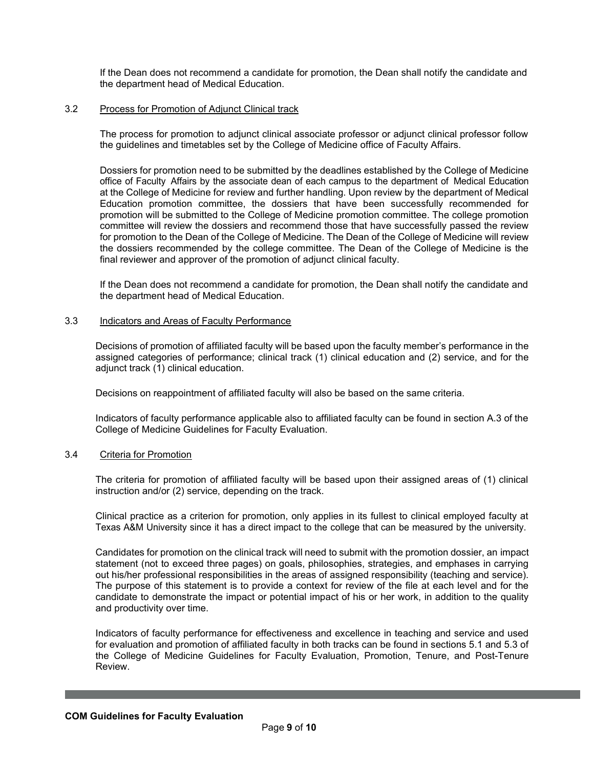If the Dean does not recommend a candidate for promotion, the Dean shall notify the candidate and the department head of Medical Education.

### 3.2 Process for Promotion of Adjunct Clinical track

The process for promotion to adjunct clinical associate professor or adjunct clinical professor follow the guidelines and timetables set by the College of Medicine office of Faculty Affairs.

Dossiers for promotion need to be submitted by the deadlines established by the College of Medicine office of Faculty Affairs by the associate dean of each campus to the department of Medical Education at the College of Medicine for review and further handling. Upon review by the department of Medical Education promotion committee, the dossiers that have been successfully recommended for promotion will be submitted to the College of Medicine promotion committee. The college promotion committee will review the dossiers and recommend those that have successfully passed the review for promotion to the Dean of the College of Medicine. The Dean of the College of Medicine will review the dossiers recommended by the college committee. The Dean of the College of Medicine is the final reviewer and approver of the promotion of adjunct clinical faculty.

If the Dean does not recommend a candidate for promotion, the Dean shall notify the candidate and the department head of Medical Education.

### 3.3 Indicators and Areas of Faculty Performance

Decisions of promotion of affiliated faculty will be based upon the faculty member's performance in the assigned categories of performance; clinical track (1) clinical education and (2) service, and for the adjunct track (1) clinical education.

Decisions on reappointment of affiliated faculty will also be based on the same criteria.

Indicators of faculty performance applicable also to affiliated faculty can be found in section A.3 of the College of Medicine Guidelines for Faculty Evaluation.

### 3.4 Criteria for Promotion

The criteria for promotion of affiliated faculty will be based upon their assigned areas of (1) clinical instruction and/or (2) service, depending on the track.

Clinical practice as a criterion for promotion, only applies in its fullest to clinical employed faculty at Texas A&M University since it has a direct impact to the college that can be measured by the university.

Candidates for promotion on the clinical track will need to submit with the promotion dossier, an impact statement (not to exceed three pages) on goals, philosophies, strategies, and emphases in carrying out his/her professional responsibilities in the areas of assigned responsibility (teaching and service). The purpose of this statement is to provide a context for review of the file at each level and for the candidate to demonstrate the impact or potential impact of his or her work, in addition to the quality and productivity over time.

Indicators of faculty performance for effectiveness and excellence in teaching and service and used for evaluation and promotion of affiliated faculty in both tracks can be found in sections 5.1 and 5.3 of the College of Medicine Guidelines for Faculty Evaluation, Promotion, Tenure, and Post-Tenure Review.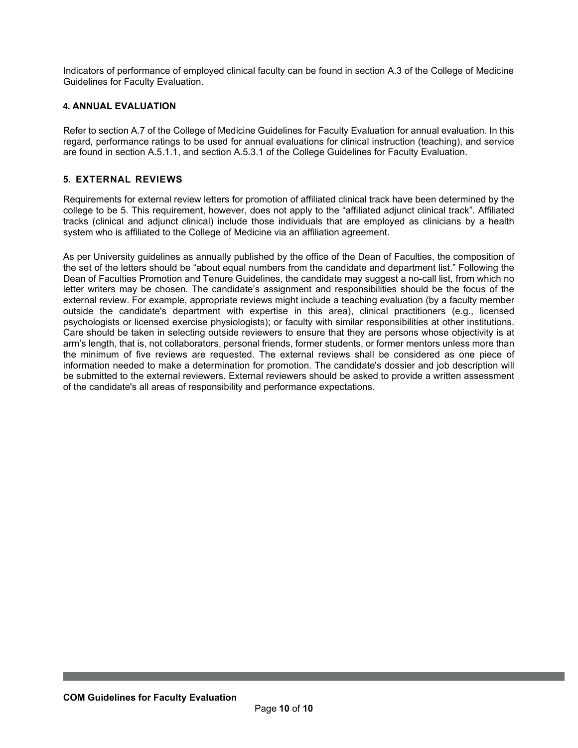Indicators of performance of employed clinical faculty can be found in section A.3 of the College of Medicine Guidelines for Faculty Evaluation.

#### 4. ANNUAL EVALUATION

Refer to section A.7 of the College of Medicine Guidelines for Faculty Evaluation for annual evaluation. In this regard, performance ratings to be used for annual evaluations for clinical instruction (teaching), and service are found in section A.5.1.1, and section A.5.3.1 of the College Guidelines for Faculty Evaluation.

#### 5. EXTERNAL REVIEWS

Requirements for external review letters for promotion of affiliated clinical track have been determined by the college to be 5. This requirement, however, does not apply to the "affiliated adjunct clinical track". Affiliated tracks (clinical and adjunct clinical) include those individuals that are employed as clinicians by a health system who is affiliated to the College of Medicine via an affiliation agreement.

As per University guidelines as annually published by the office of the Dean of Faculties, the composition of the set of the letters should be "about equal numbers from the candidate and department list." Following the Dean of Faculties Promotion and Tenure Guidelines, the candidate may suggest a no-call list, from which no letter writers may be chosen. The candidate's assignment and responsibilities should be the focus of the external review. For example, appropriate reviews might include a teaching evaluation (by a faculty member outside the candidate's department with expertise in this area), clinical practitioners (e.g., licensed psychologists or licensed exercise physiologists); or faculty with similar responsibilities at other institutions. Care should be taken in selecting outside reviewers to ensure that they are persons whose objectivity is at arm's length, that is, not collaborators, personal friends, former students, or former mentors unless more than the minimum of five reviews are requested. The external reviews shall be considered as one piece of information needed to make a determination for promotion. The candidate's dossier and job description will be submitted to the external reviewers. External reviewers should be asked to provide a written assessment of the candidate's all areas of responsibility and performance expectations.